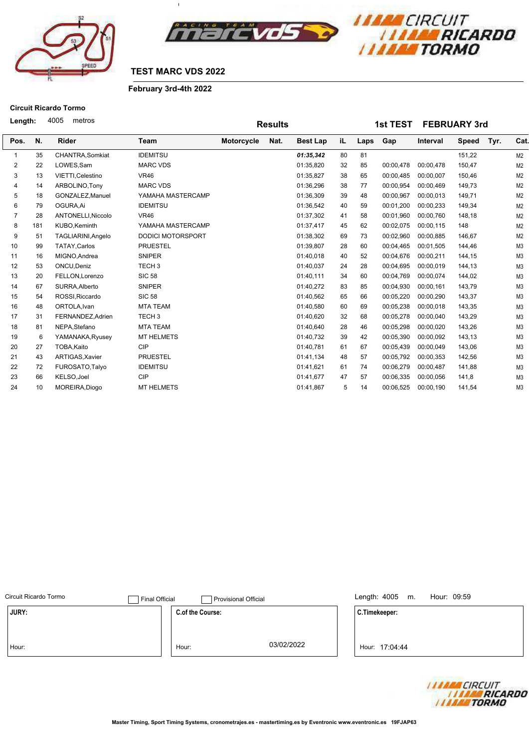# TEST MARC VDS 2022

**February 3rd-4th 2022**

**Circuit Ricardo Tormo**

**Length:** 4005 metros

**Results** **1st TEST FEBRUARY 3rd**

| Pos. | N. | Rider | Team | Motorcycle | Nat. | Best Lap | iL | Laps | Gap | Interval | Speed | Tyr. | Cat. |
|---|---|---|---|---|---|---|---|---|---|---|---|---|---|
| 1 | 35 | CHANTRA,Somkiat | IDEMITSU | | | *01:35,342* | 80 | 81 | | | 151,22 | | M2 |
| 2 | 22 | LOWES,Sam | MARC VDS | | | 01:35,820 | 32 | 85 | 00:00,478 | 00:00,478 | 150,47 | | M2 |
| 3 | 13 | VIETTI,Celestino | VR46 | | | 01:35,827 | 38 | 65 | 00:00,485 | 00:00,007 | 150,46 | | M2 |
| 4 | 14 | ARBOLINO,Tony | MARC VDS | | | 01:36,296 | 38 | 77 | 00:00,954 | 00:00,469 | 149,73 | | M2 |
| 5 | 18 | GONZALEZ,Manuel | YAMAHA MASTERCAMP | | | 01:36,309 | 39 | 48 | 00:00,967 | 00:00,013 | 149,71 | | M2 |
| 6 | 79 | OGURA,Ai | IDEMITSU | | | 01:36,542 | 40 | 59 | 00:01,200 | 00:00,233 | 149,34 | | M2 |
| 7 | 28 | ANTONELLI,Niccolo | VR46 | | | 01:37,302 | 41 | 58 | 00:01,960 | 00:00,760 | 148,18 | | M2 |
| 8 | 181 | KUBO,Keminth | YAMAHA MASTERCAMP | | | 01:37,417 | 45 | 62 | 00:02,075 | 00:00,115 | 148 | | M2 |
| 9 | 51 | TAGLIARINI,Angelo | DODICI MOTORSPORT | | | 01:38,302 | 69 | 73 | 00:02,960 | 00:00,885 | 146,67 | | M2 |
| 10 | 99 | TATAY,Carlos | PRUESTEL | | | 01:39,807 | 28 | 60 | 00:04,465 | 00:01,505 | 144,46 | | M3 |
| 11 | 16 | MIGNO,Andrea | SNIPER | | | 01:40,018 | 40 | 52 | 00:04,676 | 00:00,211 | 144,15 | | M3 |
| 12 | 53 | ONCU,Deniz | TECH 3 | | | 01:40,037 | 24 | 28 | 00:04,695 | 00:00,019 | 144,13 | | M3 |
| 13 | 20 | FELLON,Lorenzo | SIC 58 | | | 01:40,111 | 34 | 60 | 00:04,769 | 00:00,074 | 144,02 | | M3 |
| 14 | 67 | SURRA,Alberto | SNIPER | | | 01:40,272 | 83 | 85 | 00:04,930 | 00:00,161 | 143,79 | | M3 |
| 15 | 54 | ROSSI,Riccardo | SIC 58 | | | 01:40,562 | 65 | 66 | 00:05,220 | 00:00,290 | 143,37 | | M3 |
| 16 | 48 | ORTOLA,Ivan | MTA TEAM | | | 01:40,580 | 60 | 69 | 00:05,238 | 00:00,018 | 143,35 | | M3 |
| 17 | 31 | FERNANDEZ,Adrien | TECH 3 | | | 01:40,620 | 32 | 68 | 00:05,278 | 00:00,040 | 143,29 | | M3 |
| 18 | 81 | NEPA,Stefano | MTA TEAM | | | 01:40,640 | 28 | 46 | 00:05,298 | 00:00,020 | 143,26 | | M3 |
| 19 | 6 | YAMANAKA,Ryusey | MT HELMETS | | | 01:40,732 | 39 | 42 | 00:05,390 | 00:00,092 | 143,13 | | M3 |
| 20 | 27 | TOBA,Kaito | CIP | | | 01:40,781 | 61 | 67 | 00:05,439 | 00:00,049 | 143,06 | | M3 |
| 21 | 43 | ARTIGAS,Xavier | PRUESTEL | | | 01:41,134 | 48 | 57 | 00:05,792 | 00:00,353 | 142,56 | | M3 |
| 22 | 72 | FUROSATO,Talyo | IDEMITSU | | | 01:41,621 | 61 | 74 | 00:06,279 | 00:00,487 | 141,88 | | M3 |
| 23 | 66 | KELSO,Joel | CIP | | | 01:41,677 | 47 | 57 | 00:06,335 | 00:00,056 | 141,8 | | M3 |
| 24 | 10 | MOREIRA,Diogo | MT HELMETS | | | 01:41,867 | 5 | 14 | 00:06,525 | 00:00,190 | 141,54 | | M3 |

Circuit Ricardo Tormo ☐ Final Official ☐ Provisional Official

Length: 4005 m. Hour: 09:59

| JURY: | C.of the Course: | C.Timekeeper: |
|---|---|---|
| Hour: | Hour: 03/02/2022 | Hour: 17:04:44 |

Master Timing, Sport Timing Systems, cronometrajes.es - mastertiming.es by Eventronic www.eventronic.es 19FJAP63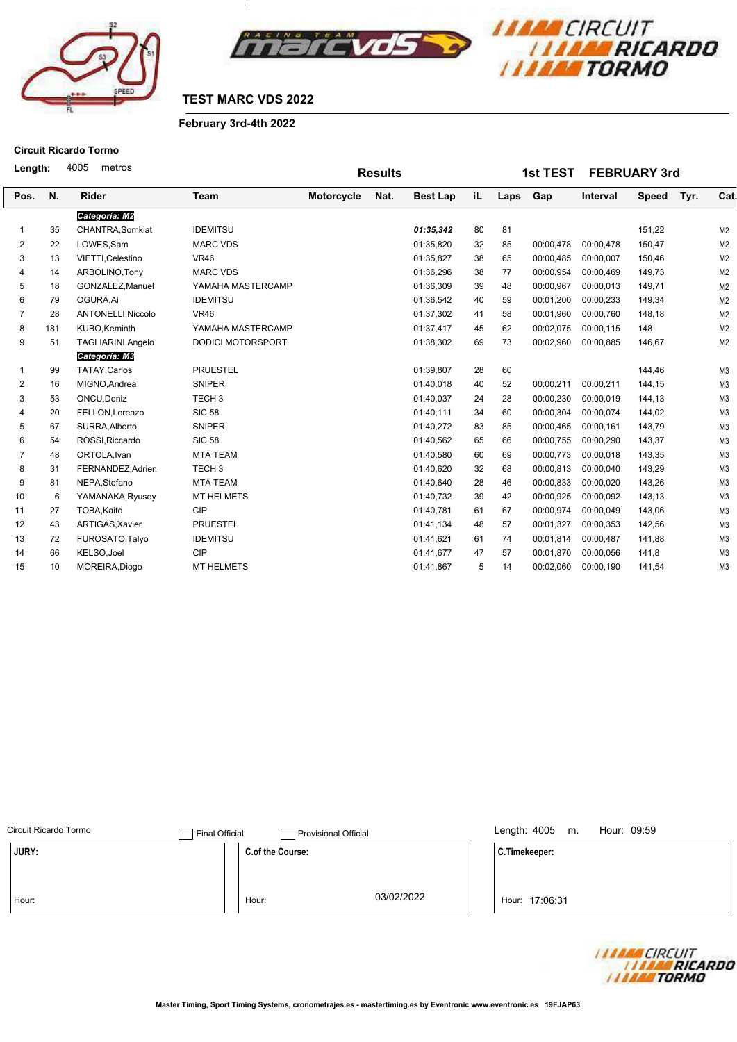# TEST MARC VDS 2022

**February 3rd-4th 2022**

**Circuit Ricardo Tormo**

**Length:** 4005 metros

**Results** — **1st TEST FEBRUARY 3rd**

| Pos. | N. | Rider | Team | Motorcycle | Nat. | Best Lap | iL | Laps | Gap | Interval | Speed | Tyr. | Cat. |
|---|---|---|---|---|---|---|---|---|---|---|---|---|---|
| | | ***Categoría: M2*** | | | | | | | | | | | |
| 1 | 35 | CHANTRA,Somkiat | IDEMITSU | | | ***01:35,342*** | 80 | 81 | | | 151,22 | | M2 |
| 2 | 22 | LOWES,Sam | MARC VDS | | | 01:35,820 | 32 | 85 | 00:00,478 | 00:00,478 | 150,47 | | M2 |
| 3 | 13 | VIETTI,Celestino | VR46 | | | 01:35,827 | 38 | 65 | 00:00,485 | 00:00,007 | 150,46 | | M2 |
| 4 | 14 | ARBOLINO,Tony | MARC VDS | | | 01:36,296 | 38 | 77 | 00:00,954 | 00:00,469 | 149,73 | | M2 |
| 5 | 18 | GONZALEZ,Manuel | YAMAHA MASTERCAMP | | | 01:36,309 | 39 | 48 | 00:00,967 | 00:00,013 | 149,71 | | M2 |
| 6 | 79 | OGURA,Ai | IDEMITSU | | | 01:36,542 | 40 | 59 | 00:01,200 | 00:00,233 | 149,34 | | M2 |
| 7 | 28 | ANTONELLI,Niccolo | VR46 | | | 01:37,302 | 41 | 58 | 00:01,960 | 00:00,760 | 148,18 | | M2 |
| 8 | 181 | KUBO,Keminth | YAMAHA MASTERCAMP | | | 01:37,417 | 45 | 62 | 00:02,075 | 00:00,115 | 148 | | M2 |
| 9 | 51 | TAGLIARINI,Angelo | DODICI MOTORSPORT | | | 01:38,302 | 69 | 73 | 00:02,960 | 00:00,885 | 146,67 | | M2 |
| | | ***Categoría: M3*** | | | | | | | | | | | |
| 1 | 99 | TATAY,Carlos | PRUESTEL | | | 01:39,807 | 28 | 60 | | | 144,46 | | M3 |
| 2 | 16 | MIGNO,Andrea | SNIPER | | | 01:40,018 | 40 | 52 | 00:00,211 | 00:00,211 | 144,15 | | M3 |
| 3 | 53 | ONCU,Deniz | TECH 3 | | | 01:40,037 | 24 | 28 | 00:00,230 | 00:00,019 | 144,13 | | M3 |
| 4 | 20 | FELLON,Lorenzo | SIC 58 | | | 01:40,111 | 34 | 60 | 00:00,304 | 00:00,074 | 144,02 | | M3 |
| 5 | 67 | SURRA,Alberto | SNIPER | | | 01:40,272 | 83 | 85 | 00:00,465 | 00:00,161 | 143,79 | | M3 |
| 6 | 54 | ROSSI,Riccardo | SIC 58 | | | 01:40,562 | 65 | 66 | 00:00,755 | 00:00,290 | 143,37 | | M3 |
| 7 | 48 | ORTOLA,Ivan | MTA TEAM | | | 01:40,580 | 60 | 69 | 00:00,773 | 00:00,018 | 143,35 | | M3 |
| 8 | 31 | FERNANDEZ,Adrien | TECH 3 | | | 01:40,620 | 32 | 68 | 00:00,813 | 00:00,040 | 143,29 | | M3 |
| 9 | 81 | NEPA,Stefano | MTA TEAM | | | 01:40,640 | 28 | 46 | 00:00,833 | 00:00,020 | 143,26 | | M3 |
| 10 | 6 | YAMANAKA,Ryusey | MT HELMETS | | | 01:40,732 | 39 | 42 | 00:00,925 | 00:00,092 | 143,13 | | M3 |
| 11 | 27 | TOBA,Kaito | CIP | | | 01:40,781 | 61 | 67 | 00:00,974 | 00:00,049 | 143,06 | | M3 |
| 12 | 43 | ARTIGAS,Xavier | PRUESTEL | | | 01:41,134 | 48 | 57 | 00:01,327 | 00:00,353 | 142,56 | | M3 |
| 13 | 72 | FUROSATO,Talyo | IDEMITSU | | | 01:41,621 | 61 | 74 | 00:01,814 | 00:00,487 | 141,88 | | M3 |
| 14 | 66 | KELSO,Joel | CIP | | | 01:41,677 | 47 | 57 | 00:01,870 | 00:00,056 | 141,8 | | M3 |
| 15 | 10 | MOREIRA,Diogo | MT HELMETS | | | 01:41,867 | 5 | 14 | 00:02,060 | 00:00,190 | 141,54 | | M3 |

Circuit Ricardo Tormo ☐ Final Official ☐ Provisional Official

Length: 4005 m. Hour: 09:59

| JURY: | C.of the Course: | C.Timekeeper: |
|---|---|---|
| Hour: | Hour: 03/02/2022 | Hour: 17:06:31 |

Master Timing, Sport Timing Systems, cronometrajes.es - mastertiming.es by Eventronic www.eventronic.es 19FJAP63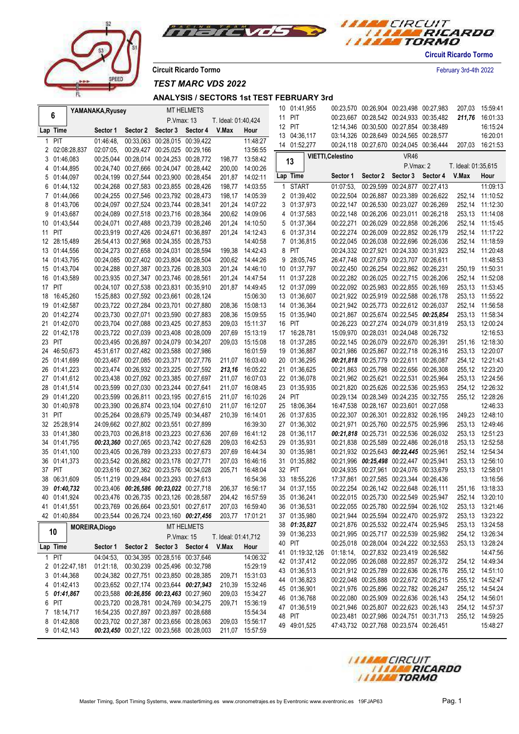Circuit Ricardo Tormo

February 3rd-4th 2022

Circuit Ricardo Tormo

## TEST MARC VDS 2022

### ANALYSIS / SECTORS 1st TEST FEBRUARY 3rd

**6 YAMANAKA,Ryusey** — MT HELMETS — P.Vmax: 13 — T. Ideal: 01:40,424

| Lap | Time | Sector 1 | Sector 2 | Sector 3 | Sector 4 | V.Max | Hour |
|---|---|---|---|---|---|---|---|
| 1 | PIT | 01:46:48, | 00:33,063 | 00:28,015 | 00:39,422 | | 11:48:27 |
| 2 | 02:08:28,837 | 02:07:05, | 00:29,427 | 00:25,025 | 00:29,166 | | 13:56:55 |
| 3 | 01:46,083 | 00:25,044 | 00:28,014 | 00:24,253 | 00:28,772 | 198,77 | 13:58:42 |
| 4 | 01:44,895 | 00:24,740 | 00:27,666 | 00:24,047 | 00:28,442 | 200,00 | 14:00:26 |
| 5 | 01:44,097 | 00:24,199 | 00:27,544 | 00:23,900 | 00:28,454 | 201,87 | 14:02:11 |
| 6 | 01:44,132 | 00:24,268 | 00:27,583 | 00:23,855 | 00:28,426 | 198,77 | 14:03:55 |
| 7 | 01:44,066 | 00:24,255 | 00:27,546 | 00:23,792 | 00:28,473 | 198,17 | 14:05:39 |
| 8 | 01:43,706 | 00:24,097 | 00:27,524 | 00:23,744 | 00:28,341 | 201,24 | 14:07:22 |
| 9 | 01:43,687 | 00:24,089 | 00:27,518 | 00:23,716 | 00:28,364 | 200,62 | 14:09:06 |
| 10 | 01:43,544 | 00:24,071 | 00:27,488 | 00:23,739 | 00:28,246 | 201,24 | 14:10:50 |
| 11 | PIT | 00:23,919 | 00:27,426 | 00:24,671 | 00:36,897 | 201,24 | 14:12:43 |
| 12 | 28:15,489 | 26:54,413 | 00:27,968 | 00:24,355 | 00:28,753 | | 14:40:58 |
| 13 | 01:44,556 | 00:24,273 | 00:27,658 | 00:24,031 | 00:28,594 | 199,38 | 14:42:43 |
| 14 | 01:43,795 | 00:24,085 | 00:27,402 | 00:23,804 | 00:28,504 | 200,62 | 14:44:26 |
| 15 | 01:43,704 | 00:24,288 | 00:27,387 | 00:23,726 | 00:28,303 | 201,24 | 14:46:10 |
| 16 | 01:43,589 | 00:23,935 | 00:27,347 | 00:23,746 | 00:28,561 | 201,24 | 14:47:54 |
| 17 | PIT | 00:24,107 | 00:27,538 | 00:23,831 | 00:35,910 | 201,87 | 14:49:45 |
| 18 | 16:45,260 | 15:25,883 | 00:27,592 | 00:23,661 | 00:28,124 | | 15:06:30 |
| 19 | 01:42,587 | 00:23,722 | 00:27,284 | 00:23,701 | 00:27,880 | 208,36 | 15:08:13 |
| 20 | 01:42,274 | 00:23,730 | 00:27,071 | 00:23,590 | 00:27,883 | 208,36 | 15:09:55 |
| 21 | 01:42,070 | 00:23,704 | 00:27,088 | 00:23,425 | 00:27,853 | 209,03 | 15:11:37 |
| 22 | 01:42,178 | 00:23,722 | 00:27,039 | 00:23,408 | 00:28,009 | 207,69 | 15:13:19 |
| 23 | PIT | 00:23,495 | 00:26,897 | 00:24,079 | 00:34,207 | 209,03 | 15:15:08 |
| 24 | 46:50,673 | 45:31,617 | 00:27,482 | 00:23,588 | 00:27,986 | | 16:01:59 |
| 25 | 01:41,699 | 00:23,467 | 00:27,085 | 00:23,371 | 00:27,776 | 211,07 | 16:03:40 |
| 26 | 01:41,223 | 00:23,474 | 00:26,932 | 00:23,225 | 00:27,592 | ***213,16*** | 16:05:22 |
| 27 | 01:41,612 | 00:23,438 | 00:27,092 | 00:23,385 | 00:27,697 | 211,07 | 16:07:03 |
| 28 | 01:41,514 | 00:23,599 | 00:27,030 | 00:23,244 | 00:27,641 | 211,07 | 16:08:45 |
| 29 | 01:41,220 | 00:23,599 | 00:26,811 | 00:23,195 | 00:27,615 | 211,07 | 16:10:26 |
| 30 | 01:40,978 | 00:23,390 | 00:26,874 | 00:23,104 | 00:27,610 | 211,07 | 16:12:07 |
| 31 | PIT | 00:25,264 | 00:28,679 | 00:25,749 | 00:34,487 | 210,39 | 16:14:01 |
| 32 | 25:28,914 | 24:09,662 | 00:27,802 | 00:23,551 | 00:27,899 | | 16:39:30 |
| 33 | 01:41,380 | 00:23,703 | 00:26,818 | 00:23,223 | 00:27,636 | 207,69 | 16:41:12 |
| 34 | 01:41,795 | ***00:23,360*** | 00:27,065 | 00:23,742 | 00:27,628 | 209,03 | 16:42:53 |
| 35 | 01:41,100 | 00:23,405 | 00:26,789 | 00:23,233 | 00:27,673 | 207,69 | 16:44:34 |
| 36 | 01:41,373 | 00:23,542 | 00:26,882 | 00:23,178 | 00:27,771 | 207,03 | 16:46:16 |
| 37 | PIT | 00:23,616 | 00:27,362 | 00:23,576 | 00:34,028 | 205,71 | 16:48:04 |
| 38 | 06:31,609 | 05:11,219 | 00:29,484 | 00:23,293 | 00:27,613 | | 16:54:36 |
| 39 | ***01:40,732*** | 00:23,406 | ***00:26,586*** | ***00:23,022*** | 00:27,718 | 206,37 | 16:56:17 |
| 40 | 01:41,924 | 00:23,476 | 00:26,735 | 00:23,126 | 00:28,587 | 204,42 | 16:57:59 |
| 41 | 01:41,551 | 00:23,769 | 00:26,664 | 00:23,501 | 00:27,617 | 207,03 | 16:59:40 |
| 42 | 01:40,884 | 00:23,544 | 00:26,724 | 00:23,160 | ***00:27,456*** | 203,77 | 17:01:21 |

**10 MOREIRA,Diogo** — MT HELMETS — P.Vmax: 15 — T. Ideal: 01:41,712

| Lap | Time | Sector 1 | Sector 2 | Sector 3 | Sector 4 | V.Max | Hour |
|---|---|---|---|---|---|---|---|
| 1 | PIT | 04:04:53, | 00:34,395 | 00:28,516 | 00:37,646 | | 14:06:32 |
| 2 | 01:22:47,181 | 01:21:18, | 00:30,239 | 00:25,496 | 00:32,798 | | 15:29:19 |
| 3 | 01:44,368 | 00:24,382 | 00:27,751 | 00:23,850 | 00:28,385 | 209,71 | 15:31:03 |
| 4 | 01:42,413 | 00:23,652 | 00:27,174 | 00:23,644 | ***00:27,943*** | 210,39 | 15:32:46 |
| 5 | ***01:41,867*** | 00:23,588 | ***00:26,856*** | ***00:23,463*** | 00:27,960 | 209,03 | 15:34:27 |
| 6 | PIT | 00:23,720 | 00:28,781 | 00:24,769 | 00:34,275 | 209,71 | 15:36:19 |
| 7 | 18:14,717 | 16:54,235 | 00:27,897 | 00:23,897 | 00:28,688 | | 15:54:34 |
| 8 | 01:42,808 | 00:23,702 | 00:27,387 | 00:23,656 | 00:28,063 | 209,03 | 15:56:17 |
| 9 | 01:42,143 | ***00:23,450*** | 00:27,122 | 00:23,568 | 00:28,003 | 211,07 | 15:57:59 |
| 10 | 01:41,955 | 00:23,570 | 00:26,904 | 00:23,498 | 00:27,983 | 207,03 | 15:59:41 |
| 11 | PIT | 00:23,667 | 00:28,542 | 00:24,933 | 00:35,482 | ***211,76*** | 16:01:33 |
| 12 | PIT | 12:14,346 | 00:30,500 | 00:27,854 | 00:38,489 | | 16:15:24 |
| 13 | 04:36,117 | 03:14,326 | 00:28,649 | 00:24,565 | 00:28,577 | | 16:20:01 |
| 14 | 01:52,277 | 00:24,118 | 00:27,670 | 00:24,045 | 00:36,444 | 207,03 | 16:21:53 |

**13 VIETTI,Celestino** — VR46 — P.Vmax: 2 — T. Ideal: 01:35,615

| Lap | Time | Sector 1 | Sector 2 | Sector 3 | Sector 4 | V.Max | Hour |
|---|---|---|---|---|---|---|---|
| 1 | START | 01:07:53, | 00:29,599 | 00:24,877 | 00:27,413 | | 11:09:13 |
| 2 | 01:39,402 | 00:22,504 | 00:26,887 | 00:23,389 | 00:26,622 | 252,14 | 11:10:52 |
| 3 | 01:37,973 | 00:22,147 | 00:26,530 | 00:23,027 | 00:26,269 | 252,14 | 11:12:30 |
| 4 | 01:37,583 | 00:22,148 | 00:26,206 | 00:23,011 | 00:26,218 | 253,13 | 11:14:08 |
| 5 | 01:37,364 | 00:22,271 | 00:26,029 | 00:22,858 | 00:26,206 | 252,14 | 11:15:45 |
| 6 | 01:37,314 | 00:22,274 | 00:26,009 | 00:22,852 | 00:26,179 | 252,14 | 11:17:22 |
| 7 | 01:36,815 | 00:22,045 | 00:26,038 | 00:22,696 | 00:26,036 | 252,14 | 11:18:59 |
| 8 | PIT | 00:24,332 | 00:27,921 | 00:24,330 | 00:31,923 | 252,14 | 11:20:48 |
| 9 | 28:05,745 | 26:47,748 | 00:27,679 | 00:23,707 | 00:26,611 | | 11:48:53 |
| 10 | 01:37,797 | 00:22,450 | 00:26,254 | 00:22,862 | 00:26,231 | 250,19 | 11:50:31 |
| 11 | 01:37,228 | 00:22,282 | 00:26,025 | 00:22,715 | 00:26,206 | 252,14 | 11:52:08 |
| 12 | 01:37,099 | 00:22,092 | 00:25,983 | 00:22,855 | 00:26,169 | 253,13 | 11:53:45 |
| 13 | 01:36,607 | 00:21,922 | 00:25,919 | 00:22,588 | 00:26,178 | 253,13 | 11:55:22 |
| 14 | 01:36,364 | 00:21,942 | 00:25,773 | 00:22,612 | 00:26,037 | 252,14 | 11:56:58 |
| 15 | 01:35,940 | 00:21,867 | 00:25,674 | 00:22,545 | ***00:25,854*** | 253,13 | 11:58:34 |
| 16 | PIT | 00:26,223 | 00:27,274 | 00:24,079 | 00:31,819 | 253,13 | 12:00:24 |
| 17 | 16:28,781 | 15:09,970 | 00:28,031 | 00:24,048 | 00:26,732 | | 12:16:53 |
| 18 | 01:37,285 | 00:22,145 | 00:26,079 | 00:22,670 | 00:26,391 | 251,16 | 12:18:30 |
| 19 | 01:36,887 | 00:21,986 | 00:25,867 | 00:22,718 | 00:26,316 | 253,13 | 12:20:07 |
| 20 | 01:36,295 | ***00:21,818*** | 00:25,779 | 00:22,611 | 00:26,087 | 254,12 | 12:21:43 |
| 21 | 01:36,625 | 00:21,863 | 00:25,798 | 00:22,656 | 00:26,308 | 255,12 | 12:23:20 |
| 22 | 01:36,078 | 00:21,962 | 00:25,621 | 00:22,531 | 00:25,964 | 253,13 | 12:24:56 |
| 23 | 01:35,935 | 00:21,820 | 00:25,626 | 00:22,536 | 00:25,953 | 254,12 | 12:26:32 |
| 24 | PIT | 00:29,134 | 00:28,349 | 00:24,235 | 00:32,755 | 255,12 | 12:28:26 |
| 25 | 18:06,364 | 16:47,538 | 00:28,167 | 00:23,601 | 00:27,058 | | 12:46:33 |
| 26 | 01:37,635 | 00:22,307 | 00:26,301 | 00:22,832 | 00:26,195 | 249,23 | 12:48:10 |
| 27 | 01:36,302 | 00:21,971 | 00:25,760 | 00:22,575 | 00:25,996 | 253,13 | 12:49:46 |
| 28 | 01:36,117 | ***00:21,818*** | 00:25,731 | 00:22,536 | 00:26,032 | 253,13 | 12:51:23 |
| 29 | 01:35,931 | 00:21,838 | 00:25,589 | 00:22,486 | 00:26,018 | 253,13 | 12:52:58 |
| 30 | 01:35,981 | 00:21,932 | 00:25,643 | ***00:22,445*** | 00:25,961 | 252,14 | 12:54:34 |
| 31 | 01:35,882 | 00:21,996 | ***00:25,498*** | 00:22,447 | 00:25,941 | 253,13 | 12:56:10 |
| 32 | PIT | 00:24,935 | 00:27,961 | 00:24,076 | 00:33,679 | 253,13 | 12:58:01 |
| 33 | 18:55,226 | 17:37,861 | 00:27,585 | 00:23,344 | 00:26,436 | | 13:16:56 |
| 34 | 01:37,155 | 00:22,254 | 00:26,142 | 00:22,648 | 00:26,111 | 251,16 | 13:18:33 |
| 35 | 01:36,241 | 00:22,015 | 00:25,730 | 00:22,549 | 00:25,947 | 252,14 | 13:20:10 |
| 36 | 01:36,531 | 00:22,055 | 00:25,780 | 00:22,594 | 00:26,102 | 253,13 | 13:21:46 |
| 37 | 01:35,980 | 00:21,944 | 00:25,594 | 00:22,470 | 00:25,972 | 253,13 | 13:23:22 |
| 38 | ***01:35,827*** | 00:21,876 | 00:25,532 | 00:22,474 | 00:25,945 | 253,13 | 13:24:58 |
| 39 | 01:36,233 | 00:21,995 | 00:25,717 | 00:22,539 | 00:25,982 | 254,12 | 13:26:34 |
| 40 | PIT | 00:25,018 | 00:28,004 | 00:24,222 | 00:32,553 | 253,13 | 13:28:24 |
| 41 | 01:19:32,126 | 01:18:14, | 00:27,832 | 00:23,419 | 00:26,582 | | 14:47:56 |
| 42 | 01:37,412 | 00:22,095 | 00:26,088 | 00:22,857 | 00:26,372 | 254,12 | 14:49:34 |
| 43 | 01:36,513 | 00:21,912 | 00:25,789 | 00:22,636 | 00:26,176 | 255,12 | 14:51:10 |
| 44 | 01:36,823 | 00:22,048 | 00:25,888 | 00:22,672 | 00:26,215 | 255,12 | 14:52:47 |
| 45 | 01:36,901 | 00:21,976 | 00:25,896 | 00:22,782 | 00:26,247 | 255,12 | 14:54:24 |
| 46 | 01:36,768 | 00:22,080 | 00:25,909 | 00:22,636 | 00:26,143 | 254,12 | 14:56:01 |
| 47 | 01:36,519 | 00:21,946 | 00:25,807 | 00:22,623 | 00:26,143 | 254,12 | 14:57:37 |
| 48 | PIT | 00:23,481 | 00:27,986 | 00:24,751 | 00:31,713 | 255,12 | 14:59:25 |
| 49 | 49:01,525 | 47:43,732 | 00:27,768 | 00:23,574 | 00:26,451 | | 15:48:27 |

Master Timing, Sport Timing Systems, www.mastertiming.es www.cronometrajes.es by Eventronic www.eventronic.es 19FJAP63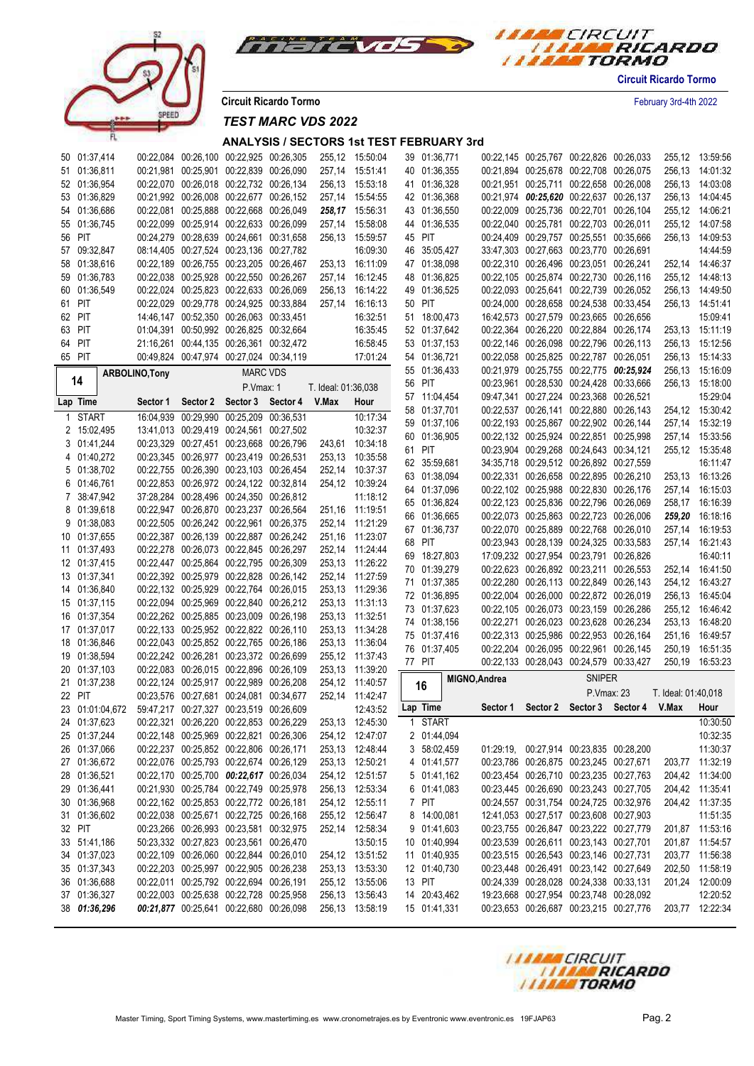Circuit Ricardo Tormo

February 3rd-4th 2022

Circuit Ricardo Tormo

*TEST MARC VDS 2022*

### ANALYSIS / SECTORS 1st TEST FEBRUARY 3rd

| Lap | Time | Sector 1 | Sector 2 | Sector 3 | Sector 4 | V.Max | Hour |
|---|---|---|---|---|---|---|---|
| 50 | 01:37,414 | 00:22,084 | 00:26,100 | 00:22,925 | 00:26,305 | 255,12 | 15:50:04 |
| 51 | 01:36,811 | 00:21,981 | 00:25,901 | 00:22,839 | 00:26,090 | 257,14 | 15:51:41 |
| 52 | 01:36,954 | 00:22,070 | 00:26,018 | 00:22,732 | 00:26,134 | 256,13 | 15:53:18 |
| 53 | 01:36,829 | 00:21,992 | 00:26,008 | 00:22,677 | 00:26,152 | 257,14 | 15:54:55 |
| 54 | 01:36,686 | 00:22,081 | 00:25,888 | 00:22,668 | 00:26,049 | ***258,17*** | 15:56:31 |
| 55 | 01:36,745 | 00:22,099 | 00:25,914 | 00:22,633 | 00:26,099 | 257,14 | 15:58:08 |
| 56 | PIT | 00:24,279 | 00:28,639 | 00:24,661 | 00:31,658 | 256,13 | 15:59:57 |
| 57 | 09:32,847 | 08:14,405 | 00:27,524 | 00:23,136 | 00:27,782 | | 16:09:30 |
| 58 | 01:38,616 | 00:22,189 | 00:26,755 | 00:23,205 | 00:26,467 | 253,13 | 16:11:09 |
| 59 | 01:36,783 | 00:22,038 | 00:25,928 | 00:22,550 | 00:26,267 | 257,14 | 16:12:45 |
| 60 | 01:36,549 | 00:22,024 | 00:25,823 | 00:22,633 | 00:26,069 | 256,13 | 16:14:22 |
| 61 | PIT | 00:22,029 | 00:29,778 | 00:24,925 | 00:33,884 | 257,14 | 16:16:13 |
| 62 | PIT | 14:46,147 | 00:52,350 | 00:26,063 | 00:33,451 | | 16:32:51 |
| 63 | PIT | 01:04,391 | 00:50,992 | 00:26,825 | 00:32,664 | | 16:35:45 |
| 64 | PIT | 21:16,261 | 00:44,135 | 00:26,361 | 00:32,472 | | 16:58:45 |
| 65 | PIT | 00:49,824 | 00:47,974 | 00:27,024 | 00:34,119 | | 17:01:24 |

**14 — ARBOLINO,Tony — MARC VDS — P.Vmax: 1 — T. Ideal: 01:36,038**

| Lap | Time | Sector 1 | Sector 2 | Sector 3 | Sector 4 | V.Max | Hour |
|---|---|---|---|---|---|---|---|
| 1 | START | 16:04,939 | 00:29,990 | 00:25,209 | 00:36,531 | | 10:17:34 |
| 2 | 15:02,495 | 13:41,013 | 00:29,419 | 00:24,561 | 00:27,502 | | 10:32:37 |
| 3 | 01:41,244 | 00:23,329 | 00:27,451 | 00:23,668 | 00:26,796 | 243,61 | 10:34:18 |
| 4 | 01:40,272 | 00:23,345 | 00:26,977 | 00:23,419 | 00:26,531 | 253,13 | 10:35:58 |
| 5 | 01:38,702 | 00:22,755 | 00:26,390 | 00:23,103 | 00:26,454 | 252,14 | 10:37:37 |
| 6 | 01:46,761 | 00:22,853 | 00:26,972 | 00:24,122 | 00:32,814 | 254,12 | 10:39:24 |
| 7 | 38:47,942 | 37:28,284 | 00:28,496 | 00:24,350 | 00:26,812 | | 11:18:12 |
| 8 | 01:39,618 | 00:22,947 | 00:26,870 | 00:23,237 | 00:26,564 | 251,16 | 11:19:51 |
| 9 | 01:38,083 | 00:22,505 | 00:26,242 | 00:22,961 | 00:26,375 | 252,14 | 11:21:29 |
| 10 | 01:37,655 | 00:22,387 | 00:26,139 | 00:22,887 | 00:26,242 | 251,16 | 11:23:07 |
| 11 | 01:37,493 | 00:22,278 | 00:26,073 | 00:22,845 | 00:26,297 | 252,14 | 11:24:44 |
| 12 | 01:37,415 | 00:22,447 | 00:25,864 | 00:22,795 | 00:26,309 | 253,13 | 11:26:22 |
| 13 | 01:37,341 | 00:22,392 | 00:25,979 | 00:22,828 | 00:26,142 | 252,14 | 11:27:59 |
| 14 | 01:36,840 | 00:22,132 | 00:25,929 | 00:22,764 | 00:26,015 | 253,13 | 11:29:36 |
| 15 | 01:37,115 | 00:22,094 | 00:25,969 | 00:22,840 | 00:26,212 | 253,13 | 11:31:13 |
| 16 | 01:37,354 | 00:22,262 | 00:25,885 | 00:23,009 | 00:26,198 | 253,13 | 11:32:51 |
| 17 | 01:37,017 | 00:22,133 | 00:25,952 | 00:22,822 | 00:26,110 | 253,13 | 11:34:28 |
| 18 | 01:36,846 | 00:22,043 | 00:25,852 | 00:22,765 | 00:26,186 | 253,13 | 11:36:04 |
| 19 | 01:38,594 | 00:22,242 | 00:26,281 | 00:23,372 | 00:26,699 | 255,12 | 11:37:43 |
| 20 | 01:37,103 | 00:22,083 | 00:26,015 | 00:22,896 | 00:26,109 | 253,13 | 11:39:20 |
| 21 | 01:37,238 | 00:22,124 | 00:25,917 | 00:22,989 | 00:26,208 | 254,12 | 11:40:57 |
| 22 | PIT | 00:23,576 | 00:27,681 | 00:24,081 | 00:34,677 | 252,14 | 11:42:47 |
| 23 | 01:01:04,672 | 59:47,217 | 00:27,327 | 00:23,519 | 00:26,609 | | 12:43:52 |
| 24 | 01:37,623 | 00:22,321 | 00:26,220 | 00:22,853 | 00:26,229 | 253,13 | 12:45:30 |
| 25 | 01:37,244 | 00:22,148 | 00:25,969 | 00:22,821 | 00:26,306 | 254,12 | 12:47:07 |
| 26 | 01:37,066 | 00:22,237 | 00:25,852 | 00:22,806 | 00:26,171 | 253,13 | 12:48:44 |
| 27 | 01:36,672 | 00:22,076 | 00:25,793 | 00:22,674 | 00:26,129 | 253,13 | 12:50:21 |
| 28 | 01:36,521 | 00:22,170 | 00:25,700 | ***00:22,617*** | 00:26,034 | 253,13 | 12:51:57 |
| 29 | 01:36,441 | 00:21,930 | 00:25,784 | 00:22,749 | 00:25,978 | 256,13 | 12:53:34 |
| 30 | 01:36,968 | 00:22,162 | 00:25,853 | 00:22,772 | 00:26,181 | 254,12 | 12:55:11 |
| 31 | 01:36,602 | 00:22,038 | 00:25,671 | 00:22,725 | 00:26,168 | 255,12 | 12:56:47 |
| 32 | PIT | 00:23,266 | 00:26,993 | 00:23,581 | 00:32,975 | 252,14 | 12:58:34 |
| 33 | 51:41,186 | 50:23,332 | 00:27,823 | 00:23,561 | 00:26,470 | | 13:50:15 |
| 34 | 01:37,023 | 00:22,109 | 00:26,060 | 00:22,844 | 00:26,010 | 254,12 | 13:51:52 |
| 35 | 01:37,343 | 00:22,203 | 00:25,997 | 00:22,905 | 00:26,238 | 253,13 | 13:53:30 |
| 36 | 01:36,688 | 00:22,011 | 00:25,792 | 00:22,694 | 00:26,191 | 255,12 | 13:55:06 |
| 37 | 01:36,327 | 00:22,003 | 00:25,638 | 00:22,728 | 00:25,958 | 256,13 | 13:56:43 |
| 38 | ***01:36,296*** | ***00:21,877*** | 00:25,641 | 00:22,680 | 00:26,098 | 256,13 | 13:58:19 |
| 39 | 01:36,771 | 00:22,145 | 00:25,767 | 00:22,826 | 00:26,033 | 255,12 | 13:59:56 |
| 40 | 01:36,355 | 00:21,894 | 00:25,678 | 00:22,708 | 00:26,075 | 256,13 | 14:01:32 |
| 41 | 01:36,328 | 00:21,951 | 00:25,711 | 00:22,658 | 00:26,008 | 256,13 | 14:03:08 |
| 42 | 01:36,368 | 00:21,974 | ***00:25,620*** | 00:22,637 | 00:26,137 | 256,13 | 14:04:45 |
| 43 | 01:36,550 | 00:22,009 | 00:25,736 | 00:22,701 | 00:26,104 | 255,12 | 14:06:21 |
| 44 | 01:36,535 | 00:22,040 | 00:25,781 | 00:22,703 | 00:26,011 | 255,12 | 14:07:58 |
| 45 | PIT | 00:24,409 | 00:29,757 | 00:25,551 | 00:35,666 | 256,13 | 14:09:53 |
| 46 | 35:05,427 | 33:47,303 | 00:27,663 | 00:23,770 | 00:26,691 | | 14:44:59 |
| 47 | 01:38,098 | 00:22,310 | 00:26,496 | 00:23,051 | 00:26,241 | 252,14 | 14:46:37 |
| 48 | 01:36,825 | 00:22,105 | 00:25,874 | 00:22,730 | 00:26,116 | 255,12 | 14:48:13 |
| 49 | 01:36,525 | 00:22,093 | 00:25,641 | 00:22,739 | 00:26,052 | 256,13 | 14:49:50 |
| 50 | PIT | 00:24,000 | 00:28,658 | 00:24,538 | 00:33,454 | 256,13 | 14:51:41 |
| 51 | 18:00,473 | 16:42,573 | 00:27,579 | 00:23,665 | 00:26,656 | | 15:09:41 |
| 52 | 01:37,642 | 00:22,364 | 00:26,220 | 00:22,884 | 00:26,174 | 253,13 | 15:11:19 |
| 53 | 01:37,153 | 00:22,146 | 00:26,098 | 00:22,796 | 00:26,113 | 256,13 | 15:12:56 |
| 54 | 01:36,721 | 00:22,058 | 00:25,825 | 00:22,787 | 00:26,051 | 256,13 | 15:14:33 |
| 55 | 01:36,433 | 00:21,979 | 00:25,755 | 00:22,775 | ***00:25,924*** | 256,13 | 15:16:09 |
| 56 | PIT | 00:23,961 | 00:28,530 | 00:24,428 | 00:33,666 | 256,13 | 15:18:00 |
| 57 | 11:04,454 | 09:47,341 | 00:27,224 | 00:23,368 | 00:26,521 | | 15:29:04 |
| 58 | 01:37,701 | 00:22,537 | 00:26,141 | 00:22,880 | 00:26,143 | 254,12 | 15:30:42 |
| 59 | 01:37,106 | 00:22,193 | 00:25,867 | 00:22,902 | 00:26,144 | 257,14 | 15:32:19 |
| 60 | 01:36,905 | 00:22,132 | 00:25,924 | 00:22,851 | 00:25,998 | 257,14 | 15:33:56 |
| 61 | PIT | 00:23,904 | 00:29,268 | 00:24,643 | 00:34,121 | 255,12 | 15:35:48 |
| 62 | 35:59,681 | 34:35,718 | 00:29,512 | 00:26,892 | 00:27,559 | | 16:11:47 |
| 63 | 01:38,094 | 00:22,331 | 00:26,658 | 00:22,895 | 00:26,210 | 253,13 | 16:13:26 |
| 64 | 01:37,096 | 00:22,102 | 00:25,988 | 00:22,830 | 00:26,176 | 257,14 | 16:15:03 |
| 65 | 01:36,824 | 00:22,123 | 00:25,836 | 00:22,796 | 00:26,069 | 258,17 | 16:16:39 |
| 66 | 01:36,665 | 00:22,073 | 00:25,863 | 00:22,723 | 00:26,006 | ***259,20*** | 16:18:16 |
| 67 | 01:36,737 | 00:22,070 | 00:25,889 | 00:22,768 | 00:26,010 | 257,14 | 16:19:53 |
| 68 | PIT | 00:23,943 | 00:28,139 | 00:24,325 | 00:33,583 | 257,14 | 16:21:43 |
| 69 | 18:27,803 | 17:09,232 | 00:27,954 | 00:23,791 | 00:26,826 | | 16:40:11 |
| 70 | 01:39,279 | 00:22,623 | 00:26,892 | 00:23,211 | 00:26,553 | 252,14 | 16:41:50 |
| 71 | 01:37,385 | 00:22,280 | 00:26,113 | 00:22,849 | 00:26,143 | 254,12 | 16:43:27 |
| 72 | 01:36,895 | 00:22,004 | 00:26,000 | 00:22,872 | 00:26,019 | 256,13 | 16:45:04 |
| 73 | 01:37,623 | 00:22,105 | 00:26,073 | 00:23,159 | 00:26,286 | 255,12 | 16:46:42 |
| 74 | 01:38,156 | 00:22,271 | 00:26,023 | 00:23,628 | 00:26,234 | 253,13 | 16:48:20 |
| 75 | 01:37,416 | 00:22,313 | 00:25,986 | 00:22,953 | 00:26,164 | 251,16 | 16:49:57 |
| 76 | 01:37,405 | 00:22,204 | 00:26,095 | 00:22,961 | 00:26,145 | 250,19 | 16:51:35 |
| 77 | PIT | 00:22,133 | 00:28,043 | 00:24,579 | 00:33,427 | 250,19 | 16:53:23 |

**16 — MIGNO,Andrea — SNIPER — P.Vmax: 23 — T. Ideal: 01:40,018**

| Lap | Time | Sector 1 | Sector 2 | Sector 3 | Sector 4 | V.Max | Hour |
|---|---|---|---|---|---|---|---|
| 1 | START | | | | | | 10:30:50 |
| 2 | 01:44,094 | | | | | | 10:32:35 |
| 3 | 58:02,459 | 01:29:19, | 00:27,914 | 00:23,835 | 00:28,200 | | 11:30:37 |
| 4 | 01:41,577 | 00:23,786 | 00:26,875 | 00:23,245 | 00:27,671 | 203,77 | 11:32:19 |
| 5 | 01:41,162 | 00:23,454 | 00:26,710 | 00:23,235 | 00:27,763 | 204,42 | 11:34:00 |
| 6 | 01:41,083 | 00:23,445 | 00:26,690 | 00:23,243 | 00:27,705 | 204,42 | 11:35:41 |
| 7 | PIT | 00:24,557 | 00:31,754 | 00:24,725 | 00:32,976 | 204,42 | 11:37:35 |
| 8 | 14:00,081 | 12:41,053 | 00:27,517 | 00:23,608 | 00:27,903 | | 11:51:35 |
| 9 | 01:41,603 | 00:23,755 | 00:26,847 | 00:23,222 | 00:27,779 | 201,87 | 11:53:16 |
| 10 | 01:40,994 | 00:23,539 | 00:26,611 | 00:23,143 | 00:27,701 | 201,87 | 11:54:57 |
| 11 | 01:40,935 | 00:23,515 | 00:26,543 | 00:23,146 | 00:27,731 | 203,77 | 11:56:38 |
| 12 | 01:40,730 | 00:23,448 | 00:26,491 | 00:23,142 | 00:27,649 | 202,50 | 11:58:19 |
| 13 | PIT | 00:24,339 | 00:28,028 | 00:24,338 | 00:33,131 | 201,24 | 12:00:09 |
| 14 | 20:43,462 | 19:23,668 | 00:27,954 | 00:23,748 | 00:28,092 | | 12:20:52 |
| 15 | 01:41,331 | 00:23,653 | 00:26,687 | 00:23,215 | 00:27,776 | 203,77 | 12:22:34 |

Master Timing, Sport Timing Systems, www.mastertiming.es www.cronometrajes.es by Eventronic www.eventronic.es 19FJAP63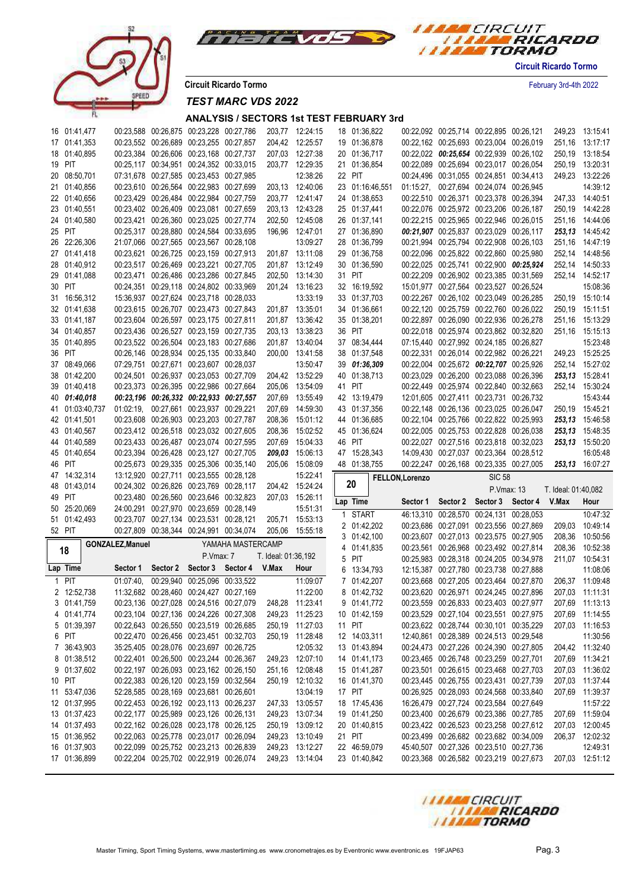Circuit Ricardo Tormo

February 3rd-4th 2022

## TEST MARC VDS 2022

### ANALYSIS / SECTORS 1st TEST FEBRUARY 3rd

| Lap | Time | Sector 1 | Sector 2 | Sector 3 | Sector 4 | V.Max | Hour |
|---|---|---|---|---|---|---|---|
| 16 | 01:41,477 | 00:23,588 | 00:26,875 | 00:23,228 | 00:27,786 | 203,77 | 12:24:15 |
| 17 | 01:41,353 | 00:23,552 | 00:26,689 | 00:23,255 | 00:27,857 | 204,42 | 12:25:57 |
| 18 | 01:40,895 | 00:23,384 | 00:26,606 | 00:23,168 | 00:27,737 | 207,03 | 12:27:38 |
| 19 | PIT | 00:25,117 | 00:34,951 | 00:24,352 | 00:33,015 | 203,77 | 12:29:35 |
| 20 | 08:50,701 | 07:31,678 | 00:27,585 | 00:23,453 | 00:27,985 | | 12:38:26 |
| 21 | 01:40,856 | 00:23,610 | 00:26,564 | 00:22,983 | 00:27,699 | 203,13 | 12:40:06 |
| 22 | 01:40,656 | 00:23,429 | 00:26,484 | 00:22,984 | 00:27,759 | 203,77 | 12:41:47 |
| 23 | 01:40,551 | 00:23,402 | 00:26,409 | 00:23,081 | 00:27,659 | 203,13 | 12:43:28 |
| 24 | 01:40,580 | 00:23,421 | 00:26,360 | 00:23,025 | 00:27,774 | 202,50 | 12:45:08 |
| 25 | PIT | 00:25,317 | 00:28,880 | 00:24,584 | 00:33,695 | 196,96 | 12:47:01 |
| 26 | 22:26,306 | 21:07,066 | 00:27,565 | 00:23,567 | 00:28,108 | | 13:09:27 |
| 27 | 01:41,418 | 00:23,621 | 00:26,725 | 00:23,159 | 00:27,913 | 201,87 | 13:11:08 |
| 28 | 01:40,912 | 00:23,517 | 00:26,469 | 00:23,221 | 00:27,705 | 201,87 | 13:12:49 |
| 29 | 01:41,088 | 00:23,471 | 00:26,486 | 00:23,286 | 00:27,845 | 202,50 | 13:14:30 |
| 30 | PIT | 00:24,351 | 00:29,118 | 00:24,802 | 00:33,969 | 201,24 | 13:16:23 |
| 31 | 16:56,312 | 15:36,937 | 00:27,624 | 00:23,718 | 00:28,033 | | 13:33:19 |
| 32 | 01:41,638 | 00:23,615 | 00:26,707 | 00:23,473 | 00:27,843 | 201,87 | 13:35:01 |
| 33 | 01:41,187 | 00:23,604 | 00:26,597 | 00:23,175 | 00:27,811 | 201,87 | 13:36:42 |
| 34 | 01:40,857 | 00:23,436 | 00:26,527 | 00:23,159 | 00:27,735 | 203,13 | 13:38:23 |
| 35 | 01:40,895 | 00:23,522 | 00:26,504 | 00:23,183 | 00:27,686 | 201,87 | 13:40:04 |
| 36 | PIT | 00:26,146 | 00:28,934 | 00:25,135 | 00:33,840 | 200,00 | 13:41:58 |
| 37 | 08:49,066 | 07:29,751 | 00:27,671 | 00:23,607 | 00:28,037 | | 13:50:47 |
| 38 | 01:42,200 | 00:24,501 | 00:26,937 | 00:23,053 | 00:27,709 | 204,42 | 13:52:29 |
| 39 | 01:40,418 | 00:23,373 | 00:26,395 | 00:22,986 | 00:27,664 | 205,06 | 13:54:09 |
| 40 | ***01:40,018*** | ***00:23,196*** | ***00:26,332*** | ***00:22,933*** | ***00:27,557*** | 207,69 | 13:55:49 |
| 41 | 01:03:40,737 | 01:02:19, | 00:27,661 | 00:23,937 | 00:29,221 | 207,69 | 14:59:30 |
| 42 | 01:41,501 | 00:23,608 | 00:26,903 | 00:23,203 | 00:27,787 | 208,36 | 15:01:12 |
| 43 | 01:40,567 | 00:23,412 | 00:26,518 | 00:23,032 | 00:27,605 | 208,36 | 15:02:52 |
| 44 | 01:40,589 | 00:23,433 | 00:26,487 | 00:23,074 | 00:27,595 | 207,69 | 15:04:33 |
| 45 | 01:40,654 | 00:23,394 | 00:26,428 | 00:23,127 | 00:27,705 | ***209,03*** | 15:06:13 |
| 46 | PIT | 00:25,673 | 00:29,335 | 00:25,306 | 00:35,140 | 205,06 | 15:08:09 |
| 47 | 14:32,314 | 13:12,920 | 00:27,711 | 00:23,555 | 00:28,128 | | 15:22:41 |
| 48 | 01:43,014 | 00:24,302 | 00:26,826 | 00:23,769 | 00:28,117 | 204,42 | 15:24:24 |
| 49 | PIT | 00:23,480 | 00:26,560 | 00:23,646 | 00:32,823 | 207,03 | 15:26:11 |
| 50 | 25:20,069 | 24:00,291 | 00:27,970 | 00:23,659 | 00:28,149 | | 15:51:31 |
| 51 | 01:42,493 | 00:23,707 | 00:27,134 | 00:23,531 | 00:28,121 | 205,71 | 15:53:13 |
| 52 | PIT | 00:27,809 | 00:38,344 | 00:24,991 | 00:34,074 | 205,06 | 15:55:18 |

**18 — GONZALEZ,Manuel** — YAMAHA MASTERCAMP — P.Vmax: 7 — T. Ideal: 01:36,192

| Lap | Time | Sector 1 | Sector 2 | Sector 3 | Sector 4 | V.Max | Hour |
|---|---|---|---|---|---|---|---|
| 1 | PIT | 01:07:40, | 00:29,940 | 00:25,096 | 00:33,522 | | 11:09:07 |
| 2 | 12:52,738 | 11:32,682 | 00:28,460 | 00:24,427 | 00:27,169 | | 11:22:00 |
| 3 | 01:41,759 | 00:23,136 | 00:27,028 | 00:24,516 | 00:27,079 | 248,28 | 11:23:41 |
| 4 | 01:41,774 | 00:23,104 | 00:27,136 | 00:24,226 | 00:27,308 | 249,23 | 11:25:23 |
| 5 | 01:39,397 | 00:22,643 | 00:26,550 | 00:23,519 | 00:26,685 | 250,19 | 11:27:03 |
| 6 | PIT | 00:22,470 | 00:26,456 | 00:23,451 | 00:32,703 | 250,19 | 11:28:48 |
| 7 | 36:43,903 | 35:25,405 | 00:28,076 | 00:23,697 | 00:26,725 | | 12:05:32 |
| 8 | 01:38,512 | 00:22,401 | 00:26,500 | 00:23,244 | 00:26,367 | 249,23 | 12:07:10 |
| 9 | 01:37,602 | 00:22,197 | 00:26,093 | 00:23,162 | 00:26,150 | 251,16 | 12:08:48 |
| 10 | PIT | 00:22,383 | 00:26,120 | 00:23,159 | 00:32,564 | 250,19 | 12:10:32 |
| 11 | 53:47,036 | 52:28,585 | 00:28,169 | 00:23,681 | 00:26,601 | | 13:04:19 |
| 12 | 01:37,995 | 00:22,453 | 00:26,192 | 00:23,113 | 00:26,237 | 247,33 | 13:05:57 |
| 13 | 01:37,423 | 00:22,177 | 00:25,989 | 00:23,126 | 00:26,131 | 249,23 | 13:07:34 |
| 14 | 01:37,493 | 00:22,162 | 00:26,028 | 00:23,178 | 00:26,125 | 250,19 | 13:09:12 |
| 15 | 01:36,952 | 00:22,063 | 00:25,778 | 00:23,017 | 00:26,094 | 249,23 | 13:10:49 |
| 16 | 01:37,903 | 00:22,099 | 00:25,752 | 00:23,213 | 00:26,839 | 249,23 | 13:12:27 |
| 17 | 01:36,899 | 00:22,204 | 00:25,702 | 00:22,919 | 00:26,074 | 249,23 | 13:14:04 |
| 18 | 01:36,822 | 00:22,092 | 00:25,714 | 00:22,895 | 00:26,121 | 249,23 | 13:15:41 |
| 19 | 01:36,878 | 00:22,162 | 00:25,693 | 00:23,004 | 00:26,019 | 251,16 | 13:17:17 |
| 20 | 01:36,717 | 00:22,022 | ***00:25,654*** | 00:22,939 | 00:26,102 | 250,19 | 13:18:54 |
| 21 | 01:36,854 | 00:22,089 | 00:25,694 | 00:23,017 | 00:26,054 | 250,19 | 13:20:31 |
| 22 | PIT | 00:24,496 | 00:31,055 | 00:24,851 | 00:34,413 | 249,23 | 13:22:26 |
| 23 | 01:16:46,551 | 01:15:27, | 00:27,694 | 00:24,074 | 00:26,945 | | 14:39:12 |
| 24 | 01:38,653 | 00:22,510 | 00:26,371 | 00:23,378 | 00:26,394 | 247,33 | 14:40:51 |
| 25 | 01:37,441 | 00:22,076 | 00:25,972 | 00:23,206 | 00:26,187 | 250,19 | 14:42:28 |
| 26 | 01:37,141 | 00:22,215 | 00:25,965 | 00:22,946 | 00:26,015 | 251,16 | 14:44:06 |
| 27 | 01:36,890 | ***00:21,907*** | 00:25,837 | 00:23,029 | 00:26,117 | ***253,13*** | 14:45:42 |
| 28 | 01:36,799 | 00:21,994 | 00:25,794 | 00:22,908 | 00:26,103 | 251,16 | 14:47:19 |
| 29 | 01:36,758 | 00:22,096 | 00:25,822 | 00:22,860 | 00:25,980 | 252,14 | 14:48:56 |
| 30 | 01:36,590 | 00:22,025 | 00:25,741 | 00:22,900 | ***00:25,924*** | 252,14 | 14:50:33 |
| 31 | PIT | 00:22,209 | 00:26,902 | 00:23,385 | 00:31,569 | 252,14 | 14:52:17 |
| 32 | 16:19,592 | 15:01,977 | 00:27,564 | 00:23,527 | 00:26,524 | | 15:08:36 |
| 33 | 01:37,703 | 00:22,267 | 00:26,102 | 00:23,049 | 00:26,285 | 250,19 | 15:10:14 |
| 34 | 01:36,661 | 00:22,120 | 00:25,759 | 00:22,760 | 00:26,022 | 250,19 | 15:11:51 |
| 35 | 01:38,201 | 00:22,897 | 00:26,090 | 00:22,936 | 00:26,278 | 251,16 | 15:13:29 |
| 36 | PIT | 00:22,018 | 00:25,974 | 00:23,862 | 00:32,820 | 251,16 | 15:15:13 |
| 37 | 08:34,444 | 07:15,440 | 00:27,992 | 00:24,185 | 00:26,827 | | 15:23:48 |
| 38 | 01:37,548 | 00:22,331 | 00:26,014 | 00:22,982 | 00:26,221 | 249,23 | 15:25:25 |
| 39 | ***01:36,309*** | 00:22,004 | 00:25,672 | ***00:22,707*** | 00:25,926 | 252,14 | 15:27:02 |
| 40 | 01:38,713 | 00:23,029 | 00:26,200 | 00:23,088 | 00:26,396 | ***253,13*** | 15:28:41 |
| 41 | PIT | 00:22,449 | 00:25,974 | 00:22,840 | 00:32,663 | 252,14 | 15:30:24 |
| 42 | 13:19,479 | 12:01,605 | 00:27,411 | 00:23,731 | 00:26,732 | | 15:43:44 |
| 43 | 01:37,356 | 00:22,148 | 00:26,136 | 00:23,025 | 00:26,047 | 250,19 | 15:45:21 |
| 44 | 01:36,685 | 00:22,104 | 00:25,766 | 00:22,822 | 00:25,993 | ***253,13*** | 15:46:58 |
| 45 | 01:36,624 | 00:22,005 | 00:25,753 | 00:22,828 | 00:26,038 | ***253,13*** | 15:48:35 |
| 46 | PIT | 00:22,027 | 00:27,516 | 00:23,818 | 00:32,023 | ***253,13*** | 15:50:20 |
| 47 | 15:28,343 | 14:09,430 | 00:27,037 | 00:23,364 | 00:28,512 | | 16:05:48 |
| 48 | 01:38,755 | 00:22,247 | 00:26,168 | 00:23,335 | 00:27,005 | ***253,13*** | 16:07:27 |

**20 — FELLON,Lorenzo** — SIC 58 — P.Vmax: 13 — T. Ideal: 01:40,082

| Lap | Time | Sector 1 | Sector 2 | Sector 3 | Sector 4 | V.Max | Hour |
|---|---|---|---|---|---|---|---|
| 1 | START | 46:13,310 | 00:28,570 | 00:24,131 | 00:28,053 | | 10:47:32 |
| 2 | 01:42,202 | 00:23,686 | 00:27,091 | 00:23,556 | 00:27,869 | 209,03 | 10:49:14 |
| 3 | 01:42,100 | 00:23,607 | 00:27,013 | 00:23,575 | 00:27,905 | 208,36 | 10:50:56 |
| 4 | 01:41,835 | 00:23,561 | 00:26,968 | 00:23,492 | 00:27,814 | 208,36 | 10:52:38 |
| 5 | PIT | 00:25,983 | 00:28,318 | 00:24,205 | 00:34,978 | 211,07 | 10:54:31 |
| 6 | 13:34,793 | 12:15,387 | 00:27,780 | 00:23,738 | 00:27,888 | | 11:08:06 |
| 7 | 01:42,207 | 00:23,668 | 00:27,205 | 00:23,464 | 00:27,870 | 206,37 | 11:09:48 |
| 8 | 01:42,732 | 00:23,620 | 00:26,971 | 00:24,245 | 00:27,896 | 207,03 | 11:11:31 |
| 9 | 01:41,772 | 00:23,559 | 00:26,833 | 00:23,403 | 00:27,977 | 207,69 | 11:13:13 |
| 10 | 01:42,159 | 00:23,529 | 00:27,104 | 00:23,551 | 00:27,975 | 207,69 | 11:14:55 |
| 11 | PIT | 00:23,622 | 00:28,744 | 00:30,101 | 00:35,229 | 207,03 | 11:16:53 |
| 12 | 14:03,311 | 12:40,861 | 00:28,389 | 00:24,513 | 00:29,548 | | 11:30:56 |
| 13 | 01:43,894 | 00:24,473 | 00:27,226 | 00:24,390 | 00:27,805 | 204,42 | 11:32:40 |
| 14 | 01:41,173 | 00:23,465 | 00:26,748 | 00:23,259 | 00:27,701 | 207,69 | 11:34:21 |
| 15 | 01:41,287 | 00:23,501 | 00:26,615 | 00:23,468 | 00:27,703 | 207,03 | 11:36:02 |
| 16 | 01:41,370 | 00:23,445 | 00:26,755 | 00:23,431 | 00:27,739 | 207,03 | 11:37:44 |
| 17 | PIT | 00:26,925 | 00:28,093 | 00:24,568 | 00:33,840 | 207,69 | 11:39:37 |
| 18 | 17:45,436 | 16:26,479 | 00:27,724 | 00:23,584 | 00:27,649 | | 11:57:22 |
| 19 | 01:41,250 | 00:23,400 | 00:26,679 | 00:23,386 | 00:27,785 | 207,69 | 11:59:04 |
| 20 | 01:40,815 | 00:23,422 | 00:26,523 | 00:23,258 | 00:27,612 | 207,03 | 12:00:45 |
| 21 | PIT | 00:23,499 | 00:26,682 | 00:23,682 | 00:34,009 | 206,37 | 12:02:32 |
| 22 | 46:59,079 | 45:40,507 | 00:27,326 | 00:23,510 | 00:27,736 | | 12:49:31 |
| 23 | 01:40,842 | 00:23,368 | 00:26,582 | 00:23,219 | 00:27,673 | 207,03 | 12:51:12 |

Master Timing, Sport Timing Systems, www.mastertiming.es www.cronometrajes.es by Eventronic www.eventronic.es 19FJAP63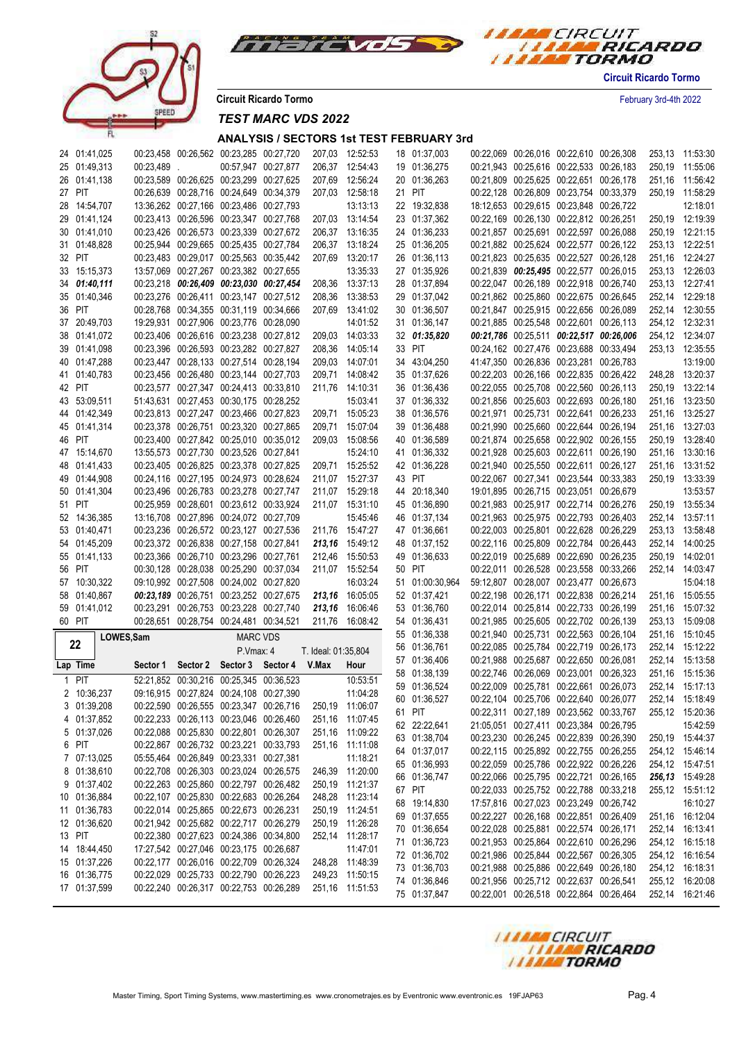Circuit Ricardo Tormo

February 3rd-4th 2022

Circuit Ricardo Tormo

*TEST MARC VDS 2022*

### ANALYSIS / SECTORS 1st TEST FEBRUARY 3rd

| Lap | Time | Sector 1 | Sector 2 | Sector 3 | Sector 4 | V.Max | Hour |
|---|---|---|---|---|---|---|---|
| 24 | 01:41,025 | 00:23,458 | 00:26,562 | 00:23,285 | 00:27,720 | 207,03 | 12:52:53 |
| 25 | 01:49,313 | 00:23,489 | . | 00:57,947 | 00:27,877 | 206,37 | 12:54:43 |
| 26 | 01:41,138 | 00:23,589 | 00:26,625 | 00:23,299 | 00:27,625 | 207,69 | 12:56:24 |
| 27 | PIT | 00:26,639 | 00:28,716 | 00:24,649 | 00:34,379 | 207,03 | 12:58:18 |
| 28 | 14:54,707 | 13:36,262 | 00:27,166 | 00:23,486 | 00:27,793 | | 13:13:13 |
| 29 | 01:41,124 | 00:23,413 | 00:26,596 | 00:23,347 | 00:27,768 | 207,03 | 13:14:54 |
| 30 | 01:41,010 | 00:23,426 | 00:26,573 | 00:23,339 | 00:27,672 | 206,37 | 13:16:35 |
| 31 | 01:48,828 | 00:25,944 | 00:29,665 | 00:25,435 | 00:27,784 | 206,37 | 13:18:24 |
| 32 | PIT | 00:23,483 | 00:29,017 | 00:25,563 | 00:35,442 | 207,69 | 13:20:17 |
| 33 | 15:15,373 | 13:57,069 | 00:27,267 | 00:23,382 | 00:27,655 | | 13:35:33 |
| 34 | ***01:40,111*** | 00:23,218 | ***00:26,409*** | ***00:23,030*** | ***00:27,454*** | 208,36 | 13:37:13 |
| 35 | 01:40,346 | 00:23,276 | 00:26,411 | 00:23,147 | 00:27,512 | 208,36 | 13:38:53 |
| 36 | PIT | 00:28,768 | 00:34,355 | 00:31,119 | 00:34,666 | 207,69 | 13:41:02 |
| 37 | 20:49,703 | 19:29,931 | 00:27,906 | 00:23,776 | 00:28,090 | | 14:01:52 |
| 38 | 01:41,072 | 00:23,406 | 00:26,616 | 00:23,238 | 00:27,812 | 209,03 | 14:03:33 |
| 39 | 01:41,098 | 00:23,396 | 00:26,593 | 00:23,282 | 00:27,827 | 208,36 | 14:05:14 |
| 40 | 01:47,288 | 00:23,447 | 00:28,133 | 00:27,514 | 00:28,194 | 209,03 | 14:07:01 |
| 41 | 01:40,783 | 00:23,456 | 00:26,480 | 00:23,144 | 00:27,703 | 209,71 | 14:08:42 |
| 42 | PIT | 00:23,577 | 00:27,347 | 00:24,413 | 00:33,810 | 211,76 | 14:10:31 |
| 43 | 53:09,511 | 51:43,631 | 00:27,453 | 00:30,175 | 00:28,252 | | 15:03:41 |
| 44 | 01:42,349 | 00:23,813 | 00:27,247 | 00:23,466 | 00:27,823 | 209,71 | 15:05:23 |
| 45 | 01:41,314 | 00:23,378 | 00:26,751 | 00:23,320 | 00:27,865 | 209,71 | 15:07:04 |
| 46 | PIT | 00:23,400 | 00:27,842 | 00:25,010 | 00:35,012 | 209,03 | 15:08:56 |
| 47 | 15:14,670 | 13:55,573 | 00:27,730 | 00:23,526 | 00:27,841 | | 15:24:10 |
| 48 | 01:41,433 | 00:23,405 | 00:26,825 | 00:23,378 | 00:27,825 | 209,71 | 15:25:52 |
| 49 | 01:44,908 | 00:24,116 | 00:27,195 | 00:24,973 | 00:28,624 | 211,07 | 15:27:37 |
| 50 | 01:41,304 | 00:23,496 | 00:26,783 | 00:23,278 | 00:27,747 | 211,07 | 15:29:18 |
| 51 | PIT | 00:25,959 | 00:28,601 | 00:23,612 | 00:33,924 | 211,07 | 15:31:10 |
| 52 | 14:36,385 | 13:16,708 | 00:27,896 | 00:24,072 | 00:27,709 | | 15:45:46 |
| 53 | 01:40,471 | 00:23,236 | 00:26,572 | 00:23,127 | 00:27,536 | 211,76 | 15:47:27 |
| 54 | 01:45,209 | 00:23,372 | 00:26,838 | 00:27,158 | 00:27,841 | ***213,16*** | 15:49:12 |
| 55 | 01:41,133 | 00:23,366 | 00:26,710 | 00:23,296 | 00:27,761 | 212,46 | 15:50:53 |
| 56 | PIT | 00:30,128 | 00:28,038 | 00:25,290 | 00:37,034 | 211,07 | 15:52:54 |
| 57 | 10:30,322 | 09:10,992 | 00:27,508 | 00:24,002 | 00:27,820 | | 16:03:24 |
| 58 | 01:40,867 | ***00:23,189*** | 00:26,751 | 00:23,252 | 00:27,675 | ***213,16*** | 16:05:05 |
| 59 | 01:41,012 | 00:23,291 | 00:26,753 | 00:23,228 | 00:27,740 | ***213,16*** | 16:06:46 |
| 60 | PIT | 00:28,651 | 00:28,754 | 00:24,481 | 00:34,521 | 211,76 | 16:08:42 |

**22** LOWES,Sam — MARC VDS — P.Vmax: 4 — T. Ideal: 01:35,804

| Lap | Time | Sector 1 | Sector 2 | Sector 3 | Sector 4 | V.Max | Hour |
|---|---|---|---|---|---|---|---|
| 1 | PIT | 52:21,852 | 00:30,216 | 00:25,345 | 00:36,523 | | 10:53:51 |
| 2 | 10:36,237 | 09:16,915 | 00:27,824 | 00:24,108 | 00:27,390 | | 11:04:28 |
| 3 | 01:39,208 | 00:22,590 | 00:26,555 | 00:23,347 | 00:26,716 | 250,19 | 11:06:07 |
| 4 | 01:37,852 | 00:22,233 | 00:26,113 | 00:23,046 | 00:26,460 | 251,16 | 11:07:45 |
| 5 | 01:37,026 | 00:22,088 | 00:25,830 | 00:22,801 | 00:26,307 | 251,16 | 11:09:22 |
| 6 | PIT | 00:22,867 | 00:26,732 | 00:23,221 | 00:33,793 | 251,16 | 11:11:08 |
| 7 | 07:13,025 | 05:55,464 | 00:26,849 | 00:23,331 | 00:27,381 | | 11:18:21 |
| 8 | 01:38,610 | 00:22,708 | 00:26,303 | 00:23,024 | 00:26,575 | 246,39 | 11:20:00 |
| 9 | 01:37,402 | 00:22,263 | 00:25,860 | 00:22,797 | 00:26,482 | 250,19 | 11:21:37 |
| 10 | 01:36,884 | 00:22,107 | 00:25,830 | 00:22,683 | 00:26,264 | 248,28 | 11:23:14 |
| 11 | 01:36,783 | 00:22,014 | 00:25,865 | 00:22,673 | 00:26,231 | 250,19 | 11:24:51 |
| 12 | 01:36,620 | 00:21,942 | 00:25,682 | 00:22,717 | 00:26,279 | 250,19 | 11:26:28 |
| 13 | PIT | 00:22,380 | 00:27,623 | 00:24,386 | 00:34,800 | 252,14 | 11:28:17 |
| 14 | 18:44,450 | 17:27,542 | 00:27,046 | 00:23,175 | 00:26,687 | | 11:47:01 |
| 15 | 01:37,226 | 00:22,177 | 00:26,016 | 00:22,709 | 00:26,324 | 248,28 | 11:48:39 |
| 16 | 01:36,775 | 00:22,029 | 00:25,733 | 00:22,790 | 00:26,223 | 249,23 | 11:50:15 |
| 17 | 01:37,599 | 00:22,240 | 00:26,317 | 00:22,753 | 00:26,289 | 251,16 | 11:51:53 |
| 18 | 01:37,003 | 00:22,069 | 00:26,016 | 00:22,610 | 00:26,308 | 253,13 | 11:53:30 |
| 19 | 01:36,275 | 00:21,943 | 00:25,616 | 00:22,533 | 00:26,183 | 250,19 | 11:55:06 |
| 20 | 01:36,263 | 00:21,809 | 00:25,625 | 00:22,651 | 00:26,178 | 251,16 | 11:56:42 |
| 21 | PIT | 00:22,128 | 00:26,809 | 00:23,754 | 00:33,379 | 250,19 | 11:58:29 |
| 22 | 19:32,838 | 18:12,653 | 00:29,615 | 00:23,848 | 00:26,722 | | 12:18:01 |
| 23 | 01:37,362 | 00:22,169 | 00:26,130 | 00:22,812 | 00:26,251 | 250,19 | 12:19:39 |
| 24 | 01:36,233 | 00:21,857 | 00:25,691 | 00:22,597 | 00:26,088 | 250,19 | 12:21:15 |
| 25 | 01:36,205 | 00:21,882 | 00:25,624 | 00:22,577 | 00:26,122 | 253,13 | 12:22:51 |
| 26 | 01:36,113 | 00:21,823 | 00:25,635 | 00:22,527 | 00:26,128 | 251,16 | 12:24:27 |
| 27 | 01:35,926 | 00:21,839 | ***00:25,495*** | 00:22,577 | 00:26,015 | 253,13 | 12:26:03 |
| 28 | 01:37,894 | 00:22,047 | 00:26,189 | 00:22,918 | 00:26,740 | 253,13 | 12:27:41 |
| 29 | 01:37,042 | 00:21,862 | 00:25,860 | 00:22,675 | 00:26,645 | 252,14 | 12:29:18 |
| 30 | 01:36,507 | 00:21,847 | 00:25,915 | 00:22,656 | 00:26,089 | 252,14 | 12:30:55 |
| 31 | 01:36,147 | 00:21,885 | 00:25,548 | 00:22,601 | 00:26,113 | 254,12 | 12:32:31 |
| 32 | ***01:35,820*** | ***00:21,786*** | 00:25,511 | ***00:22,517*** | ***00:26,006*** | 254,12 | 12:34:07 |
| 33 | PIT | 00:24,162 | 00:27,476 | 00:23,688 | 00:33,494 | 253,13 | 12:35:55 |
| 34 | 43:04,250 | 41:47,350 | 00:26,836 | 00:23,281 | 00:26,783 | | 13:19:00 |
| 35 | 01:37,626 | 00:22,203 | 00:26,166 | 00:22,835 | 00:26,422 | 248,28 | 13:20:37 |
| 36 | 01:36,436 | 00:22,055 | 00:25,708 | 00:22,560 | 00:26,113 | 250,19 | 13:22:14 |
| 37 | 01:36,332 | 00:21,856 | 00:25,603 | 00:22,693 | 00:26,180 | 251,16 | 13:23:50 |
| 38 | 01:36,576 | 00:21,971 | 00:25,731 | 00:22,641 | 00:26,233 | 251,16 | 13:25:27 |
| 39 | 01:36,488 | 00:21,990 | 00:25,660 | 00:22,644 | 00:26,194 | 251,16 | 13:27:03 |
| 40 | 01:36,589 | 00:21,874 | 00:25,658 | 00:22,902 | 00:26,155 | 250,19 | 13:28:40 |
| 41 | 01:36,332 | 00:21,928 | 00:25,603 | 00:22,611 | 00:26,190 | 251,16 | 13:30:16 |
| 42 | 01:36,228 | 00:21,940 | 00:25,550 | 00:22,611 | 00:26,127 | 251,16 | 13:31:52 |
| 43 | PIT | 00:22,067 | 00:27,341 | 00:23,544 | 00:33,383 | 250,19 | 13:33:39 |
| 44 | 20:18,340 | 19:01,895 | 00:26,715 | 00:23,051 | 00:26,679 | | 13:53:57 |
| 45 | 01:36,890 | 00:21,983 | 00:25,917 | 00:22,714 | 00:26,276 | 250,19 | 13:55:34 |
| 46 | 01:37,134 | 00:21,963 | 00:25,975 | 00:22,793 | 00:26,403 | 252,14 | 13:57:11 |
| 47 | 01:36,661 | 00:22,003 | 00:25,801 | 00:22,628 | 00:26,229 | 253,13 | 13:58:48 |
| 48 | 01:37,152 | 00:22,116 | 00:25,809 | 00:22,784 | 00:26,443 | 252,14 | 14:00:25 |
| 49 | 01:36,633 | 00:22,019 | 00:25,689 | 00:22,690 | 00:26,235 | 250,19 | 14:02:01 |
| 50 | PIT | 00:22,011 | 00:26,528 | 00:23,558 | 00:33,266 | 252,14 | 14:03:47 |
| 51 | 01:00:30,964 | 59:12,807 | 00:28,007 | 00:23,477 | 00:26,673 | | 15:04:18 |
| 52 | 01:37,421 | 00:22,198 | 00:26,171 | 00:22,838 | 00:26,214 | 251,16 | 15:05:55 |
| 53 | 01:36,760 | 00:22,014 | 00:25,814 | 00:22,733 | 00:26,199 | 251,16 | 15:07:32 |
| 54 | 01:36,431 | 00:21,985 | 00:25,605 | 00:22,702 | 00:26,139 | 253,13 | 15:09:08 |
| 55 | 01:36,338 | 00:21,940 | 00:25,731 | 00:22,563 | 00:26,104 | 251,16 | 15:10:45 |
| 56 | 01:36,761 | 00:22,085 | 00:25,784 | 00:22,719 | 00:26,173 | 252,14 | 15:12:22 |
| 57 | 01:36,406 | 00:21,988 | 00:25,687 | 00:22,650 | 00:26,081 | 252,14 | 15:13:58 |
| 58 | 01:38,139 | 00:22,746 | 00:26,069 | 00:23,001 | 00:26,323 | 251,16 | 15:15:36 |
| 59 | 01:36,524 | 00:22,009 | 00:25,781 | 00:22,661 | 00:26,073 | 252,14 | 15:17:13 |
| 60 | 01:36,527 | 00:22,104 | 00:25,706 | 00:22,640 | 00:26,077 | 252,14 | 15:18:49 |
| 61 | PIT | 00:22,311 | 00:27,189 | 00:23,562 | 00:33,767 | 255,12 | 15:20:36 |
| 62 | 22:22,641 | 21:05,051 | 00:27,411 | 00:23,384 | 00:26,795 | | 15:42:59 |
| 63 | 01:38,704 | 00:23,230 | 00:26,245 | 00:22,839 | 00:26,390 | 250,19 | 15:44:37 |
| 64 | 01:37,017 | 00:22,115 | 00:25,892 | 00:22,755 | 00:26,255 | 254,12 | 15:46:14 |
| 65 | 01:36,993 | 00:22,059 | 00:25,786 | 00:22,922 | 00:26,226 | 254,12 | 15:47:51 |
| 66 | 01:36,747 | 00:22,066 | 00:25,795 | 00:22,721 | 00:26,165 | ***256,13*** | 15:49:28 |
| 67 | PIT | 00:22,033 | 00:25,752 | 00:22,788 | 00:33,218 | 255,12 | 15:51:12 |
| 68 | 19:14,830 | 17:57,816 | 00:27,023 | 00:23,249 | 00:26,742 | | 16:10:27 |
| 69 | 01:37,655 | 00:22,227 | 00:26,168 | 00:22,851 | 00:26,409 | 251,16 | 16:12:04 |
| 70 | 01:36,654 | 00:22,028 | 00:25,881 | 00:22,574 | 00:26,171 | 252,14 | 16:13:41 |
| 71 | 01:36,723 | 00:21,953 | 00:25,864 | 00:22,610 | 00:26,296 | 254,12 | 16:15:18 |
| 72 | 01:36,702 | 00:21,986 | 00:25,844 | 00:22,567 | 00:26,305 | 254,12 | 16:16:54 |
| 73 | 01:36,703 | 00:21,988 | 00:25,886 | 00:22,649 | 00:26,180 | 254,12 | 16:18:31 |
| 74 | 01:36,846 | 00:21,956 | 00:25,712 | 00:22,637 | 00:26,541 | 255,12 | 16:20:08 |
| 75 | 01:37,847 | 00:22,001 | 00:26,518 | 00:22,864 | 00:26,464 | 252,14 | 16:21:46 |

Master Timing, Sport Timing Systems, www.mastertiming.es www.cronometrajes.es by Eventronic www.eventronic.es 19FJAP63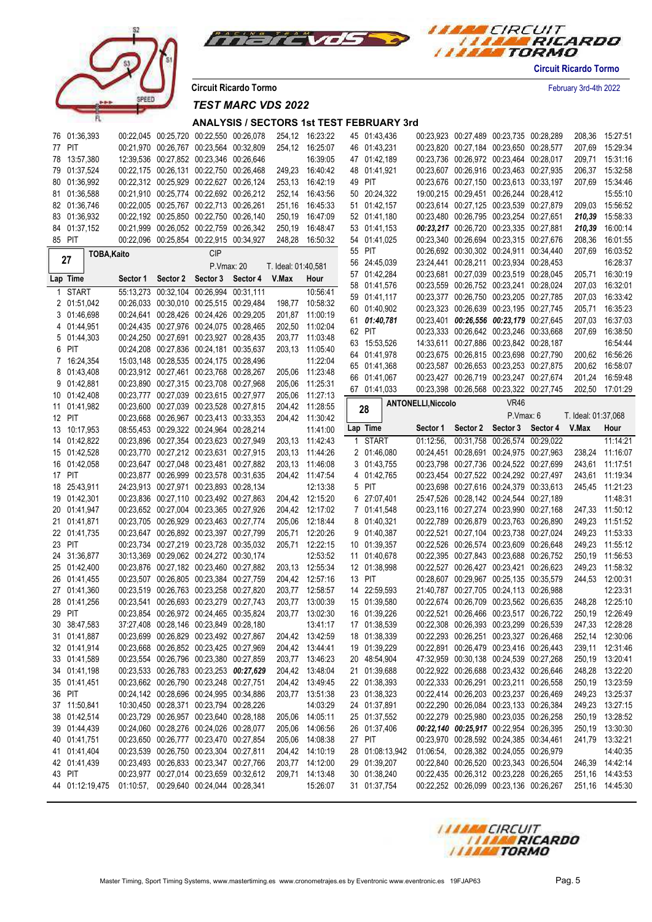Circuit Ricardo Tormo

February 3rd-4th 2022

## TEST MARC VDS 2022

### ANALYSIS / SECTORS 1st TEST FEBRUARY 3rd

| Lap | Time | Sector 1 | Sector 2 | Sector 3 | Sector 4 | V.Max | Hour |
|---|---|---|---|---|---|---|---|
| 76 | 01:36,393 | 00:22,045 | 00:25,720 | 00:22,550 | 00:26,078 | 254,12 | 16:23:22 |
| 77 | PIT | 00:21,970 | 00:26,767 | 00:23,564 | 00:32,809 | 254,12 | 16:25:07 |
| 78 | 13:57,380 | 12:39,536 | 00:27,852 | 00:23,346 | 00:26,646 | | 16:39:05 |
| 79 | 01:37,524 | 00:22,175 | 00:26,131 | 00:22,750 | 00:26,468 | 249,23 | 16:40:42 |
| 80 | 01:36,992 | 00:22,312 | 00:25,929 | 00:22,627 | 00:26,124 | 253,13 | 16:42:19 |
| 81 | 01:36,588 | 00:21,910 | 00:25,774 | 00:22,692 | 00:26,212 | 252,14 | 16:43:56 |
| 82 | 01:36,746 | 00:22,005 | 00:25,767 | 00:22,713 | 00:26,261 | 251,16 | 16:45:33 |
| 83 | 01:36,932 | 00:22,192 | 00:25,850 | 00:22,750 | 00:26,140 | 250,19 | 16:47:09 |
| 84 | 01:37,152 | 00:21,999 | 00:26,052 | 00:22,759 | 00:26,342 | 250,19 | 16:48:47 |
| 85 | PIT | 00:22,096 | 00:25,854 | 00:22,915 | 00:34,927 | 248,28 | 16:50:32 |

**27 — TOBA,Kaito** — CIP — P.Vmax: 20 — T. Ideal: 01:40,581

| Lap | Time | Sector 1 | Sector 2 | Sector 3 | Sector 4 | V.Max | Hour |
|---|---|---|---|---|---|---|---|
| 1 | START | 55:13,273 | 00:32,104 | 00:26,994 | 00:31,111 | | 10:56:41 |
| 2 | 01:51,042 | 00:26,033 | 00:30,010 | 00:25,515 | 00:29,484 | 198,77 | 10:58:32 |
| 3 | 01:46,698 | 00:24,641 | 00:28,426 | 00:24,426 | 00:29,205 | 201,87 | 11:00:19 |
| 4 | 01:44,951 | 00:24,435 | 00:27,976 | 00:24,075 | 00:28,465 | 202,50 | 11:02:04 |
| 5 | 01:44,303 | 00:24,250 | 00:27,691 | 00:23,927 | 00:28,435 | 203,77 | 11:03:48 |
| 6 | PIT | 00:24,208 | 00:27,836 | 00:24,181 | 00:35,637 | 203,13 | 11:05:40 |
| 7 | 16:24,354 | 15:03,148 | 00:28,535 | 00:24,175 | 00:28,496 | | 11:22:04 |
| 8 | 01:43,408 | 00:23,912 | 00:27,461 | 00:23,768 | 00:28,267 | 205,06 | 11:23:48 |
| 9 | 01:42,881 | 00:23,890 | 00:27,315 | 00:23,708 | 00:27,968 | 205,06 | 11:25:31 |
| 10 | 01:42,408 | 00:23,777 | 00:27,039 | 00:23,615 | 00:27,977 | 205,06 | 11:27:13 |
| 11 | 01:41,982 | 00:23,600 | 00:27,039 | 00:23,528 | 00:27,815 | 204,42 | 11:28:55 |
| 12 | PIT | 00:23,668 | 00:26,967 | 00:23,413 | 00:33,353 | 204,42 | 11:30:42 |
| 13 | 10:17,953 | 08:55,453 | 00:29,322 | 00:24,964 | 00:28,214 | | 11:41:00 |
| 14 | 01:42,822 | 00:23,896 | 00:27,354 | 00:23,623 | 00:27,949 | 203,13 | 11:42:43 |
| 15 | 01:42,528 | 00:23,770 | 00:27,212 | 00:23,631 | 00:27,915 | 203,13 | 11:44:26 |
| 16 | 01:42,058 | 00:23,647 | 00:27,048 | 00:23,481 | 00:27,882 | 203,13 | 11:46:08 |
| 17 | PIT | 00:23,877 | 00:26,999 | 00:23,578 | 00:31,635 | 204,42 | 11:47:54 |
| 18 | 25:43,911 | 24:23,913 | 00:27,971 | 00:23,893 | 00:28,134 | | 12:13:38 |
| 19 | 01:42,301 | 00:23,836 | 00:27,110 | 00:23,492 | 00:27,863 | 204,42 | 12:15:20 |
| 20 | 01:41,947 | 00:23,652 | 00:27,004 | 00:23,365 | 00:27,926 | 204,42 | 12:17:02 |
| 21 | 01:41,871 | 00:23,705 | 00:26,929 | 00:23,463 | 00:27,774 | 205,06 | 12:18:44 |
| 22 | 01:41,735 | 00:23,647 | 00:26,892 | 00:23,397 | 00:27,799 | 205,71 | 12:20:26 |
| 23 | PIT | 00:23,734 | 00:27,219 | 00:23,728 | 00:35,032 | 205,71 | 12:22:15 |
| 24 | 31:36,877 | 30:13,369 | 00:29,062 | 00:24,272 | 00:30,174 | | 12:53:52 |
| 25 | 01:42,400 | 00:23,876 | 00:27,182 | 00:23,460 | 00:27,882 | 203,13 | 12:55:34 |
| 26 | 01:41,455 | 00:23,507 | 00:26,805 | 00:23,384 | 00:27,759 | 204,42 | 12:57:16 |
| 27 | 01:41,360 | 00:23,519 | 00:26,763 | 00:23,258 | 00:27,820 | 203,77 | 12:58:57 |
| 28 | 01:41,256 | 00:23,541 | 00:26,693 | 00:23,279 | 00:27,743 | 203,77 | 13:00:39 |
| 29 | PIT | 00:23,854 | 00:26,972 | 00:24,465 | 00:35,824 | 203,77 | 13:02:30 |
| 30 | 38:47,583 | 37:27,408 | 00:28,146 | 00:23,849 | 00:28,180 | | 13:41:17 |
| 31 | 01:41,887 | 00:23,699 | 00:26,829 | 00:23,492 | 00:27,867 | 204,42 | 13:42:59 |
| 32 | 01:41,914 | 00:23,668 | 00:26,852 | 00:23,425 | 00:27,969 | 204,42 | 13:44:41 |
| 33 | 01:41,589 | 00:23,554 | 00:26,796 | 00:23,380 | 00:27,859 | 203,77 | 13:46:23 |
| 34 | 01:41,198 | 00:23,533 | 00:26,783 | 00:23,253 | ***00:27,629*** | 203,77 | 13:48:04 |
| 35 | 01:41,451 | 00:23,662 | 00:26,790 | 00:23,248 | 00:27,751 | 204,42 | 13:49:45 |
| 36 | PIT | 00:24,142 | 00:28,696 | 00:24,995 | 00:34,886 | 203,77 | 13:51:38 |
| 37 | 11:50,841 | 10:30,450 | 00:28,371 | 00:23,794 | 00:28,226 | | 14:03:29 |
| 38 | 01:42,514 | 00:23,729 | 00:26,957 | 00:23,640 | 00:28,188 | 205,06 | 14:05:11 |
| 39 | 01:44,439 | 00:24,060 | 00:28,276 | 00:24,026 | 00:28,077 | 205,06 | 14:06:56 |
| 40 | 01:41,751 | 00:23,650 | 00:26,777 | 00:23,470 | 00:27,854 | 205,06 | 14:08:38 |
| 41 | 01:41,404 | 00:23,539 | 00:26,750 | 00:23,304 | 00:27,811 | 204,42 | 14:10:19 |
| 42 | 01:41,439 | 00:23,493 | 00:26,833 | 00:23,347 | 00:27,766 | 203,77 | 14:12:00 |
| 43 | PIT | 00:23,977 | 00:27,014 | 00:23,659 | 00:32,612 | 209,71 | 14:13:48 |
| 44 | 01:12:19,475 | 01:10:57, | 00:29,640 | 00:24,044 | 00:28,341 | | 15:26:07 |
| 45 | 01:43,436 | 00:23,923 | 00:27,489 | 00:23,735 | 00:28,289 | 208,36 | 15:27:51 |
| 46 | 01:43,231 | 00:23,820 | 00:27,184 | 00:23,650 | 00:28,577 | 207,69 | 15:29:34 |
| 47 | 01:42,189 | 00:23,736 | 00:26,972 | 00:23,464 | 00:28,017 | 209,71 | 15:31:16 |
| 48 | 01:41,921 | 00:23,607 | 00:26,916 | 00:23,463 | 00:27,935 | 206,37 | 15:32:58 |
| 49 | PIT | 00:23,676 | 00:27,150 | 00:23,613 | 00:33,197 | 207,69 | 15:34:46 |
| 50 | 20:24,322 | 19:00,215 | 00:29,451 | 00:26,244 | 00:28,412 | | 15:55:10 |
| 51 | 01:42,157 | 00:23,614 | 00:27,125 | 00:23,539 | 00:27,879 | 209,03 | 15:56:52 |
| 52 | 01:41,180 | 00:23,480 | 00:26,795 | 00:23,254 | 00:27,651 | ***210,39*** | 15:58:33 |
| 53 | 01:41,153 | ***00:23,217*** | 00:26,720 | 00:23,335 | 00:27,881 | ***210,39*** | 16:00:14 |
| 54 | 01:41,025 | 00:23,340 | 00:26,694 | 00:23,315 | 00:27,676 | 208,36 | 16:01:55 |
| 55 | PIT | 00:26,692 | 00:30,302 | 00:24,911 | 00:34,440 | 207,69 | 16:03:52 |
| 56 | 24:45,039 | 23:24,441 | 00:28,211 | 00:23,934 | 00:28,453 | | 16:28:37 |
| 57 | 01:42,284 | 00:23,681 | 00:27,039 | 00:23,519 | 00:28,045 | 205,71 | 16:30:19 |
| 58 | 01:41,576 | 00:23,559 | 00:26,752 | 00:23,241 | 00:28,024 | 207,03 | 16:32:01 |
| 59 | 01:41,117 | 00:23,377 | 00:26,750 | 00:23,205 | 00:27,785 | 207,03 | 16:33:42 |
| 60 | 01:40,902 | 00:23,323 | 00:26,639 | 00:23,195 | 00:27,745 | 205,71 | 16:35:23 |
| 61 | ***01:40,781*** | 00:23,401 | ***00:26,556*** | ***00:23,179*** | 00:27,645 | 207,03 | 16:37:03 |
| 62 | PIT | 00:23,333 | 00:26,642 | 00:23,246 | 00:33,668 | 207,69 | 16:38:50 |
| 63 | 15:53,526 | 14:33,611 | 00:27,886 | 00:23,842 | 00:28,187 | | 16:54:44 |
| 64 | 01:41,978 | 00:23,675 | 00:26,815 | 00:23,698 | 00:27,790 | 200,62 | 16:56:26 |
| 65 | 01:41,368 | 00:23,587 | 00:26,653 | 00:23,253 | 00:27,875 | 200,62 | 16:58:07 |
| 66 | 01:41,067 | 00:23,427 | 00:26,719 | 00:23,247 | 00:27,674 | 201,24 | 16:59:48 |
| 67 | 01:41,033 | 00:23,398 | 00:26,568 | 00:23,322 | 00:27,745 | 202,50 | 17:01:29 |

**28 — ANTONELLI,Niccolo** — VR46 — P.Vmax: 6 — T. Ideal: 01:37,068

| Lap | Time | Sector 1 | Sector 2 | Sector 3 | Sector 4 | V.Max | Hour |
|---|---|---|---|---|---|---|---|
| 1 | START | 01:12:56, | 00:31,758 | 00:26,574 | 00:29,022 | | 11:14:21 |
| 2 | 01:46,080 | 00:24,451 | 00:28,691 | 00:24,975 | 00:27,963 | 238,24 | 11:16:07 |
| 3 | 01:43,755 | 00:23,798 | 00:27,736 | 00:24,522 | 00:27,699 | 243,61 | 11:17:51 |
| 4 | 01:42,765 | 00:23,454 | 00:27,522 | 00:24,292 | 00:27,497 | 243,61 | 11:19:34 |
| 5 | PIT | 00:23,698 | 00:27,616 | 00:24,379 | 00:33,613 | 245,45 | 11:21:23 |
| 6 | 27:07,401 | 25:47,526 | 00:28,142 | 00:24,544 | 00:27,189 | | 11:48:31 |
| 7 | 01:41,548 | 00:23,116 | 00:27,274 | 00:23,990 | 00:27,168 | 247,33 | 11:50:12 |
| 8 | 01:40,321 | 00:22,789 | 00:26,879 | 00:23,763 | 00:26,890 | 249,23 | 11:51:52 |
| 9 | 01:40,387 | 00:22,521 | 00:27,104 | 00:23,738 | 00:27,024 | 249,23 | 11:53:33 |
| 10 | 01:39,357 | 00:22,526 | 00:26,574 | 00:23,609 | 00:26,648 | 249,23 | 11:55:12 |
| 11 | 01:40,678 | 00:22,395 | 00:27,843 | 00:23,688 | 00:26,752 | 250,19 | 11:56:53 |
| 12 | 01:38,998 | 00:22,527 | 00:26,427 | 00:23,421 | 00:26,623 | 249,23 | 11:58:32 |
| 13 | PIT | 00:28,607 | 00:29,967 | 00:25,135 | 00:35,579 | 244,53 | 12:00:31 |
| 14 | 22:59,593 | 21:40,787 | 00:27,705 | 00:24,113 | 00:26,988 | | 12:23:31 |
| 15 | 01:39,580 | 00:22,674 | 00:26,709 | 00:23,562 | 00:26,635 | 248,28 | 12:25:10 |
| 16 | 01:39,226 | 00:22,521 | 00:26,466 | 00:23,517 | 00:26,722 | 250,19 | 12:26:49 |
| 17 | 01:38,539 | 00:22,308 | 00:26,393 | 00:23,299 | 00:26,539 | 247,33 | 12:28:28 |
| 18 | 01:38,339 | 00:22,293 | 00:26,251 | 00:23,327 | 00:26,468 | 252,14 | 12:30:06 |
| 19 | 01:39,229 | 00:22,891 | 00:26,479 | 00:23,416 | 00:26,443 | 239,11 | 12:31:46 |
| 20 | 48:54,904 | 47:32,959 | 00:30,138 | 00:24,539 | 00:27,268 | 250,19 | 13:20:41 |
| 21 | 01:39,688 | 00:22,922 | 00:26,688 | 00:23,432 | 00:26,646 | 248,28 | 13:22:20 |
| 22 | 01:38,393 | 00:22,333 | 00:26,291 | 00:23,211 | 00:26,558 | 250,19 | 13:23:59 |
| 23 | 01:38,323 | 00:22,414 | 00:26,203 | 00:23,237 | 00:26,469 | 249,23 | 13:25:37 |
| 24 | 01:37,891 | 00:22,290 | 00:26,084 | 00:23,133 | 00:26,384 | 249,23 | 13:27:15 |
| 25 | 01:37,552 | 00:22,279 | 00:25,980 | 00:23,035 | 00:26,258 | 250,19 | 13:28:52 |
| 26 | 01:37,406 | ***00:22,140*** | ***00:25,917*** | 00:22,954 | 00:26,395 | 250,19 | 13:30:30 |
| 27 | PIT | 00:23,970 | 00:28,592 | 00:24,385 | 00:34,461 | 241,79 | 13:32:21 |
| 28 | 01:08:13,942 | 01:06:54, | 00:28,382 | 00:24,055 | 00:26,979 | | 14:40:35 |
| 29 | 01:39,207 | 00:22,840 | 00:26,520 | 00:23,343 | 00:26,504 | 246,39 | 14:42:14 |
| 30 | 01:38,240 | 00:22,435 | 00:26,312 | 00:23,228 | 00:26,265 | 251,16 | 14:43:53 |
| 31 | 01:37,754 | 00:22,252 | 00:26,099 | 00:23,136 | 00:26,267 | 251,16 | 14:45:30 |

Master Timing, Sport Timing Systems, www.mastertiming.es www.cronometrajes.es by Eventronic www.eventronic.es 19FJAP63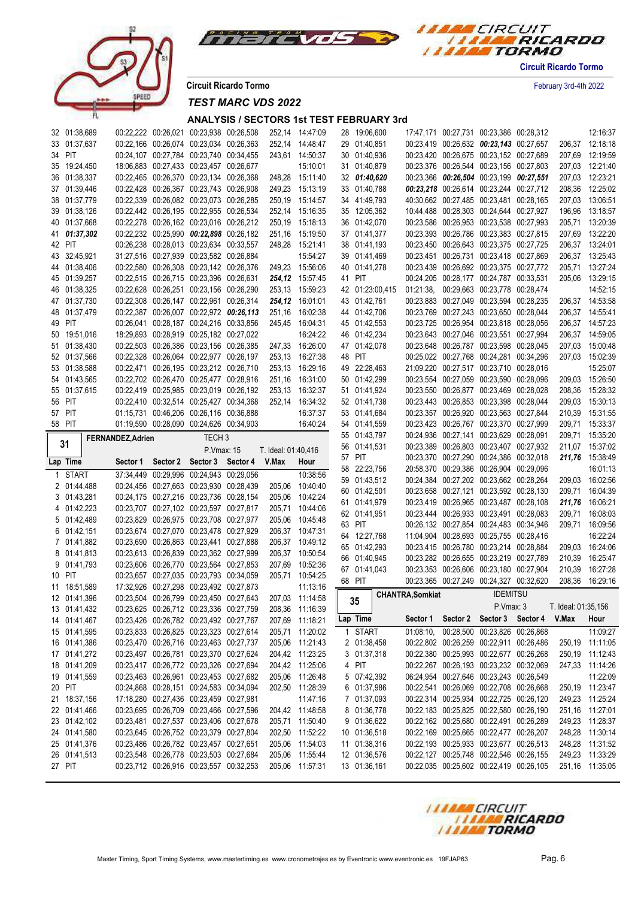Circuit Ricardo Tormo

February 3rd-4th 2022

## TEST MARC VDS 2022

### ANALYSIS / SECTORS 1st TEST FEBRUARY 3rd

| Lap | Time | Sector 1 | Sector 2 | Sector 3 | Sector 4 | V.Max | Hour |
|---|---|---|---|---|---|---|---|
| 32 | 01:38,689 | 00:22,222 | 00:26,021 | 00:23,938 | 00:26,508 | 252,14 | 14:47:09 |
| 33 | 01:37,637 | 00:22,166 | 00:26,074 | 00:23,034 | 00:26,363 | 252,14 | 14:48:47 |
| 34 | PIT | 00:24,107 | 00:27,784 | 00:23,740 | 00:34,455 | 243,61 | 14:50:37 |
| 35 | 19:24,450 | 18:06,883 | 00:27,433 | 00:23,457 | 00:26,677 | | 15:10:01 |
| 36 | 01:38,337 | 00:22,465 | 00:26,370 | 00:23,134 | 00:26,368 | 248,28 | 15:11:40 |
| 37 | 01:39,446 | 00:22,428 | 00:26,367 | 00:23,743 | 00:26,908 | 249,23 | 15:13:19 |
| 38 | 01:37,779 | 00:22,339 | 00:26,082 | 00:23,073 | 00:26,285 | 250,19 | 15:14:57 |
| 39 | 01:38,126 | 00:22,442 | 00:26,195 | 00:22,955 | 00:26,534 | 252,14 | 15:16:35 |
| 40 | 01:37,668 | 00:22,278 | 00:26,162 | 00:23,016 | 00:26,212 | 250,19 | 15:18:13 |
| 41 | ***01:37,302*** | 00:22,232 | 00:25,990 | ***00:22,898*** | 00:26,182 | 251,16 | 15:19:50 |
| 42 | PIT | 00:26,238 | 00:28,013 | 00:23,634 | 00:33,557 | 248,28 | 15:21:41 |
| 43 | 32:45,921 | 31:27,516 | 00:27,939 | 00:23,582 | 00:26,884 | | 15:54:27 |
| 44 | 01:38,406 | 00:22,580 | 00:26,308 | 00:23,142 | 00:26,376 | 249,23 | 15:56:06 |
| 45 | 01:39,257 | 00:22,515 | 00:26,715 | 00:23,396 | 00:26,631 | ***254,12*** | 15:57:45 |
| 46 | 01:38,325 | 00:22,628 | 00:26,251 | 00:23,156 | 00:26,290 | 253,13 | 15:59:23 |
| 47 | 01:37,730 | 00:22,308 | 00:26,147 | 00:22,961 | 00:26,314 | ***254,12*** | 16:01:01 |
| 48 | 01:37,479 | 00:22,387 | 00:26,007 | 00:22,972 | ***00:26,113*** | 251,16 | 16:02:38 |
| 49 | PIT | 00:26,041 | 00:28,187 | 00:24,216 | 00:33,856 | 245,45 | 16:04:31 |
| 50 | 19:51,016 | 18:29,893 | 00:28,919 | 00:25,182 | 00:27,022 | | 16:24:22 |
| 51 | 01:38,430 | 00:22,503 | 00:26,386 | 00:23,156 | 00:26,385 | 247,33 | 16:26:00 |
| 52 | 01:37,566 | 00:22,328 | 00:26,064 | 00:22,977 | 00:26,197 | 253,13 | 16:27:38 |
| 53 | 01:38,588 | 00:22,471 | 00:26,195 | 00:23,212 | 00:26,710 | 253,13 | 16:29:16 |
| 54 | 01:43,565 | 00:22,702 | 00:26,470 | 00:25,477 | 00:28,916 | 251,16 | 16:31:00 |
| 55 | 01:37,615 | 00:22,419 | 00:25,985 | 00:23,019 | 00:26,192 | 253,13 | 16:32:37 |
| 56 | PIT | 00:22,410 | 00:32,514 | 00:25,427 | 00:34,368 | 252,14 | 16:34:32 |
| 57 | PIT | 01:15,731 | 00:46,206 | 00:26,116 | 00:36,888 | | 16:37:37 |
| 58 | PIT | 01:19,590 | 00:28,090 | 00:24,626 | 00:34,903 | | 16:40:24 |

**31 — FERNANDEZ,Adrien — TECH 3 — P.Vmax: 15 — T. Ideal: 01:40,416**

| Lap | Time | Sector 1 | Sector 2 | Sector 3 | Sector 4 | V.Max | Hour |
|---|---|---|---|---|---|---|---|
| 1 | START | 37:34,449 | 00:29,996 | 00:24,943 | 00:29,056 | | 10:38:56 |
| 2 | 01:44,488 | 00:24,456 | 00:27,663 | 00:23,930 | 00:28,439 | 205,06 | 10:40:40 |
| 3 | 01:43,281 | 00:24,175 | 00:27,216 | 00:23,736 | 00:28,154 | 205,06 | 10:42:24 |
| 4 | 01:42,223 | 00:23,707 | 00:27,102 | 00:23,597 | 00:27,817 | 205,71 | 10:44:06 |
| 5 | 01:42,489 | 00:23,829 | 00:26,975 | 00:23,708 | 00:27,977 | 205,06 | 10:45:48 |
| 6 | 01:42,151 | 00:23,674 | 00:27,070 | 00:23,478 | 00:27,929 | 206,37 | 10:47:31 |
| 7 | 01:41,882 | 00:23,690 | 00:26,863 | 00:23,441 | 00:27,888 | 206,37 | 10:49:12 |
| 8 | 01:41,813 | 00:23,613 | 00:26,839 | 00:23,362 | 00:27,999 | 206,37 | 10:50:54 |
| 9 | 01:41,793 | 00:23,606 | 00:26,770 | 00:23,564 | 00:27,853 | 207,69 | 10:52:36 |
| 10 | PIT | 00:23,657 | 00:27,035 | 00:23,793 | 00:34,059 | 205,71 | 10:54:25 |
| 11 | 18:51,589 | 17:32,926 | 00:27,298 | 00:23,492 | 00:27,873 | | 11:13:16 |
| 12 | 01:41,396 | 00:23,504 | 00:26,799 | 00:23,450 | 00:27,643 | 207,03 | 11:14:58 |
| 13 | 01:41,432 | 00:23,625 | 00:26,712 | 00:23,336 | 00:27,759 | 208,36 | 11:16:39 |
| 14 | 01:41,467 | 00:23,426 | 00:26,782 | 00:23,492 | 00:27,767 | 207,69 | 11:18:21 |
| 15 | 01:41,595 | 00:23,833 | 00:26,825 | 00:23,323 | 00:27,614 | 205,71 | 11:20:02 |
| 16 | 01:41,386 | 00:23,470 | 00:26,716 | 00:23,463 | 00:27,737 | 205,06 | 11:21:43 |
| 17 | 01:41,272 | 00:23,497 | 00:26,781 | 00:23,370 | 00:27,624 | 204,42 | 11:23:25 |
| 18 | 01:41,209 | 00:23,417 | 00:26,772 | 00:23,326 | 00:27,694 | 204,42 | 11:25:06 |
| 19 | 01:41,559 | 00:23,463 | 00:26,961 | 00:23,453 | 00:27,682 | 205,06 | 11:26:48 |
| 20 | PIT | 00:24,868 | 00:28,151 | 00:24,583 | 00:34,094 | 202,50 | 11:28:39 |
| 21 | 18:37,156 | 17:18,280 | 00:27,436 | 00:23,459 | 00:27,981 | | 11:47:16 |
| 22 | 01:41,466 | 00:23,695 | 00:26,709 | 00:23,466 | 00:27,596 | 204,42 | 11:48:58 |
| 23 | 01:42,102 | 00:23,481 | 00:27,537 | 00:23,406 | 00:27,678 | 205,71 | 11:50:40 |
| 24 | 01:41,580 | 00:23,645 | 00:26,752 | 00:23,379 | 00:27,804 | 202,50 | 11:52:22 |
| 25 | 01:41,376 | 00:23,486 | 00:26,782 | 00:23,457 | 00:27,651 | 205,06 | 11:54:03 |
| 26 | 01:41,513 | 00:23,548 | 00:26,778 | 00:23,503 | 00:27,684 | 205,06 | 11:55:44 |
| 27 | PIT | 00:23,712 | 00:26,916 | 00:23,557 | 00:32,253 | 205,06 | 11:57:31 |
| 28 | 19:06,600 | 17:47,171 | 00:27,731 | 00:23,386 | 00:28,312 | | 12:16:37 |
| 29 | 01:40,851 | 00:23,419 | 00:26,632 | ***00:23,143*** | 00:27,657 | 206,37 | 12:18:18 |
| 30 | 01:40,936 | 00:23,420 | 00:26,675 | 00:23,152 | 00:27,689 | 207,69 | 12:19:59 |
| 31 | 01:40,879 | 00:23,376 | 00:26,544 | 00:23,156 | 00:27,803 | 207,03 | 12:21:40 |
| 32 | ***01:40,620*** | 00:23,366 | ***00:26,504*** | 00:23,199 | ***00:27,551*** | 207,03 | 12:23:21 |
| 33 | 01:40,788 | ***00:23,218*** | 00:26,614 | 00:23,244 | 00:27,712 | 208,36 | 12:25:02 |
| 34 | 41:49,793 | 40:30,662 | 00:27,485 | 00:23,481 | 00:28,165 | 207,03 | 13:06:51 |
| 35 | 12:05,362 | 10:44,488 | 00:28,303 | 00:24,644 | 00:27,927 | 196,96 | 13:18:57 |
| 36 | 01:42,070 | 00:23,586 | 00:26,953 | 00:23,538 | 00:27,993 | 205,71 | 13:20:39 |
| 37 | 01:41,377 | 00:23,393 | 00:26,786 | 00:23,383 | 00:27,815 | 207,69 | 13:22:20 |
| 38 | 01:41,193 | 00:23,450 | 00:26,643 | 00:23,375 | 00:27,725 | 206,37 | 13:24:01 |
| 39 | 01:41,469 | 00:23,451 | 00:26,731 | 00:23,418 | 00:27,869 | 206,37 | 13:25:43 |
| 40 | 01:41,278 | 00:23,439 | 00:26,692 | 00:23,375 | 00:27,772 | 205,71 | 13:27:24 |
| 41 | PIT | 00:24,205 | 00:28,177 | 00:24,787 | 00:33,531 | 205,06 | 13:29:15 |
| 42 | 01:23:00,415 | 01:21:38, | 00:29,663 | 00:23,778 | 00:28,474 | | 14:52:15 |
| 43 | 01:42,761 | 00:23,883 | 00:27,049 | 00:23,594 | 00:28,235 | 206,37 | 14:53:58 |
| 44 | 01:42,706 | 00:23,769 | 00:27,243 | 00:23,650 | 00:28,044 | 206,37 | 14:55:41 |
| 45 | 01:42,553 | 00:23,725 | 00:26,954 | 00:23,818 | 00:28,056 | 206,37 | 14:57:23 |
| 46 | 01:42,234 | 00:23,643 | 00:27,046 | 00:23,551 | 00:27,994 | 206,37 | 14:59:05 |
| 47 | 01:42,078 | 00:23,648 | 00:26,787 | 00:23,598 | 00:28,045 | 207,03 | 15:00:48 |
| 48 | PIT | 00:25,022 | 00:27,768 | 00:24,281 | 00:34,296 | 207,03 | 15:02:39 |
| 49 | 22:28,463 | 21:09,220 | 00:27,517 | 00:23,710 | 00:28,016 | | 15:25:07 |
| 50 | 01:42,299 | 00:23,554 | 00:27,059 | 00:23,590 | 00:28,096 | 209,03 | 15:26:50 |
| 51 | 01:41,924 | 00:23,550 | 00:26,877 | 00:23,469 | 00:28,028 | 208,36 | 15:28:32 |
| 52 | 01:41,738 | 00:23,443 | 00:26,853 | 00:23,398 | 00:28,044 | 209,03 | 15:30:13 |
| 53 | 01:41,684 | 00:23,357 | 00:26,920 | 00:23,563 | 00:27,844 | 210,39 | 15:31:55 |
| 54 | 01:41,559 | 00:23,423 | 00:26,767 | 00:23,370 | 00:27,999 | 209,71 | 15:33:37 |
| 55 | 01:43,797 | 00:24,936 | 00:27,141 | 00:23,629 | 00:28,091 | 209,71 | 15:35:20 |
| 56 | 01:41,531 | 00:23,389 | 00:26,803 | 00:23,407 | 00:27,932 | 211,07 | 15:37:02 |
| 57 | PIT | 00:23,370 | 00:27,290 | 00:24,386 | 00:32,018 | ***211,76*** | 15:38:49 |
| 58 | 22:23,756 | 20:58,370 | 00:29,386 | 00:26,904 | 00:29,096 | | 16:01:13 |
| 59 | 01:43,512 | 00:24,384 | 00:27,202 | 00:23,662 | 00:28,264 | 209,03 | 16:02:56 |
| 60 | 01:42,501 | 00:23,658 | 00:27,121 | 00:23,592 | 00:28,130 | 209,71 | 16:04:39 |
| 61 | 01:41,979 | 00:23,419 | 00:26,965 | 00:23,487 | 00:28,108 | ***211,76*** | 16:06:21 |
| 62 | 01:41,951 | 00:23,444 | 00:26,933 | 00:23,491 | 00:28,083 | 209,71 | 16:08:03 |
| 63 | PIT | 00:26,132 | 00:27,854 | 00:24,483 | 00:34,946 | 209,71 | 16:09:56 |
| 64 | 12:27,768 | 11:04,904 | 00:28,693 | 00:25,755 | 00:28,416 | | 16:22:24 |
| 65 | 01:42,293 | 00:23,415 | 00:26,780 | 00:23,214 | 00:28,884 | 209,03 | 16:24:06 |
| 66 | 01:40,945 | 00:23,282 | 00:26,655 | 00:23,219 | 00:27,789 | 210,39 | 16:25:47 |
| 67 | 01:41,043 | 00:23,353 | 00:26,606 | 00:23,180 | 00:27,904 | 210,39 | 16:27:28 |
| 68 | PIT | 00:23,365 | 00:27,249 | 00:24,327 | 00:32,620 | 208,36 | 16:29:16 |

**35 — CHANTRA,Somkiat — IDEMITSU — P.Vmax: 3 — T. Ideal: 01:35,156**

| Lap | Time | Sector 1 | Sector 2 | Sector 3 | Sector 4 | V.Max | Hour |
|---|---|---|---|---|---|---|---|
| 1 | START | 01:08:10, | 00:28,500 | 00:23,826 | 00:26,868 | | 11:09:27 |
| 2 | 01:38,458 | 00:22,802 | 00:26,259 | 00:22,911 | 00:26,486 | 250,19 | 11:11:05 |
| 3 | 01:37,318 | 00:22,380 | 00:25,993 | 00:22,677 | 00:26,268 | 250,19 | 11:12:43 |
| 4 | PIT | 00:22,267 | 00:26,193 | 00:23,232 | 00:32,069 | 247,33 | 11:14:26 |
| 5 | 07:42,392 | 06:24,954 | 00:27,646 | 00:23,243 | 00:26,549 | | 11:22:09 |
| 6 | 01:37,986 | 00:22,541 | 00:26,069 | 00:22,708 | 00:26,668 | 250,19 | 11:23:47 |
| 7 | 01:37,093 | 00:22,314 | 00:25,934 | 00:22,725 | 00:26,120 | 249,23 | 11:25:24 |
| 8 | 01:36,778 | 00:22,183 | 00:25,825 | 00:22,580 | 00:26,190 | 251,16 | 11:27:01 |
| 9 | 01:36,622 | 00:22,162 | 00:25,680 | 00:22,491 | 00:26,289 | 249,23 | 11:28:37 |
| 10 | 01:36,518 | 00:22,169 | 00:25,665 | 00:22,477 | 00:26,207 | 248,28 | 11:30:14 |
| 11 | 01:38,316 | 00:22,193 | 00:25,933 | 00:23,677 | 00:26,513 | 248,28 | 11:31:52 |
| 12 | 01:36,576 | 00:22,127 | 00:25,748 | 00:22,546 | 00:26,155 | 249,23 | 11:33:29 |
| 13 | 01:36,161 | 00:22,035 | 00:25,602 | 00:22,419 | 00:26,105 | 251,16 | 11:35:05 |

Master Timing, Sport Timing Systems, www.mastertiming.es www.cronometrajes.es by Eventronic www.eventronic.es 19FJAP63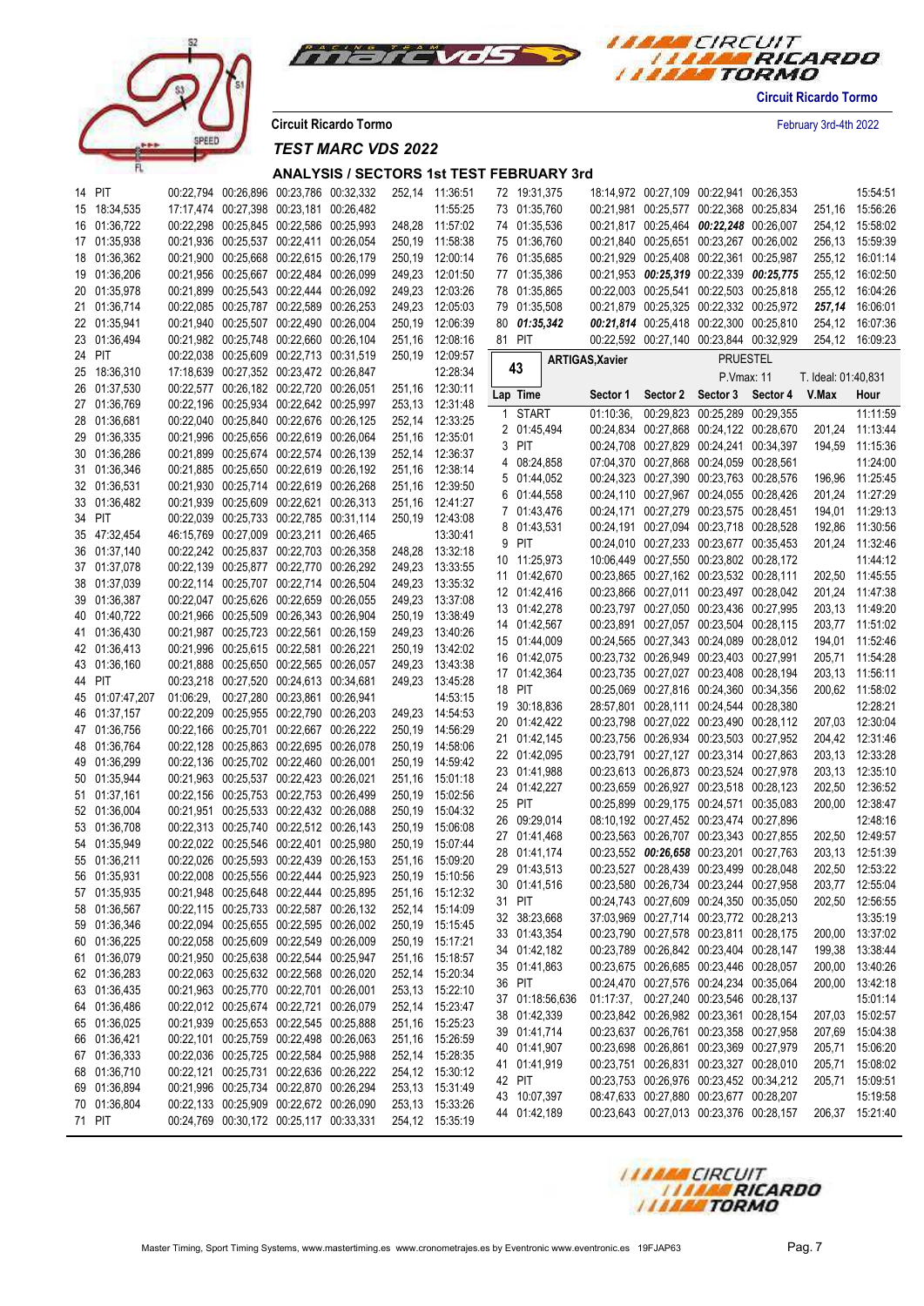Circuit Ricardo Tormo

February 3rd-4th 2022

Circuit Ricardo Tormo

## TEST MARC VDS 2022

### ANALYSIS / SECTORS 1st TEST FEBRUARY 3rd

| Lap | Time | Sector 1 | Sector 2 | Sector 3 | Sector 4 | V.Max | Hour |
|---|---|---|---|---|---|---|---|
| 14 | PIT | 00:22,794 | 00:26,896 | 00:23,786 | 00:32,332 | 252,14 | 11:36:51 |
| 15 | 18:34,535 | 17:17,474 | 00:27,398 | 00:23,181 | 00:26,482 | | 11:55:25 |
| 16 | 01:36,722 | 00:22,298 | 00:25,845 | 00:22,586 | 00:25,993 | 248,28 | 11:57:02 |
| 17 | 01:35,938 | 00:21,936 | 00:25,537 | 00:22,411 | 00:26,054 | 250,19 | 11:58:38 |
| 18 | 01:36,362 | 00:21,900 | 00:25,668 | 00:22,615 | 00:26,179 | 250,19 | 12:00:14 |
| 19 | 01:36,206 | 00:21,956 | 00:25,667 | 00:22,484 | 00:26,099 | 249,23 | 12:01:50 |
| 20 | 01:35,978 | 00:21,899 | 00:25,543 | 00:22,444 | 00:26,092 | 249,23 | 12:03:26 |
| 21 | 01:36,714 | 00:22,085 | 00:25,787 | 00:22,589 | 00:26,253 | 249,23 | 12:05:03 |
| 22 | 01:35,941 | 00:21,940 | 00:25,507 | 00:22,490 | 00:26,004 | 250,19 | 12:06:39 |
| 23 | 01:36,494 | 00:21,982 | 00:25,748 | 00:22,660 | 00:26,104 | 251,16 | 12:08:16 |
| 24 | PIT | 00:22,038 | 00:25,609 | 00:22,713 | 00:31,519 | 250,19 | 12:09:57 |
| 25 | 18:36,310 | 17:18,639 | 00:27,352 | 00:23,472 | 00:26,847 | | 12:28:34 |
| 26 | 01:37,530 | 00:22,577 | 00:26,182 | 00:22,720 | 00:26,051 | 251,16 | 12:30:11 |
| 27 | 01:36,769 | 00:22,196 | 00:25,934 | 00:22,642 | 00:25,997 | 253,13 | 12:31:48 |
| 28 | 01:36,681 | 00:22,040 | 00:25,840 | 00:22,676 | 00:26,125 | 252,14 | 12:33:25 |
| 29 | 01:36,335 | 00:21,996 | 00:25,656 | 00:22,619 | 00:26,064 | 251,16 | 12:35:01 |
| 30 | 01:36,286 | 00:21,899 | 00:25,674 | 00:22,574 | 00:26,139 | 252,14 | 12:36:37 |
| 31 | 01:36,346 | 00:21,885 | 00:25,650 | 00:22,619 | 00:26,192 | 251,16 | 12:38:14 |
| 32 | 01:36,531 | 00:21,930 | 00:25,714 | 00:22,619 | 00:26,268 | 251,16 | 12:39:50 |
| 33 | 01:36,482 | 00:21,939 | 00:25,609 | 00:22,621 | 00:26,313 | 251,16 | 12:41:27 |
| 34 | PIT | 00:22,039 | 00:25,733 | 00:22,785 | 00:31,114 | 250,19 | 12:43:08 |
| 35 | 47:32,454 | 46:15,769 | 00:27,009 | 00:23,211 | 00:26,465 | | 13:30:41 |
| 36 | 01:37,140 | 00:22,242 | 00:25,837 | 00:22,703 | 00:26,358 | 248,28 | 13:32:18 |
| 37 | 01:37,078 | 00:22,139 | 00:25,877 | 00:22,770 | 00:26,292 | 249,23 | 13:33:55 |
| 38 | 01:37,039 | 00:22,114 | 00:25,707 | 00:22,714 | 00:26,504 | 249,23 | 13:35:32 |
| 39 | 01:36,387 | 00:22,047 | 00:25,626 | 00:22,659 | 00:26,055 | 249,23 | 13:37:08 |
| 40 | 01:40,722 | 00:21,966 | 00:25,509 | 00:26,343 | 00:26,904 | 250,19 | 13:38:49 |
| 41 | 01:36,430 | 00:21,987 | 00:25,723 | 00:22,561 | 00:26,159 | 249,23 | 13:40:26 |
| 42 | 01:36,413 | 00:21,996 | 00:25,615 | 00:22,581 | 00:26,221 | 250,19 | 13:42:02 |
| 43 | 01:36,160 | 00:21,888 | 00:25,650 | 00:22,565 | 00:26,057 | 249,23 | 13:43:38 |
| 44 | PIT | 00:23,218 | 00:27,520 | 00:24,613 | 00:34,681 | 249,23 | 13:45:28 |
| 45 | 01:07:47,207 | 01:06:29, | 00:27,280 | 00:23,861 | 00:26,941 | | 14:53:15 |
| 46 | 01:37,157 | 00:22,209 | 00:25,955 | 00:22,790 | 00:26,203 | 249,23 | 14:54:53 |
| 47 | 01:36,756 | 00:22,166 | 00:25,701 | 00:22,667 | 00:26,222 | 250,19 | 14:56:29 |
| 48 | 01:36,764 | 00:22,128 | 00:25,863 | 00:22,695 | 00:26,078 | 250,19 | 14:58:06 |
| 49 | 01:36,299 | 00:22,136 | 00:25,702 | 00:22,460 | 00:26,001 | 250,19 | 14:59:42 |
| 50 | 01:35,944 | 00:21,963 | 00:25,537 | 00:22,423 | 00:26,021 | 251,16 | 15:01:18 |
| 51 | 01:37,161 | 00:22,156 | 00:25,753 | 00:22,753 | 00:26,499 | 250,19 | 15:02:56 |
| 52 | 01:36,004 | 00:21,951 | 00:25,533 | 00:22,432 | 00:26,088 | 250,19 | 15:04:32 |
| 53 | 01:36,708 | 00:22,313 | 00:25,740 | 00:22,512 | 00:26,143 | 250,19 | 15:06:08 |
| 54 | 01:35,949 | 00:22,022 | 00:25,546 | 00:22,401 | 00:25,980 | 250,19 | 15:07:44 |
| 55 | 01:36,211 | 00:22,026 | 00:25,593 | 00:22,439 | 00:26,153 | 251,16 | 15:09:20 |
| 56 | 01:35,931 | 00:22,008 | 00:25,556 | 00:22,444 | 00:25,923 | 250,19 | 15:10:56 |
| 57 | 01:35,935 | 00:21,948 | 00:25,648 | 00:22,444 | 00:25,895 | 251,16 | 15:12:32 |
| 58 | 01:36,567 | 00:22,115 | 00:25,733 | 00:22,587 | 00:26,132 | 252,14 | 15:14:09 |
| 59 | 01:36,346 | 00:22,094 | 00:25,655 | 00:22,595 | 00:26,002 | 250,19 | 15:15:45 |
| 60 | 01:36,225 | 00:22,058 | 00:25,609 | 00:22,549 | 00:26,009 | 250,19 | 15:17:21 |
| 61 | 01:36,079 | 00:21,950 | 00:25,638 | 00:22,544 | 00:25,947 | 251,16 | 15:18:57 |
| 62 | 01:36,283 | 00:22,063 | 00:25,632 | 00:22,568 | 00:26,020 | 252,14 | 15:20:34 |
| 63 | 01:36,435 | 00:21,963 | 00:25,770 | 00:22,701 | 00:26,001 | 253,13 | 15:22:10 |
| 64 | 01:36,486 | 00:22,012 | 00:25,674 | 00:22,721 | 00:26,079 | 252,14 | 15:23:47 |
| 65 | 01:36,025 | 00:21,939 | 00:25,653 | 00:22,545 | 00:25,888 | 251,16 | 15:25:23 |
| 66 | 01:36,421 | 00:22,101 | 00:25,759 | 00:22,498 | 00:26,063 | 251,16 | 15:26:59 |
| 67 | 01:36,333 | 00:22,036 | 00:25,725 | 00:22,584 | 00:25,988 | 252,14 | 15:28:35 |
| 68 | 01:36,710 | 00:22,121 | 00:25,731 | 00:22,636 | 00:26,222 | 254,12 | 15:30:12 |
| 69 | 01:36,894 | 00:21,996 | 00:25,734 | 00:22,870 | 00:26,294 | 253,13 | 15:31:49 |
| 70 | 01:36,804 | 00:22,133 | 00:25,909 | 00:22,672 | 00:26,090 | 253,13 | 15:33:26 |
| 71 | PIT | 00:24,769 | 00:30,172 | 00:25,117 | 00:33,331 | 254,12 | 15:35:19 |
| 72 | 19:31,375 | 18:14,972 | 00:27,109 | 00:22,941 | 00:26,353 | | 15:54:51 |
| 73 | 01:35,760 | 00:21,981 | 00:25,577 | 00:22,368 | 00:25,834 | 251,16 | 15:56:26 |
| 74 | 01:35,536 | 00:21,817 | 00:25,464 | ***00:22,248*** | 00:26,007 | 254,12 | 15:58:02 |
| 75 | 01:36,760 | 00:21,840 | 00:25,651 | 00:23,267 | 00:26,002 | 256,13 | 15:59:39 |
| 76 | 01:35,685 | 00:21,929 | 00:25,408 | 00:22,361 | 00:25,987 | 255,12 | 16:01:14 |
| 77 | 01:35,386 | 00:21,953 | ***00:25,319*** | 00:22,339 | ***00:25,775*** | 255,12 | 16:02:50 |
| 78 | 01:35,865 | 00:22,003 | 00:25,541 | 00:22,503 | 00:25,818 | 255,12 | 16:04:26 |
| 79 | 01:35,508 | 00:21,879 | 00:25,325 | 00:22,332 | 00:25,972 | ***257,14*** | 16:06:01 |
| 80 | ***01:35,342*** | ***00:21,814*** | 00:25,418 | 00:22,300 | 00:25,810 | 254,12 | 16:07:36 |
| 81 | PIT | 00:22,592 | 00:27,140 | 00:23,844 | 00:32,929 | 254,12 | 16:09:23 |

**43** — **ARTIGAS,Xavier** — PRUESTEL — P.Vmax: 11 — T. Ideal: 01:40,831

| Lap | Time | Sector 1 | Sector 2 | Sector 3 | Sector 4 | V.Max | Hour |
|---|---|---|---|---|---|---|---|
| 1 | START | 01:10:36, | 00:29,823 | 00:25,289 | 00:29,355 | | 11:11:59 |
| 2 | 01:45,494 | 00:24,834 | 00:27,868 | 00:24,122 | 00:28,670 | 201,24 | 11:13:44 |
| 3 | PIT | 00:24,708 | 00:27,829 | 00:24,241 | 00:34,397 | 194,59 | 11:15:36 |
| 4 | 08:24,858 | 07:04,370 | 00:27,868 | 00:24,059 | 00:28,561 | | 11:24:00 |
| 5 | 01:44,052 | 00:24,323 | 00:27,390 | 00:23,763 | 00:28,576 | 196,96 | 11:25:45 |
| 6 | 01:44,558 | 00:24,110 | 00:27,967 | 00:24,055 | 00:28,426 | 201,24 | 11:27:29 |
| 7 | 01:43,476 | 00:24,171 | 00:27,279 | 00:23,575 | 00:28,451 | 194,01 | 11:29:13 |
| 8 | 01:43,531 | 00:24,191 | 00:27,094 | 00:23,718 | 00:28,528 | 192,86 | 11:30:56 |
| 9 | PIT | 00:24,010 | 00:27,233 | 00:23,677 | 00:35,453 | 201,24 | 11:32:46 |
| 10 | 11:25,973 | 10:06,449 | 00:27,550 | 00:23,802 | 00:28,172 | | 11:44:12 |
| 11 | 01:42,670 | 00:23,865 | 00:27,162 | 00:23,532 | 00:28,111 | 202,50 | 11:45:55 |
| 12 | 01:42,416 | 00:23,866 | 00:27,011 | 00:23,497 | 00:28,042 | 201,24 | 11:47:38 |
| 13 | 01:42,278 | 00:23,797 | 00:27,050 | 00:23,436 | 00:27,995 | 203,13 | 11:49:20 |
| 14 | 01:42,567 | 00:23,891 | 00:27,057 | 00:23,504 | 00:28,115 | 203,77 | 11:51:02 |
| 15 | 01:44,009 | 00:24,565 | 00:27,343 | 00:24,089 | 00:28,012 | 194,01 | 11:52:46 |
| 16 | 01:42,075 | 00:23,732 | 00:26,949 | 00:23,403 | 00:27,991 | 205,71 | 11:54:28 |
| 17 | 01:42,364 | 00:23,735 | 00:27,027 | 00:23,408 | 00:28,194 | 203,13 | 11:56:11 |
| 18 | PIT | 00:25,069 | 00:27,816 | 00:24,360 | 00:34,356 | 200,62 | 11:58:02 |
| 19 | 30:18,836 | 28:57,801 | 00:28,111 | 00:24,544 | 00:28,380 | | 12:28:21 |
| 20 | 01:42,422 | 00:23,798 | 00:27,022 | 00:23,490 | 00:28,112 | 207,03 | 12:30:04 |
| 21 | 01:42,145 | 00:23,756 | 00:26,934 | 00:23,503 | 00:27,952 | 204,42 | 12:31:46 |
| 22 | 01:42,095 | 00:23,791 | 00:27,127 | 00:23,314 | 00:27,863 | 203,13 | 12:33:28 |
| 23 | 01:41,988 | 00:23,613 | 00:26,873 | 00:23,524 | 00:27,978 | 203,13 | 12:35:10 |
| 24 | 01:42,227 | 00:23,659 | 00:26,927 | 00:23,518 | 00:28,123 | 202,50 | 12:36:52 |
| 25 | PIT | 00:25,899 | 00:29,175 | 00:24,571 | 00:35,083 | 200,00 | 12:38:47 |
| 26 | 09:29,014 | 08:10,192 | 00:27,452 | 00:23,474 | 00:27,896 | | 12:48:16 |
| 27 | 01:41,468 | 00:23,563 | 00:26,707 | 00:23,343 | 00:27,855 | 202,50 | 12:49:57 |
| 28 | 01:41,174 | 00:23,552 | ***00:26,658*** | 00:23,201 | 00:27,763 | 203,13 | 12:51:39 |
| 29 | 01:43,513 | 00:23,527 | 00:28,439 | 00:23,499 | 00:28,048 | 202,50 | 12:53:22 |
| 30 | 01:41,516 | 00:23,580 | 00:26,734 | 00:23,244 | 00:27,958 | 203,77 | 12:55:04 |
| 31 | PIT | 00:24,743 | 00:27,609 | 00:24,350 | 00:35,050 | 202,50 | 12:56:55 |
| 32 | 38:23,668 | 37:03,969 | 00:27,714 | 00:23,772 | 00:28,213 | | 13:35:19 |
| 33 | 01:43,354 | 00:23,790 | 00:27,578 | 00:23,811 | 00:28,175 | 200,00 | 13:37:02 |
| 34 | 01:42,182 | 00:23,789 | 00:26,842 | 00:23,404 | 00:28,147 | 199,38 | 13:38:44 |
| 35 | 01:41,863 | 00:23,675 | 00:26,685 | 00:23,446 | 00:28,057 | 200,00 | 13:40:26 |
| 36 | PIT | 00:24,470 | 00:27,576 | 00:24,234 | 00:35,064 | 200,00 | 13:42:18 |
| 37 | 01:18:56,636 | 01:17:37, | 00:27,240 | 00:23,546 | 00:28,137 | | 15:01:14 |
| 38 | 01:42,339 | 00:23,842 | 00:26,982 | 00:23,361 | 00:28,154 | 207,03 | 15:02:57 |
| 39 | 01:41,714 | 00:23,637 | 00:26,761 | 00:23,358 | 00:27,958 | 207,69 | 15:04:38 |
| 40 | 01:41,907 | 00:23,698 | 00:26,861 | 00:23,369 | 00:27,979 | 205,71 | 15:06:20 |
| 41 | 01:41,919 | 00:23,751 | 00:26,831 | 00:23,327 | 00:28,010 | 205,71 | 15:08:02 |
| 42 | PIT | 00:23,753 | 00:26,976 | 00:23,452 | 00:34,212 | 205,71 | 15:09:51 |
| 43 | 10:07,397 | 08:47,633 | 00:27,880 | 00:23,677 | 00:28,207 | | 15:19:58 |
| 44 | 01:42,189 | 00:23,643 | 00:27,013 | 00:23,376 | 00:28,157 | 206,37 | 15:21:40 |

Master Timing, Sport Timing Systems, www.mastertiming.es www.cronometrajes.es by Eventronic www.eventronic.es 19FJAP63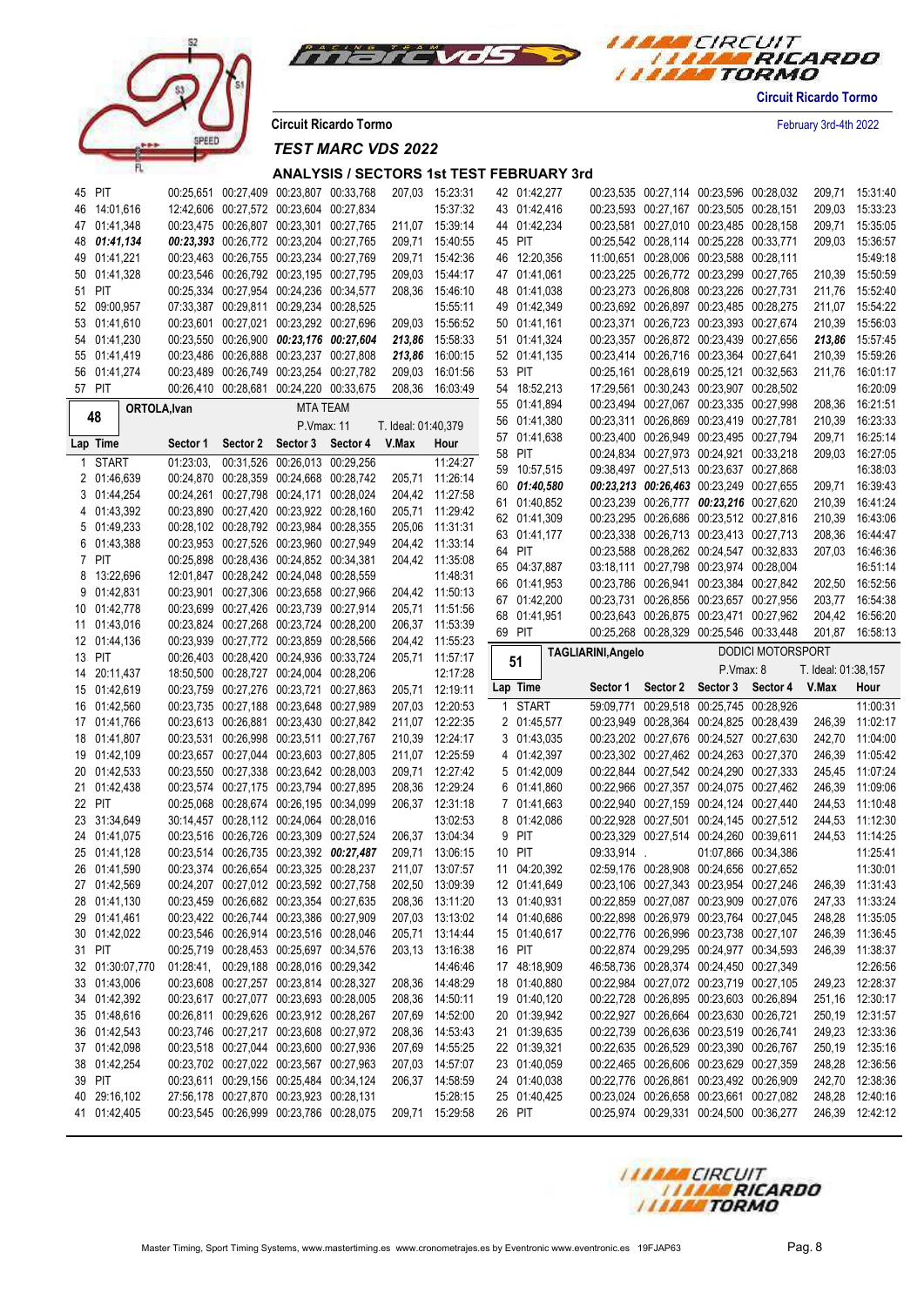Circuit Ricardo Tormo

February 3rd-4th 2022

Circuit Ricardo Tormo

## TEST MARC VDS 2022

### ANALYSIS / SECTORS 1st TEST FEBRUARY 3rd

| Lap | Time | Sector 1 | Sector 2 | Sector 3 | Sector 4 | V.Max | Hour |
|---|---|---|---|---|---|---|---|
| 45 | PIT | 00:25,651 | 00:27,409 | 00:23,807 | 00:33,768 | 207,03 | 15:23:31 |
| 46 | 14:01,616 | 12:42,606 | 00:27,572 | 00:23,604 | 00:27,834 | | 15:37:32 |
| 47 | 01:41,348 | 00:23,475 | 00:26,807 | 00:23,301 | 00:27,765 | 211,07 | 15:39:14 |
| 48 | ***01:41,134*** | ***00:23,393*** | 00:26,772 | 00:23,204 | 00:27,765 | 209,71 | 15:40:55 |
| 49 | 01:41,221 | 00:23,463 | 00:26,755 | 00:23,234 | 00:27,769 | 209,71 | 15:42:36 |
| 50 | 01:41,328 | 00:23,546 | 00:26,792 | 00:23,195 | 00:27,795 | 209,03 | 15:44:17 |
| 51 | PIT | 00:25,334 | 00:27,954 | 00:24,236 | 00:34,577 | 208,36 | 15:46:10 |
| 52 | 09:00,957 | 07:33,387 | 00:29,811 | 00:29,234 | 00:28,525 | | 15:55:11 |
| 53 | 01:41,610 | 00:23,601 | 00:27,021 | 00:23,292 | 00:27,696 | 209,03 | 15:56:52 |
| 54 | 01:41,230 | 00:23,550 | 00:26,900 | ***00:23,176*** | ***00:27,604*** | ***213,86*** | 15:58:33 |
| 55 | 01:41,419 | 00:23,486 | 00:26,888 | 00:23,237 | 00:27,808 | ***213,86*** | 16:00:15 |
| 56 | 01:41,274 | 00:23,489 | 00:26,749 | 00:23,254 | 00:27,782 | 209,03 | 16:01:56 |
| 57 | PIT | 00:26,410 | 00:28,681 | 00:24,220 | 00:33,675 | 208,36 | 16:03:49 |

**48 — ORTOLA,Ivan — MTA TEAM — P.Vmax: 11 — T. Ideal: 01:40,379**

| Lap | Time | Sector 1 | Sector 2 | Sector 3 | Sector 4 | V.Max | Hour |
|---|---|---|---|---|---|---|---|
| 1 | START | 01:23:03, | 00:31,526 | 00:26,013 | 00:29,256 | | 11:24:27 |
| 2 | 01:46,639 | 00:24,870 | 00:28,359 | 00:24,668 | 00:28,742 | 205,71 | 11:26:14 |
| 3 | 01:44,254 | 00:24,261 | 00:27,798 | 00:24,171 | 00:28,024 | 204,42 | 11:27:58 |
| 4 | 01:43,392 | 00:23,890 | 00:27,420 | 00:23,922 | 00:28,160 | 205,71 | 11:29:42 |
| 5 | 01:49,233 | 00:28,102 | 00:28,792 | 00:23,984 | 00:28,355 | 205,06 | 11:31:31 |
| 6 | 01:43,388 | 00:23,953 | 00:27,526 | 00:23,960 | 00:27,949 | 204,42 | 11:33:14 |
| 7 | PIT | 00:25,898 | 00:28,436 | 00:24,852 | 00:34,381 | 204,42 | 11:35:08 |
| 8 | 13:22,696 | 12:01,847 | 00:28,242 | 00:24,048 | 00:28,559 | | 11:48:31 |
| 9 | 01:42,831 | 00:23,901 | 00:27,306 | 00:23,658 | 00:27,966 | 204,42 | 11:50:13 |
| 10 | 01:42,778 | 00:23,699 | 00:27,426 | 00:23,739 | 00:27,914 | 205,71 | 11:51:56 |
| 11 | 01:43,016 | 00:23,824 | 00:27,268 | 00:23,724 | 00:28,200 | 206,37 | 11:53:39 |
| 12 | 01:44,136 | 00:23,939 | 00:27,772 | 00:23,859 | 00:28,566 | 204,42 | 11:55:23 |
| 13 | PIT | 00:26,403 | 00:28,420 | 00:24,936 | 00:33,724 | 205,71 | 11:57:17 |
| 14 | 20:11,437 | 18:50,500 | 00:28,727 | 00:24,004 | 00:28,206 | | 12:17:28 |
| 15 | 01:42,619 | 00:23,759 | 00:27,276 | 00:23,721 | 00:27,863 | 205,71 | 12:19:11 |
| 16 | 01:42,560 | 00:23,735 | 00:27,188 | 00:23,648 | 00:27,989 | 207,03 | 12:20:53 |
| 17 | 01:41,766 | 00:23,613 | 00:26,881 | 00:23,430 | 00:27,842 | 211,07 | 12:22:35 |
| 18 | 01:41,807 | 00:23,531 | 00:26,998 | 00:23,511 | 00:27,767 | 210,39 | 12:24:17 |
| 19 | 01:42,109 | 00:23,657 | 00:27,044 | 00:23,603 | 00:27,805 | 211,07 | 12:25:59 |
| 20 | 01:42,533 | 00:23,550 | 00:27,338 | 00:23,642 | 00:28,003 | 209,71 | 12:27:42 |
| 21 | 01:42,438 | 00:23,574 | 00:27,175 | 00:23,794 | 00:27,895 | 208,36 | 12:29:24 |
| 22 | PIT | 00:25,068 | 00:28,674 | 00:26,195 | 00:34,099 | 206,37 | 12:31:18 |
| 23 | 31:34,649 | 30:14,457 | 00:28,112 | 00:24,064 | 00:28,016 | | 13:02:53 |
| 24 | 01:41,075 | 00:23,516 | 00:26,726 | 00:23,309 | 00:27,524 | 206,37 | 13:04:34 |
| 25 | 01:41,128 | 00:23,514 | 00:26,735 | 00:23,392 | ***00:27,487*** | 209,71 | 13:06:15 |
| 26 | 01:41,590 | 00:23,374 | 00:26,654 | 00:23,325 | 00:28,237 | 211,07 | 13:07:57 |
| 27 | 01:42,569 | 00:24,207 | 00:27,012 | 00:23,592 | 00:27,758 | 202,50 | 13:09:39 |
| 28 | 01:41,130 | 00:23,459 | 00:26,682 | 00:23,354 | 00:27,635 | 208,36 | 13:11:20 |
| 29 | 01:41,461 | 00:23,422 | 00:26,744 | 00:23,386 | 00:27,909 | 207,03 | 13:13:02 |
| 30 | 01:42,022 | 00:23,546 | 00:26,914 | 00:23,516 | 00:28,046 | 205,71 | 13:14:44 |
| 31 | PIT | 00:25,719 | 00:28,453 | 00:25,697 | 00:34,576 | 203,13 | 13:16:38 |
| 32 | 01:30:07,770 | 01:28:41, | 00:29,188 | 00:28,016 | 00:29,342 | | 14:46:46 |
| 33 | 01:43,006 | 00:23,608 | 00:27,257 | 00:23,814 | 00:28,327 | 208,36 | 14:48:29 |
| 34 | 01:42,392 | 00:23,617 | 00:27,077 | 00:23,693 | 00:28,005 | 208,36 | 14:50:11 |
| 35 | 01:48,616 | 00:26,811 | 00:29,626 | 00:23,912 | 00:28,267 | 207,69 | 14:52:00 |
| 36 | 01:42,543 | 00:23,746 | 00:27,217 | 00:23,608 | 00:27,972 | 208,36 | 14:53:43 |
| 37 | 01:42,098 | 00:23,518 | 00:27,044 | 00:23,600 | 00:27,936 | 207,69 | 14:55:25 |
| 38 | 01:42,254 | 00:23,702 | 00:27,022 | 00:23,567 | 00:27,963 | 207,03 | 14:57:07 |
| 39 | PIT | 00:23,611 | 00:29,156 | 00:25,484 | 00:34,124 | 206,37 | 14:58:59 |
| 40 | 29:16,102 | 27:56,178 | 00:27,870 | 00:23,923 | 00:28,131 | | 15:28:15 |
| 41 | 01:42,405 | 00:23,545 | 00:26,999 | 00:23,786 | 00:28,075 | 209,71 | 15:29:58 |
| 42 | 01:42,277 | 00:23,535 | 00:27,114 | 00:23,596 | 00:28,032 | 209,71 | 15:31:40 |
| 43 | 01:42,416 | 00:23,593 | 00:27,167 | 00:23,505 | 00:28,151 | 209,03 | 15:33:23 |
| 44 | 01:42,234 | 00:23,581 | 00:27,010 | 00:23,485 | 00:28,158 | 209,71 | 15:35:05 |
| 45 | PIT | 00:25,542 | 00:28,114 | 00:25,228 | 00:33,771 | 209,03 | 15:36:57 |
| 46 | 12:20,356 | 11:00,651 | 00:28,006 | 00:23,588 | 00:28,111 | | 15:49:18 |
| 47 | 01:41,061 | 00:23,225 | 00:26,772 | 00:23,299 | 00:27,765 | 210,39 | 15:50:59 |
| 48 | 01:41,038 | 00:23,273 | 00:26,808 | 00:23,226 | 00:27,731 | 211,76 | 15:52:40 |
| 49 | 01:42,349 | 00:23,692 | 00:26,897 | 00:23,485 | 00:28,275 | 211,07 | 15:54:22 |
| 50 | 01:41,161 | 00:23,371 | 00:26,723 | 00:23,393 | 00:27,674 | 210,39 | 15:56:03 |
| 51 | 01:41,324 | 00:23,357 | 00:26,872 | 00:23,439 | 00:27,656 | ***213,86*** | 15:57:45 |
| 52 | 01:41,135 | 00:23,414 | 00:26,716 | 00:23,364 | 00:27,641 | 210,39 | 15:59:26 |
| 53 | PIT | 00:25,161 | 00:28,619 | 00:25,121 | 00:32,563 | 211,76 | 16:01:17 |
| 54 | 18:52,213 | 17:29,561 | 00:30,243 | 00:23,907 | 00:28,502 | | 16:20:09 |
| 55 | 01:41,894 | 00:23,494 | 00:27,067 | 00:23,335 | 00:27,998 | 208,36 | 16:21:51 |
| 56 | 01:41,380 | 00:23,311 | 00:26,869 | 00:23,419 | 00:27,781 | 210,39 | 16:23:33 |
| 57 | 01:41,638 | 00:23,400 | 00:26,949 | 00:23,495 | 00:27,794 | 209,71 | 16:25:14 |
| 58 | PIT | 00:24,834 | 00:27,973 | 00:24,921 | 00:33,218 | 209,03 | 16:27:05 |
| 59 | 10:57,515 | 09:38,497 | 00:27,513 | 00:23,637 | 00:27,868 | | 16:38:03 |
| 60 | ***01:40,580*** | ***00:23,213*** | ***00:26,463*** | 00:23,249 | 00:27,655 | 209,71 | 16:39:43 |
| 61 | 01:40,852 | 00:23,239 | 00:26,777 | ***00:23,216*** | 00:27,620 | 210,39 | 16:41:24 |
| 62 | 01:41,309 | 00:23,295 | 00:26,686 | 00:23,512 | 00:27,816 | 210,39 | 16:43:06 |
| 63 | 01:41,177 | 00:23,338 | 00:26,713 | 00:23,413 | 00:27,713 | 208,36 | 16:44:47 |
| 64 | PIT | 00:23,588 | 00:28,262 | 00:24,547 | 00:32,833 | 207,03 | 16:46:36 |
| 65 | 04:37,887 | 03:18,111 | 00:27,798 | 00:23,974 | 00:28,004 | | 16:51:14 |
| 66 | 01:41,953 | 00:23,786 | 00:26,941 | 00:23,384 | 00:27,842 | 202,50 | 16:52:56 |
| 67 | 01:42,200 | 00:23,731 | 00:26,856 | 00:23,657 | 00:27,956 | 203,77 | 16:54:38 |
| 68 | 01:41,951 | 00:23,643 | 00:26,875 | 00:23,471 | 00:27,962 | 204,42 | 16:56:20 |
| 69 | PIT | 00:25,268 | 00:28,329 | 00:25,546 | 00:33,448 | 201,87 | 16:58:13 |

**51 — TAGLIARINI,Angelo — DODICI MOTORSPORT — P.Vmax: 8 — T. Ideal: 01:38,157**

| Lap | Time | Sector 1 | Sector 2 | Sector 3 | Sector 4 | V.Max | Hour |
|---|---|---|---|---|---|---|---|
| 1 | START | 59:09,771 | 00:29,518 | 00:25,745 | 00:28,926 | | 11:00:31 |
| 2 | 01:45,577 | 00:23,949 | 00:28,364 | 00:24,825 | 00:28,439 | 246,39 | 11:02:17 |
| 3 | 01:43,035 | 00:23,202 | 00:27,676 | 00:24,527 | 00:27,630 | 242,70 | 11:04:00 |
| 4 | 01:42,397 | 00:23,302 | 00:27,462 | 00:24,263 | 00:27,370 | 246,39 | 11:05:42 |
| 5 | 01:42,009 | 00:22,844 | 00:27,542 | 00:24,290 | 00:27,333 | 245,45 | 11:07:24 |
| 6 | 01:41,860 | 00:22,966 | 00:27,357 | 00:24,075 | 00:27,462 | 246,39 | 11:09:06 |
| 7 | 01:41,663 | 00:22,940 | 00:27,159 | 00:24,124 | 00:27,440 | 244,53 | 11:10:48 |
| 8 | 01:42,086 | 00:22,928 | 00:27,501 | 00:24,145 | 00:27,512 | 244,53 | 11:12:30 |
| 9 | PIT | 00:23,329 | 00:27,514 | 00:24,260 | 00:39,611 | 244,53 | 11:14:25 |
| 10 | PIT | 09:33,914 | . | 01:07,866 | 00:34,386 | | 11:25:41 |
| 11 | 04:20,392 | 02:59,176 | 00:28,908 | 00:24,656 | 00:27,652 | | 11:30:01 |
| 12 | 01:41,649 | 00:23,106 | 00:27,343 | 00:23,954 | 00:27,246 | 246,39 | 11:31:43 |
| 13 | 01:40,931 | 00:22,859 | 00:27,087 | 00:23,909 | 00:27,076 | 247,33 | 11:33:24 |
| 14 | 01:40,686 | 00:22,898 | 00:26,979 | 00:23,764 | 00:27,045 | 248,28 | 11:35:05 |
| 15 | 01:40,617 | 00:22,776 | 00:26,996 | 00:23,738 | 00:27,107 | 246,39 | 11:36:45 |
| 16 | PIT | 00:22,874 | 00:29,295 | 00:24,977 | 00:34,593 | 246,39 | 11:38:37 |
| 17 | 48:18,909 | 46:58,736 | 00:28,374 | 00:24,450 | 00:27,349 | | 12:26:56 |
| 18 | 01:40,880 | 00:22,984 | 00:27,072 | 00:23,719 | 00:27,105 | 249,23 | 12:28:37 |
| 19 | 01:40,120 | 00:22,728 | 00:26,895 | 00:23,603 | 00:26,894 | 251,16 | 12:30:17 |
| 20 | 01:39,942 | 00:22,927 | 00:26,664 | 00:23,630 | 00:26,721 | 250,19 | 12:31:57 |
| 21 | 01:39,635 | 00:22,739 | 00:26,636 | 00:23,519 | 00:26,741 | 249,23 | 12:33:36 |
| 22 | 01:39,321 | 00:22,635 | 00:26,529 | 00:23,390 | 00:26,767 | 250,19 | 12:35:16 |
| 23 | 01:40,059 | 00:22,465 | 00:26,606 | 00:23,629 | 00:27,359 | 248,28 | 12:36:56 |
| 24 | 01:40,038 | 00:22,776 | 00:26,861 | 00:23,492 | 00:26,909 | 242,70 | 12:38:36 |
| 25 | 01:40,425 | 00:23,024 | 00:26,658 | 00:23,661 | 00:27,082 | 248,28 | 12:40:16 |
| 26 | PIT | 00:25,974 | 00:29,331 | 00:24,500 | 00:36,277 | 246,39 | 12:42:12 |

Master Timing, Sport Timing Systems, www.mastertiming.es www.cronometrajes.es by Eventronic www.eventronic.es 19FJAP63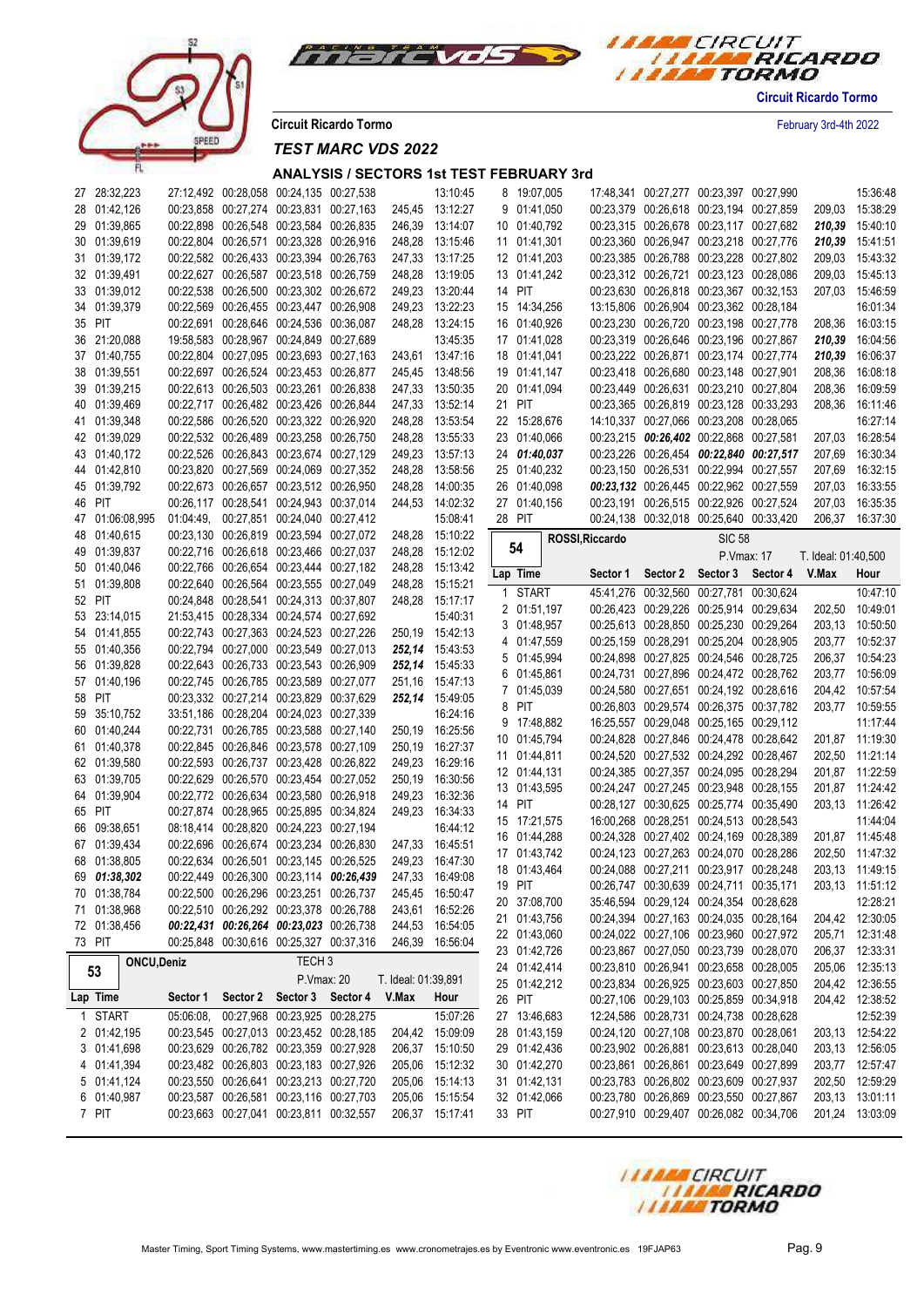Circuit Ricardo Tormo

February 3rd-4th 2022

## TEST MARC VDS 2022

### ANALYSIS / SECTORS 1st TEST FEBRUARY 3rd

| Lap | Time | Sector 1 | Sector 2 | Sector 3 | Sector 4 | V.Max | Hour |
|---|---|---|---|---|---|---|---|
| 27 | 28:32,223 | 27:12,492 | 00:28,058 | 00:24,135 | 00:27,538 | | 13:10:45 |
| 28 | 01:42,126 | 00:23,858 | 00:27,274 | 00:23,831 | 00:27,163 | 245,45 | 13:12:27 |
| 29 | 01:39,865 | 00:22,898 | 00:26,548 | 00:23,584 | 00:26,835 | 246,39 | 13:14:07 |
| 30 | 01:39,619 | 00:22,804 | 00:26,571 | 00:23,328 | 00:26,916 | 248,28 | 13:15:46 |
| 31 | 01:39,172 | 00:22,582 | 00:26,433 | 00:23,394 | 00:26,763 | 247,33 | 13:17:25 |
| 32 | 01:39,491 | 00:22,627 | 00:26,587 | 00:23,518 | 00:26,759 | 248,28 | 13:19:05 |
| 33 | 01:39,012 | 00:22,538 | 00:26,500 | 00:23,302 | 00:26,672 | 249,23 | 13:20:44 |
| 34 | 01:39,379 | 00:22,569 | 00:26,455 | 00:23,447 | 00:26,908 | 249,23 | 13:22:23 |
| 35 | PIT | 00:22,691 | 00:28,646 | 00:24,536 | 00:36,087 | 248,28 | 13:24:15 |
| 36 | 21:20,088 | 19:58,583 | 00:28,967 | 00:24,849 | 00:27,689 | | 13:45:35 |
| 37 | 01:40,755 | 00:22,804 | 00:27,095 | 00:23,693 | 00:27,163 | 243,61 | 13:47:16 |
| 38 | 01:39,551 | 00:22,697 | 00:26,524 | 00:23,453 | 00:26,877 | 245,45 | 13:48:56 |
| 39 | 01:39,215 | 00:22,613 | 00:26,503 | 00:23,261 | 00:26,838 | 247,33 | 13:50:35 |
| 40 | 01:39,469 | 00:22,717 | 00:26,482 | 00:23,426 | 00:26,844 | 247,33 | 13:52:14 |
| 41 | 01:39,348 | 00:22,586 | 00:26,520 | 00:23,322 | 00:26,920 | 248,28 | 13:53:54 |
| 42 | 01:39,029 | 00:22,532 | 00:26,489 | 00:23,258 | 00:26,750 | 248,28 | 13:55:33 |
| 43 | 01:40,172 | 00:22,526 | 00:26,843 | 00:23,674 | 00:27,129 | 249,23 | 13:57:13 |
| 44 | 01:42,810 | 00:23,820 | 00:27,569 | 00:24,069 | 00:27,352 | 248,28 | 13:58:56 |
| 45 | 01:39,792 | 00:22,673 | 00:26,657 | 00:23,512 | 00:26,950 | 248,28 | 14:00:35 |
| 46 | PIT | 00:26,117 | 00:28,541 | 00:24,943 | 00:37,014 | 244,53 | 14:02:32 |
| 47 | 01:06:08,995 | 01:04:49, | 00:27,851 | 00:24,040 | 00:27,412 | | 15:08:41 |
| 48 | 01:40,615 | 00:23,130 | 00:26,819 | 00:23,594 | 00:27,072 | 248,28 | 15:10:22 |
| 49 | 01:39,837 | 00:22,716 | 00:26,618 | 00:23,466 | 00:27,037 | 248,28 | 15:12:02 |
| 50 | 01:40,046 | 00:22,766 | 00:26,654 | 00:23,444 | 00:27,182 | 248,28 | 15:13:42 |
| 51 | 01:39,808 | 00:22,640 | 00:26,564 | 00:23,555 | 00:27,049 | 248,28 | 15:15:21 |
| 52 | PIT | 00:24,848 | 00:28,541 | 00:24,313 | 00:37,807 | 248,28 | 15:17:17 |
| 53 | 23:14,015 | 21:53,415 | 00:28,334 | 00:24,574 | 00:27,692 | | 15:40:31 |
| 54 | 01:41,855 | 00:22,743 | 00:27,363 | 00:24,523 | 00:27,226 | 250,19 | 15:42:13 |
| 55 | 01:40,356 | 00:22,794 | 00:27,000 | 00:23,549 | 00:27,013 | ***252,14*** | 15:43:53 |
| 56 | 01:39,828 | 00:22,643 | 00:26,733 | 00:23,543 | 00:26,909 | ***252,14*** | 15:45:33 |
| 57 | 01:40,196 | 00:22,745 | 00:26,785 | 00:23,589 | 00:27,077 | 251,16 | 15:47:13 |
| 58 | PIT | 00:23,332 | 00:27,214 | 00:23,829 | 00:37,629 | ***252,14*** | 15:49:05 |
| 59 | 35:10,752 | 33:51,186 | 00:28,204 | 00:24,023 | 00:27,339 | | 16:24:16 |
| 60 | 01:40,244 | 00:22,731 | 00:26,785 | 00:23,588 | 00:27,140 | 250,19 | 16:25:56 |
| 61 | 01:40,378 | 00:22,845 | 00:26,846 | 00:23,578 | 00:27,109 | 250,19 | 16:27:37 |
| 62 | 01:39,580 | 00:22,593 | 00:26,737 | 00:23,428 | 00:26,822 | 249,23 | 16:29:16 |
| 63 | 01:39,705 | 00:22,629 | 00:26,570 | 00:23,454 | 00:27,052 | 250,19 | 16:30:56 |
| 64 | 01:39,904 | 00:22,772 | 00:26,634 | 00:23,580 | 00:26,918 | 249,23 | 16:32:36 |
| 65 | PIT | 00:27,874 | 00:28,965 | 00:25,895 | 00:34,824 | 249,23 | 16:34:33 |
| 66 | 09:38,651 | 08:18,414 | 00:28,820 | 00:24,223 | 00:27,194 | | 16:44:12 |
| 67 | 01:39,434 | 00:22,696 | 00:26,674 | 00:23,234 | 00:26,830 | 247,33 | 16:45:51 |
| 68 | 01:38,805 | 00:22,634 | 00:26,501 | 00:23,145 | 00:26,525 | 249,23 | 16:47:30 |
| 69 | ***01:38,302*** | 00:22,449 | 00:26,300 | 00:23,114 | ***00:26,439*** | 247,33 | 16:49:08 |
| 70 | 01:38,784 | 00:22,500 | 00:26,296 | 00:23,251 | 00:26,737 | 245,45 | 16:50:47 |
| 71 | 01:38,968 | 00:22,510 | 00:26,292 | 00:23,378 | 00:26,788 | 243,61 | 16:52:26 |
| 72 | 01:38,456 | ***00:22,431*** | ***00:26,264*** | ***00:23,023*** | 00:26,738 | 244,53 | 16:54:05 |
| 73 | PIT | 00:25,848 | 00:30,616 | 00:25,327 | 00:37,316 | 246,39 | 16:56:04 |

**53 — ONCU,Deniz** — TECH 3 — P.Vmax: 20 — T. Ideal: 01:39,891

| Lap | Time | Sector 1 | Sector 2 | Sector 3 | Sector 4 | V.Max | Hour |
|---|---|---|---|---|---|---|---|
| 1 | START | 05:06:08, | 00:27,968 | 00:23,925 | 00:28,275 | | 15:07:26 |
| 2 | 01:42,195 | 00:23,545 | 00:27,013 | 00:23,452 | 00:28,185 | 204,42 | 15:09:09 |
| 3 | 01:41,698 | 00:23,629 | 00:26,782 | 00:23,359 | 00:27,928 | 205,06 | 15:10:50 |
| 4 | 01:41,394 | 00:23,482 | 00:26,803 | 00:23,183 | 00:27,926 | 205,06 | 15:12:32 |
| 5 | 01:41,124 | 00:23,550 | 00:26,641 | 00:23,213 | 00:27,720 | 205,06 | 15:14:13 |
| 6 | 01:40,987 | 00:23,587 | 00:26,581 | 00:23,116 | 00:27,703 | 205,06 | 15:15:54 |
| 7 | PIT | 00:23,663 | 00:27,041 | 00:23,811 | 00:32,557 | 206,37 | 15:17:41 |
| 8 | 19:07,005 | 17:48,341 | 00:27,277 | 00:23,397 | 00:27,990 | | 15:36:48 |
| 9 | 01:41,050 | 00:23,379 | 00:26,618 | 00:23,194 | 00:27,859 | 209,03 | 15:38:29 |
| 10 | 01:40,792 | 00:23,315 | 00:26,678 | 00:23,117 | 00:27,682 | ***210,39*** | 15:40:10 |
| 11 | 01:41,301 | 00:23,360 | 00:26,947 | 00:23,218 | 00:27,776 | ***210,39*** | 15:41:51 |
| 12 | 01:41,203 | 00:23,385 | 00:26,788 | 00:23,228 | 00:27,802 | 209,03 | 15:43:32 |
| 13 | 01:41,242 | 00:23,312 | 00:26,721 | 00:23,123 | 00:28,086 | 209,03 | 15:45:13 |
| 14 | PIT | 00:23,630 | 00:26,818 | 00:23,367 | 00:32,153 | 207,03 | 15:46:59 |
| 15 | 14:34,256 | 13:15,806 | 00:26,904 | 00:23,362 | 00:28,184 | | 16:01:34 |
| 16 | 01:40,926 | 00:23,230 | 00:26,720 | 00:23,198 | 00:27,778 | 208,36 | 16:03:15 |
| 17 | 01:41,028 | 00:23,319 | 00:26,646 | 00:23,196 | 00:27,867 | ***210,39*** | 16:04:56 |
| 18 | 01:41,041 | 00:23,222 | 00:26,871 | 00:23,174 | 00:27,774 | ***210,39*** | 16:06:37 |
| 19 | 01:41,147 | 00:23,418 | 00:26,680 | 00:23,148 | 00:27,901 | 208,36 | 16:08:18 |
| 20 | 01:41,094 | 00:23,449 | 00:26,631 | 00:23,210 | 00:27,804 | 208,36 | 16:09:59 |
| 21 | PIT | 00:23,365 | 00:26,819 | 00:23,128 | 00:33,293 | 208,36 | 16:11:46 |
| 22 | 15:28,676 | 14:10,337 | 00:27,066 | 00:23,208 | 00:28,065 | | 16:27:14 |
| 23 | 01:40,066 | 00:23,215 | ***00:26,402*** | 00:22,868 | 00:27,581 | 207,03 | 16:28:54 |
| 24 | ***01:40,037*** | 00:23,226 | 00:26,454 | ***00:22,840*** | ***00:27,517*** | 207,69 | 16:30:34 |
| 25 | 01:40,232 | 00:23,150 | 00:26,531 | 00:22,994 | 00:27,557 | 207,69 | 16:32:15 |
| 26 | 01:40,098 | ***00:23,132*** | 00:26,445 | 00:22,962 | 00:27,559 | 207,03 | 16:33:55 |
| 27 | 01:40,156 | 00:23,191 | 00:26,515 | 00:22,926 | 00:27,524 | 207,03 | 16:35:35 |
| 28 | PIT | 00:24,138 | 00:32,018 | 00:25,640 | 00:33,420 | 206,37 | 16:37:30 |

**54 — ROSSI,Riccardo** — SIC 58 — P.Vmax: 17 — T. Ideal: 01:40,500

| Lap | Time | Sector 1 | Sector 2 | Sector 3 | Sector 4 | V.Max | Hour |
|---|---|---|---|---|---|---|---|
| 1 | START | 45:41,276 | 00:32,560 | 00:27,781 | 00:30,624 | | 10:47:10 |
| 2 | 01:51,197 | 00:26,423 | 00:29,226 | 00:25,914 | 00:29,634 | 202,50 | 10:49:01 |
| 3 | 01:48,957 | 00:25,613 | 00:28,850 | 00:25,230 | 00:29,264 | 203,13 | 10:50:50 |
| 4 | 01:47,559 | 00:25,159 | 00:28,291 | 00:25,204 | 00:28,905 | 203,77 | 10:52:37 |
| 5 | 01:45,994 | 00:24,898 | 00:27,825 | 00:24,546 | 00:28,725 | 206,37 | 10:54:23 |
| 6 | 01:45,861 | 00:24,731 | 00:27,896 | 00:24,472 | 00:28,762 | 203,77 | 10:56:09 |
| 7 | 01:45,039 | 00:24,580 | 00:27,651 | 00:24,192 | 00:28,616 | 204,42 | 10:57:54 |
| 8 | PIT | 00:26,803 | 00:29,574 | 00:26,375 | 00:37,782 | 203,77 | 10:59:55 |
| 9 | 17:48,882 | 16:25,557 | 00:29,048 | 00:25,165 | 00:29,112 | | 11:17:44 |
| 10 | 01:45,794 | 00:24,828 | 00:27,846 | 00:24,478 | 00:28,642 | 201,87 | 11:19:30 |
| 11 | 01:44,811 | 00:24,520 | 00:27,532 | 00:24,292 | 00:28,467 | 202,50 | 11:21:14 |
| 12 | 01:44,131 | 00:24,385 | 00:27,357 | 00:24,095 | 00:28,294 | 201,87 | 11:22:59 |
| 13 | 01:43,595 | 00:24,247 | 00:27,245 | 00:23,948 | 00:28,155 | 201,87 | 11:24:42 |
| 14 | PIT | 00:28,127 | 00:30,625 | 00:25,774 | 00:35,490 | 203,13 | 11:26:42 |
| 15 | 17:21,575 | 16:00,268 | 00:28,251 | 00:24,513 | 00:28,543 | | 11:44:04 |
| 16 | 01:44,288 | 00:24,328 | 00:27,402 | 00:24,169 | 00:28,389 | 201,87 | 11:45:48 |
| 17 | 01:43,742 | 00:24,123 | 00:27,263 | 00:24,070 | 00:28,286 | 202,50 | 11:47:32 |
| 18 | 01:43,464 | 00:24,088 | 00:27,211 | 00:23,917 | 00:28,248 | 203,13 | 11:49:15 |
| 19 | PIT | 00:26,747 | 00:30,639 | 00:24,711 | 00:35,171 | 203,13 | 11:51:12 |
| 20 | 37:08,700 | 35:46,594 | 00:29,124 | 00:24,354 | 00:28,628 | | 12:28:21 |
| 21 | 01:43,756 | 00:24,394 | 00:27,163 | 00:24,035 | 00:28,164 | 204,42 | 12:30:05 |
| 22 | 01:43,060 | 00:24,022 | 00:27,106 | 00:23,960 | 00:27,972 | 205,71 | 12:31:48 |
| 23 | 01:42,726 | 00:23,867 | 00:27,050 | 00:23,739 | 00:28,070 | 206,37 | 12:33:31 |
| 24 | 01:42,414 | 00:23,810 | 00:26,941 | 00:23,658 | 00:28,005 | 205,06 | 12:35:13 |
| 25 | 01:42,212 | 00:23,834 | 00:26,925 | 00:23,603 | 00:27,850 | 204,42 | 12:36:55 |
| 26 | PIT | 00:27,106 | 00:29,103 | 00:25,859 | 00:34,918 | 204,42 | 12:38:52 |
| 27 | 13:46,683 | 12:24,586 | 00:28,731 | 00:24,738 | 00:28,628 | | 12:52:39 |
| 28 | 01:43,159 | 00:24,120 | 00:27,108 | 00:23,870 | 00:28,061 | 203,13 | 12:54:22 |
| 29 | 01:42,436 | 00:23,902 | 00:26,881 | 00:23,613 | 00:28,040 | 203,13 | 12:56:05 |
| 30 | 01:42,270 | 00:23,861 | 00:26,861 | 00:23,649 | 00:27,899 | 203,77 | 12:57:47 |
| 31 | 01:42,131 | 00:23,783 | 00:26,802 | 00:23,609 | 00:27,937 | 202,50 | 12:59:29 |
| 32 | 01:42,066 | 00:23,780 | 00:26,869 | 00:23,550 | 00:27,867 | 203,13 | 13:01:11 |
| 33 | PIT | 00:27,910 | 00:29,407 | 00:26,082 | 00:34,706 | 201,24 | 13:03:09 |

Master Timing, Sport Timing Systems, www.mastertiming.es www.cronometrajes.es by Eventronic www.eventronic.es 19FJAP63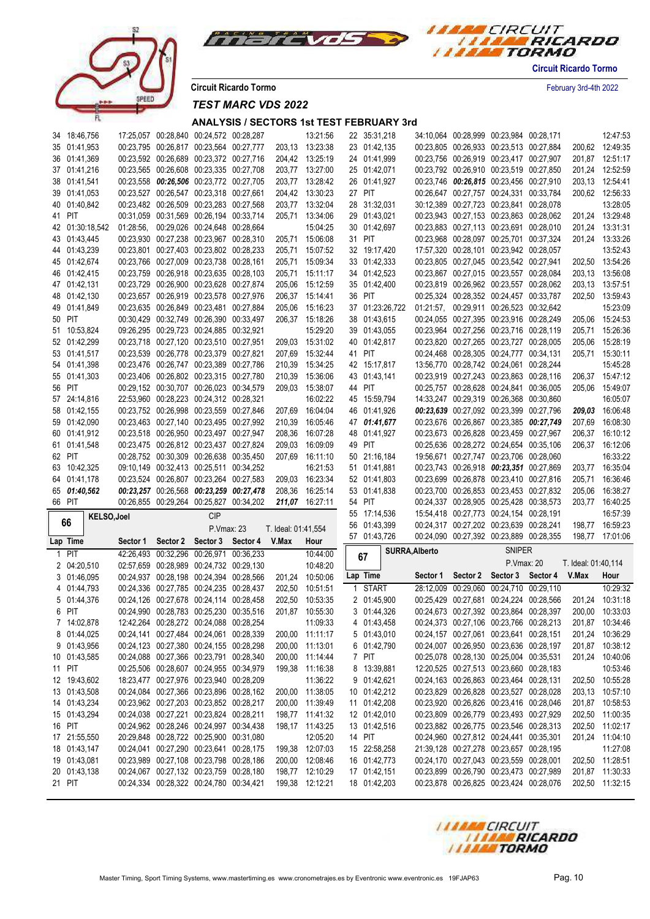Circuit Ricardo Tormo

February 3rd-4th 2022

## TEST MARC VDS 2022

### ANALYSIS / SECTORS 1st TEST FEBRUARY 3rd

| Lap | Time | Sector 1 | Sector 2 | Sector 3 | Sector 4 | V.Max | Hour |
|---|---|---|---|---|---|---|---|
| 34 | 18:46,756 | 17:25,057 | 00:28,840 | 00:24,572 | 00:28,287 | | 13:21:56 |
| 35 | 01:41,953 | 00:23,795 | 00:26,817 | 00:23,564 | 00:27,777 | 203,13 | 13:23:38 |
| 36 | 01:41,369 | 00:23,592 | 00:26,689 | 00:23,372 | 00:27,716 | 204,42 | 13:25:19 |
| 37 | 01:41,216 | 00:23,565 | 00:26,608 | 00:23,335 | 00:27,708 | 203,77 | 13:27:00 |
| 38 | 01:41,541 | 00:23,558 | ***00:26,506*** | 00:23,772 | 00:27,705 | 203,77 | 13:28:42 |
| 39 | 01:41,053 | 00:23,527 | 00:26,547 | 00:23,318 | 00:27,661 | 204,42 | 13:30:23 |
| 40 | 01:40,842 | 00:23,482 | 00:26,509 | 00:23,283 | 00:27,568 | 203,77 | 13:32:04 |
| 41 | PIT | 00:31,059 | 00:31,569 | 00:26,194 | 00:33,714 | 205,71 | 13:34:06 |
| 42 | 01:30:18,542 | 01:28:56, | 00:29,026 | 00:24,648 | 00:28,664 | | 15:04:25 |
| 43 | 01:43,445 | 00:23,930 | 00:27,238 | 00:23,967 | 00:28,310 | 205,71 | 15:06:08 |
| 44 | 01:43,239 | 00:23,801 | 00:27,403 | 00:23,802 | 00:28,233 | 205,71 | 15:07:52 |
| 45 | 01:42,674 | 00:23,766 | 00:27,009 | 00:23,738 | 00:28,161 | 205,71 | 15:09:34 |
| 46 | 01:42,415 | 00:23,759 | 00:26,918 | 00:23,635 | 00:28,103 | 205,71 | 15:11:17 |
| 47 | 01:42,131 | 00:23,729 | 00:26,900 | 00:23,628 | 00:27,874 | 205,06 | 15:12:59 |
| 48 | 01:42,130 | 00:23,657 | 00:26,919 | 00:23,578 | 00:27,976 | 206,37 | 15:14:41 |
| 49 | 01:41,849 | 00:23,635 | 00:26,849 | 00:23,481 | 00:27,884 | 205,06 | 15:16:23 |
| 50 | PIT | 00:30,429 | 00:32,749 | 00:26,390 | 00:33,497 | 206,37 | 15:18:26 |
| 51 | 10:53,824 | 09:26,295 | 00:29,723 | 00:24,885 | 00:32,921 | | 15:29:20 |
| 52 | 01:42,299 | 00:23,718 | 00:27,120 | 00:23,510 | 00:27,951 | 209,03 | 15:31:02 |
| 53 | 01:41,517 | 00:23,539 | 00:26,778 | 00:23,379 | 00:27,821 | 207,69 | 15:32:44 |
| 54 | 01:41,398 | 00:23,476 | 00:26,747 | 00:23,389 | 00:27,786 | 210,39 | 15:34:25 |
| 55 | 01:41,303 | 00:23,406 | 00:26,802 | 00:23,315 | 00:27,780 | 210,39 | 15:36:06 |
| 56 | PIT | 00:29,152 | 00:30,707 | 00:26,023 | 00:34,579 | 209,03 | 15:38:07 |
| 57 | 24:14,816 | 22:53,960 | 00:28,223 | 00:24,312 | 00:28,321 | | 16:02:22 |
| 58 | 01:42,155 | 00:23,752 | 00:26,998 | 00:23,559 | 00:27,846 | 207,69 | 16:04:04 |
| 59 | 01:42,090 | 00:23,463 | 00:27,140 | 00:23,495 | 00:27,992 | 210,39 | 16:05:46 |
| 60 | 01:41,912 | 00:23,518 | 00:26,950 | 00:23,497 | 00:27,947 | 208,36 | 16:07:28 |
| 61 | 01:41,548 | 00:23,475 | 00:26,812 | 00:23,437 | 00:27,824 | 209,03 | 16:09:09 |
| 62 | PIT | 00:28,752 | 00:30,309 | 00:26,638 | 00:35,450 | 207,69 | 16:11:10 |
| 63 | 10:42,325 | 09:10,149 | 00:32,413 | 00:25,511 | 00:34,252 | | 16:21:53 |
| 64 | 01:41,178 | 00:23,524 | 00:26,807 | 00:23,264 | 00:27,583 | 209,03 | 16:23:34 |
| 65 | ***01:40,562*** | ***00:23,257*** | 00:26,568 | ***00:23,259*** | ***00:27,478*** | 208,36 | 16:25:14 |
| 66 | PIT | 00:26,855 | 00:29,264 | 00:25,827 | 00:34,202 | ***211,07*** | 16:27:11 |

**66 KELSO,Joel** — CIP — P.Vmax: 23 — T. Ideal: 01:41,554

| Lap | Time | Sector 1 | Sector 2 | Sector 3 | Sector 4 | V.Max | Hour |
|---|---|---|---|---|---|---|---|
| 1 | PIT | 42:26,493 | 00:32,296 | 00:26,971 | 00:36,233 | | 10:44:00 |
| 2 | 04:20,510 | 02:57,659 | 00:28,989 | 00:24,732 | 00:29,130 | | 10:48:20 |
| 3 | 01:46,095 | 00:24,937 | 00:28,198 | 00:24,394 | 00:28,566 | 201,24 | 10:50:06 |
| 4 | 01:44,793 | 00:24,336 | 00:27,785 | 00:24,235 | 00:28,437 | 202,50 | 10:51:51 |
| 5 | 01:44,376 | 00:24,126 | 00:27,678 | 00:24,114 | 00:28,458 | 202,50 | 10:53:35 |
| 6 | PIT | 00:24,990 | 00:28,783 | 00:25,230 | 00:35,516 | 201,87 | 10:55:30 |
| 7 | 14:02,878 | 12:42,264 | 00:28,272 | 00:24,088 | 00:28,254 | | 11:09:33 |
| 8 | 01:44,025 | 00:24,141 | 00:27,484 | 00:24,061 | 00:28,339 | 200,00 | 11:11:17 |
| 9 | 01:43,956 | 00:24,123 | 00:27,380 | 00:24,155 | 00:28,298 | 200,00 | 11:13:01 |
| 10 | 01:43,585 | 00:24,088 | 00:27,366 | 00:23,791 | 00:28,340 | 200,00 | 11:14:44 |
| 11 | PIT | 00:25,506 | 00:28,607 | 00:24,955 | 00:34,979 | 199,38 | 11:16:38 |
| 12 | 19:43,602 | 18:23,477 | 00:27,976 | 00:23,940 | 00:28,209 | | 11:36:22 |
| 13 | 01:43,508 | 00:24,084 | 00:27,366 | 00:23,896 | 00:28,162 | 200,00 | 11:38:05 |
| 14 | 01:43,234 | 00:23,962 | 00:27,203 | 00:23,852 | 00:28,217 | 200,00 | 11:39:49 |
| 15 | 01:43,294 | 00:24,038 | 00:27,221 | 00:23,824 | 00:28,211 | 198,77 | 11:41:32 |
| 16 | PIT | 00:24,962 | 00:28,246 | 00:24,997 | 00:34,438 | 198,17 | 11:43:25 |
| 17 | 21:55,550 | 20:29,848 | 00:28,722 | 00:25,900 | 00:31,080 | | 12:05:20 |
| 18 | 01:43,147 | 00:24,041 | 00:27,290 | 00:23,641 | 00:28,175 | 199,38 | 12:07:03 |
| 19 | 01:43,081 | 00:23,989 | 00:27,108 | 00:23,798 | 00:28,186 | 200,00 | 12:08:46 |
| 20 | 01:43,138 | 00:24,067 | 00:27,132 | 00:23,759 | 00:28,180 | 198,77 | 12:10:29 |
| 21 | PIT | 00:24,334 | 00:28,322 | 00:24,780 | 00:34,421 | 199,38 | 12:12:21 |
| 22 | 35:31,218 | 34:10,064 | 00:28,999 | 00:23,984 | 00:28,171 | | 12:47:53 |
| 23 | 01:42,135 | 00:23,805 | 00:26,933 | 00:23,513 | 00:27,884 | 200,62 | 12:49:35 |
| 24 | 01:41,999 | 00:23,756 | 00:26,919 | 00:23,417 | 00:27,907 | 201,87 | 12:51:17 |
| 25 | 01:42,071 | 00:23,792 | 00:26,910 | 00:23,519 | 00:27,850 | 201,24 | 12:52:59 |
| 26 | 01:41,927 | 00:23,746 | ***00:26,815*** | 00:23,456 | 00:27,910 | 203,13 | 12:54:41 |
| 27 | PIT | 00:26,647 | 00:27,757 | 00:24,331 | 00:33,784 | 200,62 | 12:56:33 |
| 28 | 31:32,031 | 30:12,389 | 00:27,723 | 00:23,841 | 00:28,078 | | 13:28:05 |
| 29 | 01:43,021 | 00:23,943 | 00:27,153 | 00:23,863 | 00:28,062 | 201,24 | 13:29:48 |
| 30 | 01:42,697 | 00:23,883 | 00:27,113 | 00:23,691 | 00:28,010 | 201,24 | 13:31:31 |
| 31 | PIT | 00:23,968 | 00:28,097 | 00:25,701 | 00:37,324 | 201,24 | 13:33:26 |
| 32 | 19:17,420 | 17:57,320 | 00:28,101 | 00:23,942 | 00:28,057 | | 13:52:43 |
| 33 | 01:42,333 | 00:23,805 | 00:27,045 | 00:23,542 | 00:27,941 | 202,50 | 13:54:26 |
| 34 | 01:42,523 | 00:23,867 | 00:27,015 | 00:23,557 | 00:28,084 | 203,13 | 13:56:08 |
| 35 | 01:42,400 | 00:23,819 | 00:26,962 | 00:23,557 | 00:28,062 | 203,13 | 13:57:51 |
| 36 | PIT | 00:25,324 | 00:28,352 | 00:24,457 | 00:33,787 | 202,50 | 13:59:43 |
| 37 | 01:23:26,722 | 01:21:57, | 00:29,911 | 00:26,523 | 00:32,642 | | 15:23:09 |
| 38 | 01:43,615 | 00:24,055 | 00:27,395 | 00:23,916 | 00:28,249 | 205,06 | 15:24:53 |
| 39 | 01:43,055 | 00:23,964 | 00:27,256 | 00:23,716 | 00:28,119 | 205,71 | 15:26:36 |
| 40 | 01:42,817 | 00:23,820 | 00:27,265 | 00:23,727 | 00:28,005 | 205,06 | 15:28:19 |
| 41 | PIT | 00:24,468 | 00:28,305 | 00:24,777 | 00:34,131 | 205,71 | 15:30:11 |
| 42 | 15:17,817 | 13:56,770 | 00:28,742 | 00:24,061 | 00:28,244 | | 15:45:28 |
| 43 | 01:43,141 | 00:23,919 | 00:27,243 | 00:23,863 | 00:28,116 | 206,37 | 15:47:12 |
| 44 | PIT | 00:25,757 | 00:28,628 | 00:24,841 | 00:36,005 | 205,06 | 15:49:07 |
| 45 | 15:59,794 | 14:33,247 | 00:29,319 | 00:26,368 | 00:30,860 | | 16:05:07 |
| 46 | 01:41,926 | ***00:23,639*** | 00:27,092 | 00:23,399 | 00:27,796 | ***209,03*** | 16:06:48 |
| 47 | ***01:41,677*** | 00:23,676 | 00:26,867 | 00:23,385 | ***00:27,749*** | 207,69 | 16:08:30 |
| 48 | 01:41,927 | 00:23,673 | 00:26,828 | 00:23,459 | 00:27,967 | 206,37 | 16:10:12 |
| 49 | PIT | 00:25,636 | 00:28,272 | 00:24,654 | 00:35,106 | 206,37 | 16:12:06 |
| 50 | 21:16,184 | 19:56,671 | 00:27,747 | 00:23,706 | 00:28,060 | | 16:33:22 |
| 51 | 01:41,881 | 00:23,743 | 00:26,918 | ***00:23,351*** | 00:27,869 | 203,77 | 16:35:04 |
| 52 | 01:41,803 | 00:23,699 | 00:26,878 | 00:23,410 | 00:27,816 | 205,71 | 16:36:46 |
| 53 | 01:41,838 | 00:23,700 | 00:26,853 | 00:23,453 | 00:27,832 | 205,06 | 16:38:27 |
| 54 | PIT | 00:24,337 | 00:28,905 | 00:25,428 | 00:38,573 | 203,77 | 16:40:25 |
| 55 | 17:14,536 | 15:54,418 | 00:27,773 | 00:24,154 | 00:28,191 | | 16:57:39 |
| 56 | 01:43,399 | 00:24,317 | 00:27,202 | 00:23,639 | 00:28,241 | 198,77 | 16:59:23 |
| 57 | 01:43,726 | 00:24,090 | 00:27,392 | 00:23,889 | 00:28,355 | 198,77 | 17:01:06 |

**67 SURRA,Alberto** — SNIPER — P.Vmax: 20 — T. Ideal: 01:40,114

| Lap | Time | Sector 1 | Sector 2 | Sector 3 | Sector 4 | V.Max | Hour |
|---|---|---|---|---|---|---|---|
| 1 | START | 28:12,009 | 00:29,060 | 00:24,710 | 00:29,110 | | 10:29:32 |
| 2 | 01:45,900 | 00:25,429 | 00:27,681 | 00:24,224 | 00:28,566 | 201,24 | 10:31:18 |
| 3 | 01:44,326 | 00:24,673 | 00:27,392 | 00:23,864 | 00:28,397 | 200,00 | 10:33:03 |
| 4 | 01:43,458 | 00:24,373 | 00:27,106 | 00:23,766 | 00:28,213 | 201,87 | 10:34:46 |
| 5 | 01:43,010 | 00:24,157 | 00:27,061 | 00:23,641 | 00:28,151 | 201,24 | 10:36:29 |
| 6 | 01:42,790 | 00:24,007 | 00:26,950 | 00:23,636 | 00:28,197 | 201,87 | 10:38:12 |
| 7 | PIT | 00:25,078 | 00:28,130 | 00:25,004 | 00:35,531 | 201,24 | 10:40:06 |
| 8 | 13:39,881 | 12:20,525 | 00:27,513 | 00:23,660 | 00:28,183 | | 10:53:46 |
| 9 | 01:42,621 | 00:24,163 | 00:26,863 | 00:23,464 | 00:28,131 | 202,50 | 10:55:28 |
| 10 | 01:42,212 | 00:23,829 | 00:26,828 | 00:23,527 | 00:28,028 | 203,13 | 10:57:10 |
| 11 | 01:42,208 | 00:23,920 | 00:26,826 | 00:23,416 | 00:28,046 | 201,87 | 10:58:53 |
| 12 | 01:42,010 | 00:23,809 | 00:26,779 | 00:23,493 | 00:27,929 | 202,50 | 11:00:35 |
| 13 | 01:42,516 | 00:23,882 | 00:26,775 | 00:23,546 | 00:28,313 | 202,50 | 11:02:17 |
| 14 | PIT | 00:24,960 | 00:27,812 | 00:24,441 | 00:35,301 | 201,24 | 11:04:10 |
| 15 | 22:58,258 | 21:39,128 | 00:27,278 | 00:23,657 | 00:28,195 | | 11:27:08 |
| 16 | 01:42,773 | 00:24,170 | 00:27,043 | 00:23,559 | 00:28,001 | 202,50 | 11:28:51 |
| 17 | 01:42,151 | 00:23,899 | 00:26,790 | 00:23,473 | 00:27,989 | 201,87 | 11:30:33 |
| 18 | 01:42,203 | 00:23,878 | 00:26,825 | 00:23,424 | 00:28,076 | 202,50 | 11:32:15 |

Master Timing, Sport Timing Systems, www.mastertiming.es www.cronometrajes.es by Eventronic www.eventronic.es 19FJAP63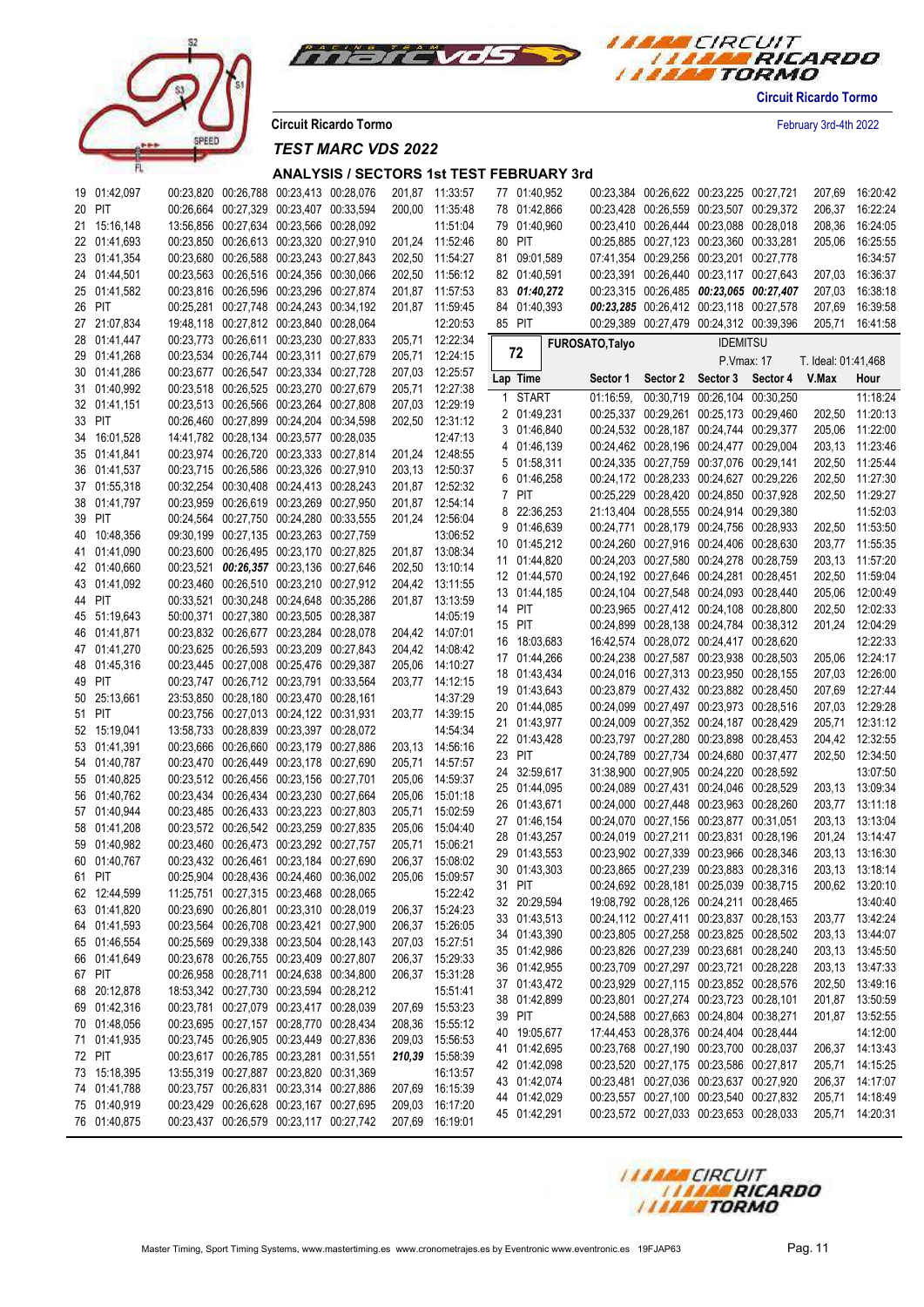Circuit Ricardo Tormo

February 3rd-4th 2022

Circuit Ricardo Tormo

*TEST MARC VDS 2022*

## ANALYSIS / SECTORS 1st TEST FEBRUARY 3rd

| Lap | Time | Sector 1 | Sector 2 | Sector 3 | Sector 4 | V.Max | Hour |
|---|---|---|---|---|---|---|---|
| 19 | 01:42,097 | 00:23,820 | 00:26,788 | 00:23,413 | 00:28,076 | 201,87 | 11:33:57 |
| 20 | PIT | 00:26,664 | 00:27,329 | 00:23,407 | 00:33,594 | 200,00 | 11:35:48 |
| 21 | 15:16,148 | 13:56,856 | 00:27,634 | 00:23,566 | 00:28,092 | | 11:51:04 |
| 22 | 01:41,693 | 00:23,850 | 00:26,613 | 00:23,320 | 00:27,910 | 201,24 | 11:52:46 |
| 23 | 01:41,354 | 00:23,680 | 00:26,588 | 00:23,243 | 00:27,843 | 202,50 | 11:54:27 |
| 24 | 01:44,501 | 00:23,563 | 00:26,516 | 00:24,356 | 00:30,066 | 202,50 | 11:56:12 |
| 25 | 01:41,582 | 00:23,816 | 00:26,596 | 00:23,296 | 00:27,874 | 201,87 | 11:57:53 |
| 26 | PIT | 00:25,281 | 00:27,748 | 00:24,243 | 00:34,192 | 201,87 | 11:59:45 |
| 27 | 21:07,834 | 19:48,118 | 00:27,812 | 00:23,840 | 00:28,064 | | 12:20:53 |
| 28 | 01:41,447 | 00:23,773 | 00:26,611 | 00:23,230 | 00:27,833 | 205,71 | 12:22:34 |
| 29 | 01:41,268 | 00:23,534 | 00:26,744 | 00:23,311 | 00:27,679 | 205,71 | 12:24:15 |
| 30 | 01:41,286 | 00:23,677 | 00:26,547 | 00:23,334 | 00:27,728 | 207,03 | 12:25:57 |
| 31 | 01:40,992 | 00:23,518 | 00:26,525 | 00:23,270 | 00:27,679 | 205,71 | 12:27:38 |
| 32 | 01:41,151 | 00:23,513 | 00:26,566 | 00:23,264 | 00:27,808 | 207,03 | 12:29:19 |
| 33 | PIT | 00:26,460 | 00:27,899 | 00:24,204 | 00:34,598 | 202,50 | 12:31:12 |
| 34 | 16:01,528 | 14:41,782 | 00:28,134 | 00:23,577 | 00:28,035 | | 12:47:13 |
| 35 | 01:41,841 | 00:23,974 | 00:26,720 | 00:23,333 | 00:27,814 | 201,24 | 12:48:55 |
| 36 | 01:41,537 | 00:23,715 | 00:26,586 | 00:23,326 | 00:27,910 | 203,13 | 12:50:37 |
| 37 | 01:55,318 | 00:32,254 | 00:30,408 | 00:24,413 | 00:28,243 | 201,87 | 12:52:32 |
| 38 | 01:41,797 | 00:23,959 | 00:26,619 | 00:23,269 | 00:27,950 | 201,87 | 12:54:14 |
| 39 | PIT | 00:24,564 | 00:27,750 | 00:24,280 | 00:33,555 | 201,24 | 12:56:04 |
| 40 | 10:48,356 | 09:30,199 | 00:27,135 | 00:23,263 | 00:27,759 | | 13:06:52 |
| 41 | 01:41,090 | 00:23,600 | 00:26,495 | 00:23,170 | 00:27,825 | 201,87 | 13:08:34 |
| 42 | 01:40,660 | 00:23,521 | ***00:26,357*** | 00:23,136 | 00:27,646 | 202,50 | 13:10:14 |
| 43 | 01:41,092 | 00:23,460 | 00:26,510 | 00:23,210 | 00:27,912 | 204,42 | 13:11:55 |
| 44 | PIT | 00:33,521 | 00:30,248 | 00:24,648 | 00:35,286 | 201,87 | 13:13:59 |
| 45 | 51:19,643 | 50:00,371 | 00:27,380 | 00:23,505 | 00:28,387 | | 14:05:19 |
| 46 | 01:41,871 | 00:23,832 | 00:26,677 | 00:23,284 | 00:28,078 | 204,42 | 14:07:01 |
| 47 | 01:41,270 | 00:23,625 | 00:26,593 | 00:23,209 | 00:27,843 | 204,42 | 14:08:42 |
| 48 | 01:45,316 | 00:23,445 | 00:27,008 | 00:25,476 | 00:29,387 | 205,06 | 14:10:27 |
| 49 | PIT | 00:23,747 | 00:26,712 | 00:23,791 | 00:33,564 | 203,77 | 14:12:15 |
| 50 | 25:13,661 | 23:53,850 | 00:28,180 | 00:23,470 | 00:28,161 | | 14:37:29 |
| 51 | PIT | 00:23,756 | 00:27,013 | 00:24,122 | 00:31,931 | 203,77 | 14:39:15 |
| 52 | 15:19,041 | 13:58,733 | 00:28,839 | 00:23,397 | 00:28,072 | | 14:54:34 |
| 53 | 01:41,391 | 00:23,666 | 00:26,660 | 00:23,179 | 00:27,886 | 203,13 | 14:56:16 |
| 54 | 01:40,787 | 00:23,470 | 00:26,449 | 00:23,178 | 00:27,690 | 205,71 | 14:57:57 |
| 55 | 01:40,825 | 00:23,512 | 00:26,456 | 00:23,156 | 00:27,701 | 205,06 | 14:59:37 |
| 56 | 01:40,762 | 00:23,434 | 00:26,434 | 00:23,230 | 00:27,664 | 205,06 | 15:01:18 |
| 57 | 01:40,944 | 00:23,485 | 00:26,433 | 00:23,223 | 00:27,803 | 205,71 | 15:02:59 |
| 58 | 01:41,208 | 00:23,572 | 00:26,542 | 00:23,259 | 00:27,835 | 205,06 | 15:04:40 |
| 59 | 01:40,982 | 00:23,460 | 00:26,473 | 00:23,292 | 00:27,757 | 205,71 | 15:06:21 |
| 60 | 01:40,767 | 00:23,432 | 00:26,461 | 00:23,184 | 00:27,690 | 206,37 | 15:08:02 |
| 61 | PIT | 00:25,904 | 00:28,436 | 00:24,460 | 00:36,002 | 205,06 | 15:09:57 |
| 62 | 12:44,599 | 11:25,751 | 00:27,315 | 00:23,468 | 00:28,065 | | 15:22:42 |
| 63 | 01:41,820 | 00:23,690 | 00:26,801 | 00:23,310 | 00:28,019 | 206,37 | 15:24:23 |
| 64 | 01:41,593 | 00:23,564 | 00:26,708 | 00:23,421 | 00:27,900 | 206,37 | 15:26:05 |
| 65 | 01:46,554 | 00:25,569 | 00:29,338 | 00:23,504 | 00:28,143 | 207,03 | 15:27:51 |
| 66 | 01:41,649 | 00:23,678 | 00:26,755 | 00:23,409 | 00:27,807 | 206,37 | 15:29:33 |
| 67 | PIT | 00:26,958 | 00:28,711 | 00:24,638 | 00:34,800 | 206,37 | 15:31:28 |
| 68 | 20:12,878 | 18:53,342 | 00:27,730 | 00:23,594 | 00:28,212 | | 15:51:41 |
| 69 | 01:42,316 | 00:23,781 | 00:27,079 | 00:23,417 | 00:28,039 | 207,69 | 15:53:23 |
| 70 | 01:48,056 | 00:23,695 | 00:27,157 | 00:28,770 | 00:28,434 | 208,36 | 15:55:12 |
| 71 | 01:41,935 | 00:23,745 | 00:26,905 | 00:23,449 | 00:27,836 | 209,03 | 15:56:53 |
| 72 | PIT | 00:23,617 | 00:26,785 | 00:23,281 | 00:31,551 | ***210,39*** | 15:58:39 |
| 73 | 15:18,395 | 13:55,319 | 00:27,887 | 00:23,820 | 00:31,369 | | 16:13:57 |
| 74 | 01:41,788 | 00:23,757 | 00:26,831 | 00:23,314 | 00:27,886 | 207,69 | 16:15:39 |
| 75 | 01:40,919 | 00:23,429 | 00:26,628 | 00:23,167 | 00:27,695 | 209,03 | 16:17:20 |
| 76 | 01:40,875 | 00:23,437 | 00:26,579 | 00:23,117 | 00:27,742 | 207,69 | 16:19:01 |
| 77 | 01:40,952 | 00:23,384 | 00:26,622 | 00:23,225 | 00:27,721 | 207,69 | 16:20:42 |
| 78 | 01:42,866 | 00:23,428 | 00:26,559 | 00:23,507 | 00:29,372 | 206,37 | 16:22:24 |
| 79 | 01:40,960 | 00:23,410 | 00:26,444 | 00:23,088 | 00:28,018 | 208,36 | 16:24:05 |
| 80 | PIT | 00:25,885 | 00:27,123 | 00:23,360 | 00:33,281 | 205,06 | 16:25:55 |
| 81 | 09:01,589 | 07:41,354 | 00:29,256 | 00:23,201 | 00:27,778 | | 16:34:57 |
| 82 | 01:40,591 | 00:23,391 | 00:26,440 | 00:23,117 | 00:27,643 | 207,03 | 16:36:37 |
| 83 | ***01:40,272*** | 00:23,315 | 00:26,485 | ***00:23,065*** | ***00:27,407*** | 207,03 | 16:38:18 |
| 84 | 01:40,393 | ***00:23,285*** | 00:26,412 | 00:23,118 | 00:27,578 | 207,69 | 16:39:58 |
| 85 | PIT | 00:29,389 | 00:27,479 | 00:24,312 | 00:39,396 | 205,71 | 16:41:58 |

**72 — FUROSATO,Taiyo — IDEMITSU — P.Vmax: 17 — T. Ideal: 01:41,468**

| Lap | Time | Sector 1 | Sector 2 | Sector 3 | Sector 4 | V.Max | Hour |
|---|---|---|---|---|---|---|---|
| 1 | START | 01:16:59, | 00:30,719 | 00:26,104 | 00:30,250 | | 11:18:24 |
| 2 | 01:49,231 | 00:25,337 | 00:29,261 | 00:25,173 | 00:29,460 | 202,50 | 11:20:13 |
| 3 | 01:46,840 | 00:24,532 | 00:28,187 | 00:24,744 | 00:29,377 | 205,06 | 11:22:00 |
| 4 | 01:46,139 | 00:24,462 | 00:28,196 | 00:24,477 | 00:29,004 | 203,13 | 11:23:46 |
| 5 | 01:58,311 | 00:24,335 | 00:27,759 | 00:37,076 | 00:29,141 | 202,50 | 11:25:44 |
| 6 | 01:46,258 | 00:24,172 | 00:28,233 | 00:24,627 | 00:29,226 | 202,50 | 11:27:30 |
| 7 | PIT | 00:25,229 | 00:28,420 | 00:24,850 | 00:37,928 | 202,50 | 11:29:27 |
| 8 | 22:36,253 | 21:13,404 | 00:28,555 | 00:24,914 | 00:29,380 | | 11:52:03 |
| 9 | 01:46,639 | 00:24,771 | 00:28,179 | 00:24,756 | 00:28,933 | 202,50 | 11:53:50 |
| 10 | 01:45,212 | 00:24,260 | 00:27,916 | 00:24,406 | 00:28,630 | 203,77 | 11:55:35 |
| 11 | 01:44,820 | 00:24,203 | 00:27,580 | 00:24,278 | 00:28,759 | 203,13 | 11:57:20 |
| 12 | 01:44,570 | 00:24,192 | 00:27,646 | 00:24,281 | 00:28,451 | 202,50 | 11:59:04 |
| 13 | 01:44,185 | 00:24,104 | 00:27,548 | 00:24,093 | 00:28,440 | 205,06 | 12:00:49 |
| 14 | PIT | 00:23,965 | 00:27,412 | 00:24,108 | 00:28,800 | 202,50 | 12:02:33 |
| 15 | PIT | 00:24,899 | 00:28,138 | 00:24,784 | 00:38,312 | 201,24 | 12:04:29 |
| 16 | 18:03,683 | 16:42,574 | 00:28,072 | 00:24,417 | 00:28,620 | | 12:22:33 |
| 17 | 01:44,266 | 00:24,238 | 00:27,587 | 00:23,938 | 00:28,503 | 205,06 | 12:24:17 |
| 18 | 01:43,434 | 00:24,016 | 00:27,313 | 00:23,950 | 00:28,155 | 207,03 | 12:26:00 |
| 19 | 01:43,643 | 00:23,879 | 00:27,432 | 00:23,882 | 00:28,450 | 207,69 | 12:27:44 |
| 20 | 01:44,085 | 00:24,099 | 00:27,497 | 00:23,973 | 00:28,516 | 207,03 | 12:29:28 |
| 21 | 01:43,977 | 00:24,009 | 00:27,352 | 00:24,187 | 00:28,429 | 205,71 | 12:31:12 |
| 22 | 01:43,428 | 00:23,797 | 00:27,280 | 00:23,898 | 00:28,453 | 204,42 | 12:32:55 |
| 23 | PIT | 00:24,789 | 00:27,734 | 00:24,680 | 00:37,477 | 202,50 | 12:34:50 |
| 24 | 32:59,617 | 31:38,900 | 00:27,905 | 00:24,220 | 00:28,592 | | 13:07:50 |
| 25 | 01:44,095 | 00:24,089 | 00:27,431 | 00:24,046 | 00:28,529 | 203,13 | 13:09:34 |
| 26 | 01:43,671 | 00:24,000 | 00:27,448 | 00:23,963 | 00:28,260 | 203,77 | 13:11:18 |
| 27 | 01:46,154 | 00:24,070 | 00:27,156 | 00:23,877 | 00:31,051 | 203,13 | 13:13:04 |
| 28 | 01:43,257 | 00:24,019 | 00:27,211 | 00:23,831 | 00:28,196 | 201,24 | 13:14:47 |
| 29 | 01:43,553 | 00:23,902 | 00:27,339 | 00:23,966 | 00:28,346 | 203,13 | 13:16:30 |
| 30 | 01:43,303 | 00:23,865 | 00:27,239 | 00:23,883 | 00:28,316 | 203,13 | 13:18:14 |
| 31 | PIT | 00:24,692 | 00:28,181 | 00:25,039 | 00:38,715 | 200,62 | 13:20:10 |
| 32 | 20:29,594 | 19:08,792 | 00:28,126 | 00:24,211 | 00:28,465 | | 13:40:40 |
| 33 | 01:43,513 | 00:24,112 | 00:27,411 | 00:23,837 | 00:28,153 | 203,77 | 13:42:24 |
| 34 | 01:43,390 | 00:23,805 | 00:27,258 | 00:23,825 | 00:28,502 | 203,13 | 13:44:07 |
| 35 | 01:42,986 | 00:23,826 | 00:27,239 | 00:23,681 | 00:28,240 | 203,13 | 13:45:50 |
| 36 | 01:42,955 | 00:23,709 | 00:27,297 | 00:23,721 | 00:28,228 | 203,13 | 13:47:33 |
| 37 | 01:43,472 | 00:23,929 | 00:27,115 | 00:23,852 | 00:28,576 | 202,50 | 13:49:16 |
| 38 | 01:42,899 | 00:23,801 | 00:27,274 | 00:23,723 | 00:28,101 | 201,87 | 13:50:59 |
| 39 | PIT | 00:24,588 | 00:27,663 | 00:24,804 | 00:38,271 | 201,87 | 13:52:55 |
| 40 | 19:05,677 | 17:44,453 | 00:28,376 | 00:24,404 | 00:28,444 | | 14:12:00 |
| 41 | 01:42,695 | 00:23,768 | 00:27,190 | 00:23,700 | 00:28,037 | 206,37 | 14:13:43 |
| 42 | 01:42,098 | 00:23,520 | 00:27,175 | 00:23,586 | 00:27,817 | 205,71 | 14:15:25 |
| 43 | 01:42,074 | 00:23,481 | 00:27,036 | 00:23,637 | 00:27,920 | 206,37 | 14:17:07 |
| 44 | 01:42,029 | 00:23,557 | 00:27,100 | 00:23,540 | 00:27,832 | 205,71 | 14:18:49 |
| 45 | 01:42,291 | 00:23,572 | 00:27,033 | 00:23,653 | 00:28,033 | 205,71 | 14:20:31 |

Master Timing, Sport Timing Systems, www.mastertiming.es www.cronometrajes.es by Eventronic www.eventronic.es 19FJAP63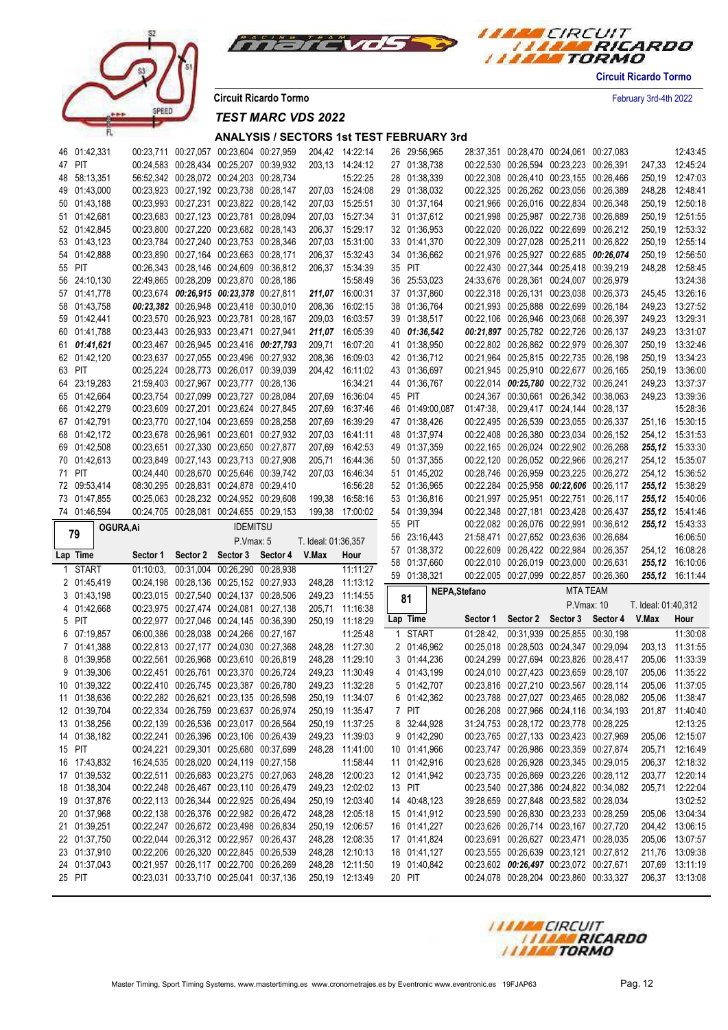Circuit Ricardo Tormo

February 3rd-4th 2022

## TEST MARC VDS 2022

### ANALYSIS / SECTORS 1st TEST FEBRUARY 3rd

| Lap | Time | Sector 1 | Sector 2 | Sector 3 | Sector 4 | V.Max | Hour |
|---|---|---|---|---|---|---|---|
| 46 | 01:42,331 | 00:23,711 | 00:27,057 | 00:23,604 | 00:27,959 | 204,42 | 14:22:14 |
| 47 | PIT | 00:24,583 | 00:28,434 | 00:25,207 | 00:39,932 | 203,13 | 14:24:12 |
| 48 | 58:13,351 | 56:52,342 | 00:28,072 | 00:24,203 | 00:28,734 | | 15:22:25 |
| 49 | 01:43,000 | 00:23,923 | 00:27,192 | 00:23,738 | 00:28,147 | 207,03 | 15:24:08 |
| 50 | 01:43,188 | 00:23,993 | 00:27,231 | 00:23,822 | 00:28,142 | 207,03 | 15:25:51 |
| 51 | 01:42,681 | 00:23,683 | 00:27,123 | 00:23,781 | 00:28,094 | 207,03 | 15:27:34 |
| 52 | 01:42,845 | 00:23,800 | 00:27,220 | 00:23,682 | 00:28,143 | 206,37 | 15:29:17 |
| 53 | 01:43,123 | 00:23,784 | 00:27,240 | 00:23,753 | 00:28,346 | 207,03 | 15:31:00 |
| 54 | 01:42,888 | 00:23,890 | 00:27,164 | 00:23,663 | 00:28,171 | 206,37 | 15:32:43 |
| 55 | PIT | 00:26,343 | 00:28,146 | 00:24,609 | 00:36,812 | 206,37 | 15:34:39 |
| 56 | 24:10,130 | 22:49,865 | 00:28,209 | 00:23,870 | 00:28,186 | | 15:58:49 |
| 57 | 01:41,778 | 00:23,674 | ***00:26,915*** | ***00:23,378*** | 00:27,811 | ***211,07*** | 16:00:31 |
| 58 | 01:43,758 | ***00:23,382*** | 00:26,948 | 00:23,418 | 00:30,010 | 208,36 | 16:02:15 |
| 59 | 01:42,441 | 00:23,570 | 00:26,923 | 00:23,781 | 00:28,167 | 209,03 | 16:03:57 |
| 60 | 01:41,788 | 00:23,443 | 00:26,933 | 00:23,471 | 00:27,941 | ***211,07*** | 16:05:39 |
| 61 | ***01:41,621*** | 00:23,467 | 00:26,945 | 00:23,416 | ***00:27,793*** | 209,71 | 16:07:20 |
| 62 | 01:42,120 | 00:23,637 | 00:27,055 | 00:23,496 | 00:27,932 | 208,36 | 16:09:03 |
| 63 | PIT | 00:25,224 | 00:28,773 | 00:26,017 | 00:39,039 | 204,42 | 16:11:02 |
| 64 | 23:19,283 | 21:59,403 | 00:27,967 | 00:23,777 | 00:28,136 | | 16:34:21 |
| 65 | 01:42,664 | 00:23,754 | 00:27,099 | 00:23,727 | 00:28,084 | 207,69 | 16:36:04 |
| 66 | 01:42,279 | 00:23,609 | 00:27,201 | 00:23,624 | 00:27,845 | 207,69 | 16:37:46 |
| 67 | 01:42,791 | 00:23,770 | 00:27,104 | 00:23,659 | 00:28,258 | 207,69 | 16:39:29 |
| 68 | 01:42,172 | 00:23,678 | 00:26,961 | 00:23,601 | 00:27,932 | 207,03 | 16:41:11 |
| 69 | 01:42,508 | 00:23,651 | 00:27,330 | 00:23,650 | 00:27,877 | 207,69 | 16:42:53 |
| 70 | 01:42,613 | 00:23,849 | 00:27,143 | 00:23,713 | 00:27,908 | 205,71 | 16:44:36 |
| 71 | PIT | 00:24,440 | 00:28,670 | 00:25,646 | 00:39,742 | 207,03 | 16:46:34 |
| 72 | 09:53,414 | 08:30,295 | 00:28,831 | 00:24,878 | 00:29,410 | | 16:56:28 |
| 73 | 01:47,855 | 00:25,063 | 00:28,232 | 00:24,952 | 00:29,608 | 199,38 | 16:58:16 |
| 74 | 01:46,594 | 00:24,705 | 00:28,081 | 00:24,655 | 00:29,153 | 199,38 | 17:00:02 |

**79 — OGURA,Ai — IDEMITSU — P.Vmax: 5 — T. Ideal: 01:36,357**

| Lap | Time | Sector 1 | Sector 2 | Sector 3 | Sector 4 | V.Max | Hour |
|---|---|---|---|---|---|---|---|
| 1 | START | 01:10:03, | 00:31,004 | 00:26,290 | 00:28,938 | | 11:11:27 |
| 2 | 01:45,419 | 00:24,198 | 00:28,136 | 00:25,152 | 00:27,933 | 248,28 | 11:13:12 |
| 3 | 01:43,198 | 00:23,015 | 00:27,540 | 00:24,137 | 00:28,506 | 249,23 | 11:14:55 |
| 4 | 01:42,668 | 00:23,975 | 00:27,474 | 00:24,081 | 00:27,138 | 205,71 | 11:16:38 |
| 5 | PIT | 00:22,977 | 00:27,046 | 00:24,145 | 00:36,390 | 250,19 | 11:18:29 |
| 6 | 07:19,857 | 06:00,386 | 00:28,038 | 00:24,266 | 00:27,167 | | 11:25:48 |
| 7 | 01:41,388 | 00:22,813 | 00:27,177 | 00:24,030 | 00:27,368 | 248,28 | 11:27:30 |
| 8 | 01:39,958 | 00:22,561 | 00:26,968 | 00:23,610 | 00:26,819 | 248,28 | 11:29:10 |
| 9 | 01:39,306 | 00:22,451 | 00:26,761 | 00:23,370 | 00:26,724 | 249,23 | 11:30:49 |
| 10 | 01:39,322 | 00:22,410 | 00:26,745 | 00:23,387 | 00:26,780 | 249,23 | 11:32:28 |
| 11 | 01:38,636 | 00:22,282 | 00:26,621 | 00:23,135 | 00:26,598 | 250,19 | 11:34:07 |
| 12 | 01:39,704 | 00:22,334 | 00:26,759 | 00:23,637 | 00:26,974 | 250,19 | 11:35:47 |
| 13 | 01:38,256 | 00:22,139 | 00:26,536 | 00:23,017 | 00:26,564 | 250,19 | 11:37:25 |
| 14 | 01:38,182 | 00:22,241 | 00:26,396 | 00:23,106 | 00:26,439 | 249,23 | 11:39:03 |
| 15 | PIT | 00:24,221 | 00:29,301 | 00:25,680 | 00:37,699 | 248,28 | 11:41:00 |
| 16 | 17:43,832 | 16:24,535 | 00:28,020 | 00:24,119 | 00:27,158 | | 11:58:44 |
| 17 | 01:39,532 | 00:22,511 | 00:26,683 | 00:23,275 | 00:27,063 | 248,28 | 12:00:23 |
| 18 | 01:38,304 | 00:22,248 | 00:26,467 | 00:23,110 | 00:26,479 | 249,23 | 12:02:02 |
| 19 | 01:37,876 | 00:22,113 | 00:26,344 | 00:22,925 | 00:26,494 | 250,19 | 12:03:40 |
| 20 | 01:37,968 | 00:22,138 | 00:26,376 | 00:22,982 | 00:26,472 | 248,28 | 12:05:18 |
| 21 | 01:39,251 | 00:22,247 | 00:26,672 | 00:23,498 | 00:26,834 | 250,19 | 12:06:57 |
| 22 | 01:37,750 | 00:22,044 | 00:26,312 | 00:22,957 | 00:26,437 | 248,28 | 12:08:35 |
| 23 | 01:37,910 | 00:22,206 | 00:26,320 | 00:22,845 | 00:26,539 | 248,28 | 12:10:13 |
| 24 | 01:37,043 | 00:21,957 | 00:26,117 | 00:22,700 | 00:26,269 | 248,28 | 12:11:50 |
| 25 | PIT | 00:23,031 | 00:33,710 | 00:25,041 | 00:37,136 | 250,19 | 12:13:49 |
| 26 | 29:56,965 | 28:37,351 | 00:28,470 | 00:24,061 | 00:27,083 | | 12:43:45 |
| 27 | 01:38,738 | 00:22,530 | 00:26,594 | 00:23,223 | 00:26,391 | 247,33 | 12:45:24 |
| 28 | 01:38,339 | 00:22,308 | 00:26,410 | 00:23,155 | 00:26,466 | 250,19 | 12:47:03 |
| 29 | 01:38,032 | 00:22,325 | 00:26,262 | 00:23,056 | 00:26,389 | 248,28 | 12:48:41 |
| 30 | 01:37,164 | 00:21,966 | 00:26,016 | 00:22,834 | 00:26,348 | 250,19 | 12:50:18 |
| 31 | 01:37,612 | 00:21,998 | 00:25,987 | 00:22,738 | 00:26,889 | 250,19 | 12:51:55 |
| 32 | 01:36,953 | 00:22,020 | 00:26,022 | 00:22,699 | 00:26,212 | 250,19 | 12:53:32 |
| 33 | 01:41,370 | 00:22,309 | 00:27,028 | 00:25,211 | 00:26,822 | 250,19 | 12:55:14 |
| 34 | 01:36,662 | 00:21,976 | 00:25,927 | 00:22,685 | ***00:26,074*** | 250,19 | 12:56:50 |
| 35 | PIT | 00:22,430 | 00:27,344 | 00:25,418 | 00:39,219 | 248,28 | 12:58:45 |
| 36 | 25:53,023 | 24:33,676 | 00:28,361 | 00:24,007 | 00:26,979 | | 13:24:38 |
| 37 | 01:37,860 | 00:22,318 | 00:26,131 | 00:23,038 | 00:26,373 | 245,45 | 13:26:16 |
| 38 | 01:36,764 | 00:21,993 | 00:25,888 | 00:22,699 | 00:26,184 | 249,23 | 13:27:52 |
| 39 | 01:38,517 | 00:22,106 | 00:26,946 | 00:23,068 | 00:26,397 | 249,23 | 13:29:31 |
| 40 | ***01:36,542*** | ***00:21,897*** | 00:25,782 | 00:22,726 | 00:26,137 | 249,23 | 13:31:07 |
| 41 | 01:38,950 | 00:22,802 | 00:26,862 | 00:22,979 | 00:26,307 | 250,19 | 13:32:46 |
| 42 | 01:36,712 | 00:21,964 | 00:25,815 | 00:22,735 | 00:26,198 | 250,19 | 13:34:23 |
| 43 | 01:36,697 | 00:21,945 | 00:25,910 | 00:22,677 | 00:26,165 | 250,19 | 13:36:00 |
| 44 | 01:36,767 | 00:22,014 | ***00:25,780*** | 00:22,732 | 00:26,241 | 249,23 | 13:37:37 |
| 45 | PIT | 00:24,367 | 00:30,661 | 00:26,342 | 00:38,063 | 249,23 | 13:39:36 |
| 46 | 01:49:00,087 | 01:47:38, | 00:29,417 | 00:24,144 | 00:28,137 | | 15:28:36 |
| 47 | 01:38,426 | 00:22,495 | 00:26,539 | 00:23,055 | 00:26,337 | 251,16 | 15:30:15 |
| 48 | 01:37,974 | 00:22,408 | 00:26,380 | 00:23,034 | 00:26,152 | 254,12 | 15:31:53 |
| 49 | 01:37,359 | 00:22,165 | 00:26,024 | 00:22,902 | 00:26,268 | ***255,12*** | 15:33:30 |
| 50 | 01:37,355 | 00:22,120 | 00:26,052 | 00:22,966 | 00:26,217 | 254,12 | 15:35:07 |
| 51 | 01:45,202 | 00:28,746 | 00:26,959 | 00:23,225 | 00:26,272 | 254,12 | 15:36:52 |
| 52 | 01:36,965 | 00:22,284 | 00:25,958 | ***00:22,606*** | 00:26,117 | ***255,12*** | 15:38:29 |
| 53 | 01:36,816 | 00:21,997 | 00:25,951 | 00:22,751 | 00:26,117 | ***255,12*** | 15:40:06 |
| 54 | 01:39,394 | 00:22,348 | 00:27,181 | 00:23,428 | 00:26,437 | ***255,12*** | 15:41:46 |
| 55 | PIT | 00:22,082 | 00:26,076 | 00:22,991 | 00:36,612 | ***255,12*** | 15:43:33 |
| 56 | 23:16,443 | 21:58,471 | 00:27,652 | 00:23,636 | 00:26,684 | | 16:06:50 |
| 57 | 01:38,372 | 00:22,609 | 00:26,422 | 00:22,984 | 00:26,357 | 254,12 | 16:08:28 |
| 58 | 01:37,660 | 00:22,010 | 00:26,019 | 00:23,000 | 00:26,631 | ***255,12*** | 16:10:06 |
| 59 | 01:38,321 | 00:22,005 | 00:27,099 | 00:22,857 | 00:26,360 | ***255,12*** | 16:11:44 |

**81 — NEPA,Stefano — MTA TEAM — P.Vmax: 10 — T. Ideal: 01:40,312**

| Lap | Time | Sector 1 | Sector 2 | Sector 3 | Sector 4 | V.Max | Hour |
|---|---|---|---|---|---|---|---|
| 1 | START | 01:28:42, | 00:31,939 | 00:25,855 | 00:30,198 | | 11:30:08 |
| 2 | 01:46,962 | 00:25,018 | 00:28,503 | 00:24,347 | 00:29,094 | 203,13 | 11:31:55 |
| 3 | 01:44,236 | 00:24,299 | 00:27,694 | 00:23,826 | 00:28,417 | 205,06 | 11:33:39 |
| 4 | 01:43,199 | 00:24,010 | 00:27,423 | 00:23,659 | 00:28,107 | 205,06 | 11:35:22 |
| 5 | 01:42,707 | 00:23,816 | 00:27,210 | 00:23,567 | 00:28,114 | 205,06 | 11:37:05 |
| 6 | 01:42,362 | 00:23,788 | 00:27,027 | 00:23,465 | 00:28,082 | 205,06 | 11:38:47 |
| 7 | PIT | 00:26,208 | 00:27,966 | 00:24,116 | 00:34,193 | 201,87 | 11:40:40 |
| 8 | 32:44,928 | 31:24,753 | 00:28,172 | 00:23,778 | 00:28,225 | | 12:13:25 |
| 9 | 01:42,290 | 00:23,765 | 00:27,133 | 00:23,423 | 00:27,969 | 205,06 | 12:15:07 |
| 10 | 01:41,966 | 00:23,747 | 00:26,986 | 00:23,359 | 00:27,874 | 205,71 | 12:16:49 |
| 11 | 01:42,916 | 00:23,628 | 00:26,928 | 00:23,345 | 00:29,015 | 206,37 | 12:18:32 |
| 12 | 01:41,942 | 00:23,735 | 00:26,869 | 00:23,226 | 00:28,112 | 203,77 | 12:20:14 |
| 13 | PIT | 00:23,540 | 00:27,386 | 00:24,822 | 00:34,082 | 205,71 | 12:22:04 |
| 14 | 40:48,123 | 39:28,659 | 00:27,848 | 00:23,582 | 00:28,034 | | 13:02:52 |
| 15 | 01:41,912 | 00:23,590 | 00:26,830 | 00:23,233 | 00:28,259 | 205,06 | 13:04:34 |
| 16 | 01:41,227 | 00:23,626 | 00:26,714 | 00:23,167 | 00:27,720 | 204,42 | 13:06:15 |
| 17 | 01:41,824 | 00:23,691 | 00:26,627 | 00:23,471 | 00:28,035 | 205,06 | 13:07:57 |
| 18 | 01:41,127 | 00:23,555 | 00:26,639 | 00:23,121 | 00:27,812 | 211,76 | 13:09:38 |
| 19 | 01:40,842 | 00:23,602 | ***00:26,497*** | 00:23,072 | 00:27,671 | 207,69 | 13:11:19 |
| 20 | PIT | 00:24,078 | 00:28,204 | 00:23,860 | 00:33,327 | 206,37 | 13:13:08 |

Master Timing, Sport Timing Systems, www.mastertiming.es www.cronometrajes.es by Eventronic www.eventronic.es 19FJAP63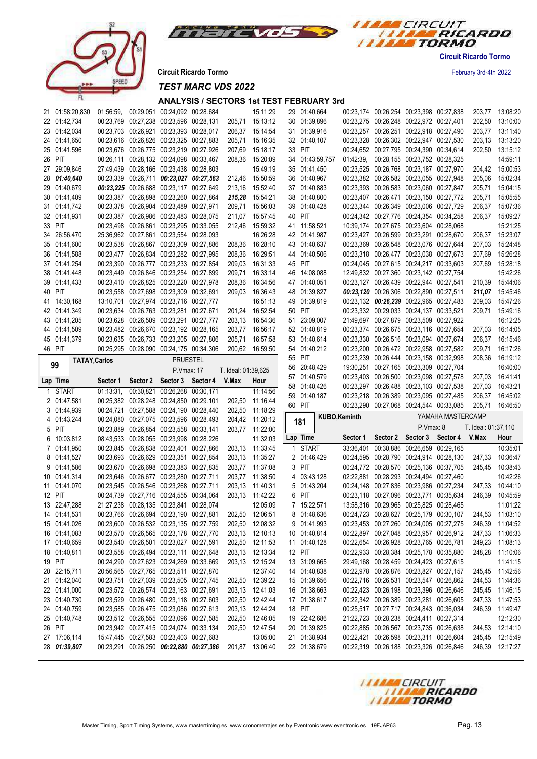Circuit Ricardo Tormo

February 3rd-4th 2022

# TEST MARC VDS 2022

## ANALYSIS / SECTORS 1st TEST FEBRUARY 3rd

| Lap | Time | Sector 1 | Sector 2 | Sector 3 | Sector 4 | V.Max | Hour |
|---|---|---|---|---|---|---|---|
| 21 | 01:58:20,830 | 01:56:59, | 00:29,051 | 00:24,092 | 00:28,684 | | 15:11:29 |
| 22 | 01:42,734 | 00:23,769 | 00:27,238 | 00:23,596 | 00:28,131 | 205,71 | 15:13:12 |
| 23 | 01:42,034 | 00:23,703 | 00:26,921 | 00:23,393 | 00:28,017 | 206,37 | 15:14:54 |
| 24 | 01:41,650 | 00:23,616 | 00:26,826 | 00:23,325 | 00:27,883 | 205,71 | 15:16:35 |
| 25 | 01:41,596 | 00:23,676 | 00:26,775 | 00:23,219 | 00:27,926 | 207,69 | 15:18:17 |
| 26 | PIT | 00:26,111 | 00:28,132 | 00:24,098 | 00:33,467 | 208,36 | 15:20:09 |
| 27 | 29:09,846 | 27:49,439 | 00:28,166 | 00:23,438 | 00:28,803 | | 15:49:19 |
| 28 | ***01:40,640*** | 00:23,339 | 00:26,711 | ***00:23,027*** | ***00:27,563*** | 212,46 | 15:50:59 |
| 29 | 01:40,679 | ***00:23,225*** | 00:26,688 | 00:23,117 | 00:27,649 | 213,16 | 15:52:40 |
| 30 | 01:41,409 | 00:23,387 | 00:26,898 | 00:23,260 | 00:27,864 | ***215,28*** | 15:54:21 |
| 31 | 01:41,742 | 00:23,378 | 00:26,904 | 00:23,489 | 00:27,971 | 209,71 | 15:56:03 |
| 32 | 01:41,931 | 00:23,387 | 00:26,986 | 00:23,483 | 00:28,075 | 211,07 | 15:57:45 |
| 33 | PIT | 00:23,498 | 00:26,861 | 00:23,295 | 00:33,055 | 212,46 | 15:59:32 |
| 34 | 26:56,470 | 25:36,962 | 00:27,861 | 00:23,554 | 00:28,093 | | 16:26:28 |
| 35 | 01:41,600 | 00:23,538 | 00:26,867 | 00:23,309 | 00:27,886 | 208,36 | 16:28:10 |
| 36 | 01:41,588 | 00:23,477 | 00:26,834 | 00:23,282 | 00:27,995 | 208,36 | 16:29:51 |
| 37 | 01:41,254 | 00:23,390 | 00:26,777 | 00:23,233 | 00:27,854 | 209,03 | 16:31:33 |
| 38 | 01:41,448 | 00:23,449 | 00:26,846 | 00:23,254 | 00:27,899 | 209,71 | 16:33:14 |
| 39 | 01:41,433 | 00:23,410 | 00:26,825 | 00:23,220 | 00:27,978 | 208,36 | 16:34:56 |
| 40 | PIT | 00:23,558 | 00:27,698 | 00:23,309 | 00:32,691 | 209,03 | 16:36:43 |
| 41 | 14:30,168 | 13:10,701 | 00:27,974 | 00:23,716 | 00:27,777 | | 16:51:13 |
| 42 | 01:41,349 | 00:23,634 | 00:26,763 | 00:23,281 | 00:27,671 | 201,24 | 16:52:54 |
| 43 | 01:41,205 | 00:23,628 | 00:26,509 | 00:23,291 | 00:27,777 | 203,13 | 16:54:36 |
| 44 | 01:41,509 | 00:23,482 | 00:26,670 | 00:23,192 | 00:28,165 | 203,77 | 16:56:17 |
| 45 | 01:41,379 | 00:23,635 | 00:26,733 | 00:23,205 | 00:27,806 | 205,71 | 16:57:58 |
| 46 | PIT | 00:25,295 | 00:28,090 | 00:24,175 | 00:34,306 | 200,62 | 16:59:50 |

### 99 TATAY,Carlos — PRUESTEL — P.Vmax: 17 — T. Ideal: 01:39,625

| Lap | Time | Sector 1 | Sector 2 | Sector 3 | Sector 4 | V.Max | Hour |
|---|---|---|---|---|---|---|---|
| 1 | START | 01:13:31, | 00:30,821 | 00:26,268 | 00:30,171 | | 11:14:56 |
| 2 | 01:47,581 | 00:25,382 | 00:28,248 | 00:24,850 | 00:29,101 | 202,50 | 11:16:44 |
| 3 | 01:44,939 | 00:24,721 | 00:27,588 | 00:24,190 | 00:28,440 | 202,50 | 11:18:29 |
| 4 | 01:43,244 | 00:24,080 | 00:27,075 | 00:23,596 | 00:28,493 | 204,42 | 11:20:12 |
| 5 | PIT | 00:23,889 | 00:26,854 | 00:23,558 | 00:33,141 | 203,77 | 11:22:00 |
| 6 | 10:03,812 | 08:43,533 | 00:28,055 | 00:23,998 | 00:28,226 | | 11:32:03 |
| 7 | 01:41,950 | 00:23,845 | 00:26,838 | 00:23,401 | 00:27,866 | 203,13 | 11:33:45 |
| 8 | 01:41,527 | 00:23,693 | 00:26,629 | 00:23,351 | 00:27,854 | 203,13 | 11:35:27 |
| 9 | 01:41,586 | 00:23,670 | 00:26,698 | 00:23,383 | 00:27,835 | 203,77 | 11:37:08 |
| 10 | 01:41,314 | 00:23,646 | 00:26,677 | 00:23,280 | 00:27,711 | 203,77 | 11:38:50 |
| 11 | 01:41,070 | 00:23,545 | 00:26,546 | 00:23,268 | 00:27,711 | 203,13 | 11:40:31 |
| 12 | PIT | 00:24,739 | 00:27,716 | 00:24,555 | 00:34,064 | 203,13 | 11:42:22 |
| 13 | 22:47,288 | 21:27,238 | 00:28,135 | 00:23,841 | 00:28,074 | | 12:05:09 |
| 14 | 01:41,531 | 00:23,766 | 00:26,694 | 00:23,190 | 00:27,881 | 202,50 | 12:06:51 |
| 15 | 01:41,026 | 00:23,600 | 00:26,532 | 00:23,135 | 00:27,759 | 202,50 | 12:08:32 |
| 16 | 01:41,083 | 00:23,570 | 00:26,565 | 00:23,178 | 00:27,770 | 203,13 | 12:10:13 |
| 17 | 01:40,659 | 00:23,540 | 00:26,501 | 00:23,027 | 00:27,591 | 202,50 | 12:11:53 |
| 18 | 01:40,811 | 00:23,558 | 00:26,494 | 00:23,111 | 00:27,648 | 203,13 | 12:13:34 |
| 19 | PIT | 00:24,290 | 00:27,623 | 00:24,269 | 00:33,669 | 203,13 | 12:15:24 |
| 20 | 22:15,711 | 20:56,565 | 00:27,765 | 00:23,511 | 00:27,870 | | 12:37:40 |
| 21 | 01:42,040 | 00:23,751 | 00:27,039 | 00:23,505 | 00:27,745 | 202,50 | 12:39:22 |
| 22 | 01:41,000 | 00:23,572 | 00:26,574 | 00:23,163 | 00:27,691 | 203,13 | 12:41:03 |
| 23 | 01:40,730 | 00:23,529 | 00:26,480 | 00:23,118 | 00:27,603 | 202,50 | 12:42:44 |
| 24 | 01:40,759 | 00:23,585 | 00:26,475 | 00:23,086 | 00:27,613 | 203,13 | 12:44:24 |
| 25 | 01:40,748 | 00:23,512 | 00:26,555 | 00:23,096 | 00:27,585 | 202,50 | 12:46:05 |
| 26 | PIT | 00:23,942 | 00:27,415 | 00:24,074 | 00:33,134 | 202,50 | 12:47:54 |
| 27 | 17:06,114 | 15:47,445 | 00:27,583 | 00:23,403 | 00:27,683 | | 13:05:00 |
| 28 | ***01:39,807*** | 00:23,291 | 00:26,250 | ***00:22,880*** | ***00:27,386*** | 201,87 | 13:06:40 |
| 29 | 01:40,664 | 00:23,174 | 00:26,254 | 00:23,398 | 00:27,838 | 203,77 | 13:08:20 |
| 30 | 01:39,896 | 00:23,275 | 00:26,248 | 00:22,972 | 00:27,401 | 202,50 | 13:10:00 |
| 31 | 01:39,916 | 00:23,257 | 00:26,251 | 00:22,918 | 00:27,490 | 203,77 | 13:11:40 |
| 32 | 01:40,107 | 00:23,328 | 00:26,302 | 00:22,947 | 00:27,530 | 203,13 | 13:13:20 |
| 33 | PIT | 00:24,652 | 00:27,795 | 00:24,390 | 00:34,614 | 202,50 | 13:15:12 |
| 34 | 01:43:59,757 | 01:42:39, | 00:28,155 | 00:23,752 | 00:28,325 | | 14:59:11 |
| 35 | 01:41,450 | 00:23,525 | 00:26,768 | 00:23,187 | 00:27,970 | 204,42 | 15:00:53 |
| 36 | 01:40,967 | 00:23,382 | 00:26,582 | 00:23,055 | 00:27,948 | 205,06 | 15:02:34 |
| 37 | 01:40,883 | 00:23,393 | 00:26,583 | 00:23,060 | 00:27,847 | 205,71 | 15:04:15 |
| 38 | 01:40,800 | 00:23,407 | 00:26,471 | 00:23,150 | 00:27,772 | 205,71 | 15:05:55 |
| 39 | 01:40,428 | 00:23,344 | 00:26,349 | 00:23,006 | 00:27,729 | 206,37 | 15:07:36 |
| 40 | PIT | 00:24,342 | 00:27,776 | 00:24,354 | 00:34,258 | 206,37 | 15:09:27 |
| 41 | 11:58,521 | 10:39,174 | 00:27,675 | 00:23,604 | 00:28,068 | | 15:21:25 |
| 42 | 01:41,987 | 00:23,427 | 00:26,599 | 00:23,291 | 00:28,670 | 206,37 | 15:23:07 |
| 43 | 01:40,637 | 00:23,369 | 00:26,548 | 00:23,076 | 00:27,644 | 207,03 | 15:24:48 |
| 44 | 01:40,506 | 00:23,318 | 00:26,477 | 00:23,038 | 00:27,673 | 207,69 | 15:26:28 |
| 45 | PIT | 00:24,045 | 00:27,615 | 00:24,217 | 00:33,603 | 207,69 | 15:28:18 |
| 46 | 14:08,088 | 12:49,832 | 00:27,360 | 00:23,142 | 00:27,754 | | 15:42:26 |
| 47 | 01:40,051 | 00:23,127 | 00:26,439 | 00:22,944 | 00:27,541 | 210,39 | 15:44:06 |
| 48 | 01:39,827 | ***00:23,120*** | 00:26,306 | 00:22,890 | 00:27,511 | ***211,07*** | 15:45:46 |
| 49 | 01:39,819 | 00:23,132 | ***00:26,239*** | 00:22,965 | 00:27,483 | 209,03 | 15:47:26 |
| 50 | PIT | 00:23,332 | 00:29,033 | 00:24,137 | 00:33,521 | 209,71 | 15:49:16 |
| 51 | 23:09,007 | 21:49,697 | 00:27,879 | 00:23,509 | 00:27,922 | | 16:12:25 |
| 52 | 01:40,819 | 00:23,374 | 00:26,675 | 00:23,116 | 00:27,654 | 207,03 | 16:14:05 |
| 53 | 01:40,614 | 00:23,330 | 00:26,516 | 00:23,094 | 00:27,674 | 206,37 | 16:15:46 |
| 54 | 01:40,212 | 00:23,200 | 00:26,472 | 00:22,958 | 00:27,582 | 209,71 | 16:17:26 |
| 55 | PIT | 00:23,239 | 00:26,444 | 00:23,158 | 00:32,998 | 208,36 | 16:19:12 |
| 56 | 20:48,429 | 19:30,251 | 00:27,165 | 00:23,309 | 00:27,704 | | 16:40:00 |
| 57 | 01:40,579 | 00:23,403 | 00:26,500 | 00:23,098 | 00:27,578 | 207,03 | 16:41:41 |
| 58 | 01:40,426 | 00:23,297 | 00:26,488 | 00:23,103 | 00:27,538 | 207,03 | 16:43:21 |
| 59 | 01:40,187 | 00:23,218 | 00:26,389 | 00:23,095 | 00:27,485 | 206,37 | 16:45:02 |
| 60 | PIT | 00:23,290 | 00:27,068 | 00:24,544 | 00:33,085 | 205,71 | 16:46:50 |

### 181 KUBO,Keminth — YAMAHA MASTERCAMP — P.Vmax: 8 — T. Ideal: 01:37,110

| Lap | Time | Sector 1 | Sector 2 | Sector 3 | Sector 4 | V.Max | Hour |
|---|---|---|---|---|---|---|---|
| 1 | START | 33:36,401 | 00:30,886 | 00:26,659 | 00:29,165 | | 10:35:01 |
| 2 | 01:46,429 | 00:24,595 | 00:28,790 | 00:24,914 | 00:28,130 | 247,33 | 10:36:47 |
| 3 | PIT | 00:24,772 | 00:28,570 | 00:25,136 | 00:37,705 | 245,45 | 10:38:43 |
| 4 | 03:43,128 | 02:22,881 | 00:28,293 | 00:24,494 | 00:27,460 | | 10:42:26 |
| 5 | 01:43,204 | 00:24,148 | 00:27,836 | 00:23,986 | 00:27,234 | 247,33 | 10:44:10 |
| 6 | PIT | 00:23,118 | 00:27,096 | 00:23,771 | 00:35,634 | 246,39 | 10:45:59 |
| 7 | 15:22,571 | 13:58,316 | 00:29,965 | 00:25,825 | 00:28,465 | | 11:01:22 |
| 8 | 01:48,636 | 00:24,723 | 00:28,627 | 00:25,179 | 00:30,107 | 244,53 | 11:03:10 |
| 9 | 01:41,993 | 00:23,453 | 00:27,260 | 00:24,005 | 00:27,275 | 246,39 | 11:04:52 |
| 10 | 01:40,814 | 00:22,897 | 00:27,048 | 00:23,957 | 00:26,912 | 247,33 | 11:06:33 |
| 11 | 01:40,128 | 00:22,654 | 00:26,928 | 00:23,765 | 00:26,781 | 249,23 | 11:08:13 |
| 12 | PIT | 00:22,933 | 00:28,384 | 00:25,178 | 00:35,880 | 248,28 | 11:10:06 |
| 13 | 31:09,665 | 29:49,168 | 00:28,459 | 00:24,423 | 00:27,615 | | 11:41:15 |
| 14 | 01:40,838 | 00:22,978 | 00:26,876 | 00:23,827 | 00:27,157 | 245,45 | 11:42:56 |
| 15 | 01:39,656 | 00:22,716 | 00:26,531 | 00:23,547 | 00:26,862 | 244,53 | 11:44:36 |
| 16 | 01:38,663 | 00:22,423 | 00:26,198 | 00:23,396 | 00:26,646 | 245,45 | 11:46:15 |
| 17 | 01:38,617 | 00:22,342 | 00:26,389 | 00:23,281 | 00:26,605 | 247,33 | 11:47:53 |
| 18 | PIT | 00:25,517 | 00:27,717 | 00:24,843 | 00:36,034 | 246,39 | 11:49:47 |
| 19 | 22:42,686 | 21:22,723 | 00:28,238 | 00:24,411 | 00:27,314 | | 12:12:30 |
| 20 | 01:39,825 | 00:22,885 | 00:26,567 | 00:23,735 | 00:26,638 | 244,53 | 12:14:10 |
| 21 | 01:38,934 | 00:22,421 | 00:26,598 | 00:23,311 | 00:26,604 | 245,45 | 12:15:49 |
| 22 | 01:38,679 | 00:22,319 | 00:26,188 | 00:23,326 | 00:26,846 | 246,39 | 12:17:27 |

Master Timing, Sport Timing Systems, www.mastertiming.es www.cronometrajes.es by Eventronic www.eventronic.es 19FJAP63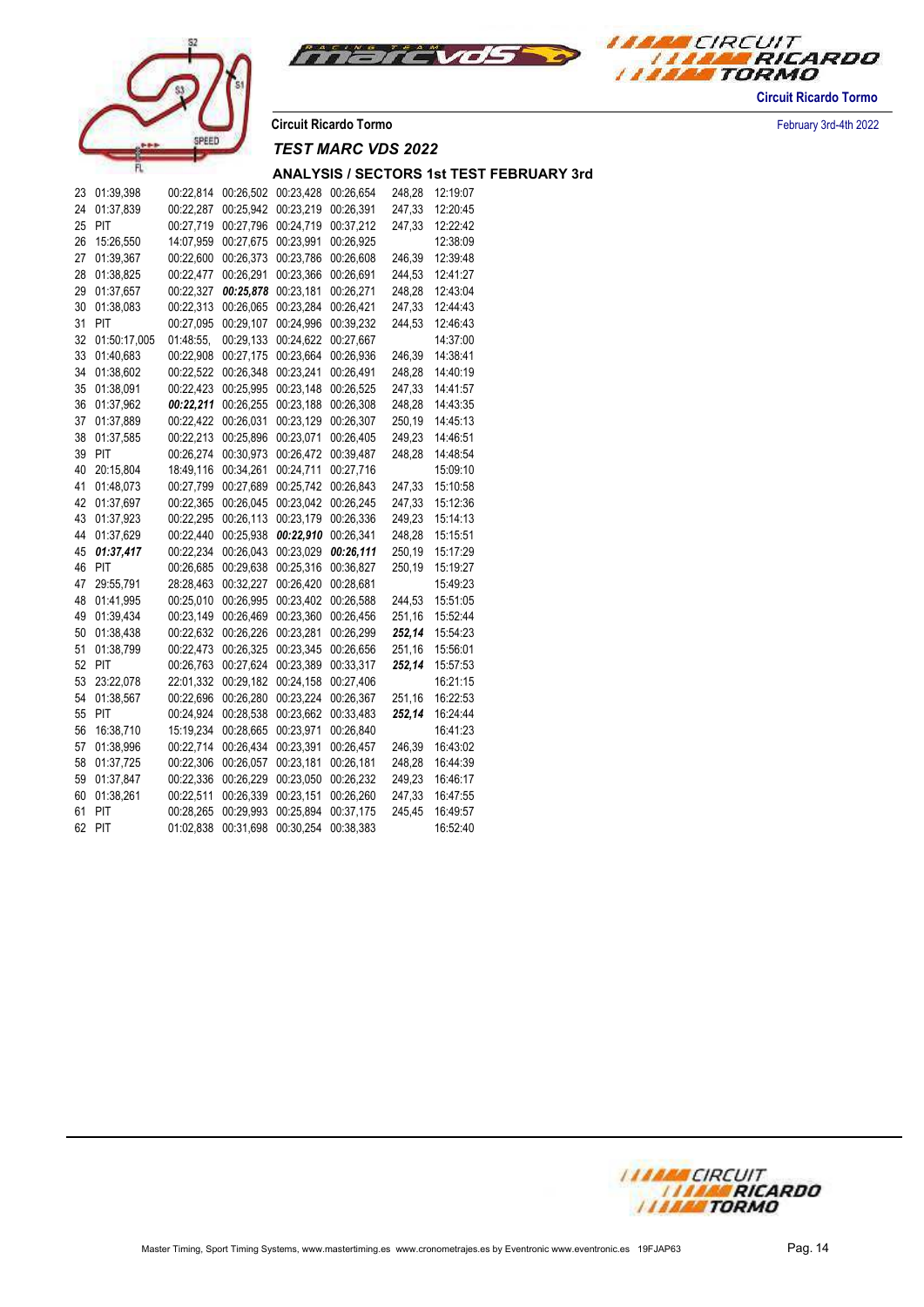Circuit Ricardo Tormo

February 3rd-4th 2022

Circuit Ricardo Tormo

### *TEST MARC VDS 2022*

### ANALYSIS / SECTORS 1st TEST FEBRUARY 3rd

| Lap | Time | S1 | S2 | S3 | S4 | Speed | Hour |
|---|---|---|---|---|---|---|---|
| 23 | 01:39,398 | 00:22,814 | 00:26,502 | 00:23,428 | 00:26,654 | 248,28 | 12:19:07 |
| 24 | 01:37,839 | 00:22,287 | 00:25,942 | 00:23,219 | 00:26,391 | 247,33 | 12:20:45 |
| 25 | PIT | 00:27,719 | 00:27,796 | 00:24,719 | 00:37,212 | 247,33 | 12:22:42 |
| 26 | 15:26,550 | 14:07,959 | 00:27,675 | 00:23,991 | 00:26,925 | | 12:38:09 |
| 27 | 01:39,367 | 00:22,600 | 00:26,373 | 00:23,786 | 00:26,608 | 246,39 | 12:39:48 |
| 28 | 01:38,825 | 00:22,477 | 00:26,291 | 00:23,366 | 00:26,691 | 244,53 | 12:41:27 |
| 29 | 01:37,657 | 00:22,327 | ***00:25,878*** | 00:23,181 | 00:26,271 | 248,28 | 12:43:04 |
| 30 | 01:38,083 | 00:22,313 | 00:26,065 | 00:23,284 | 00:26,421 | 247,33 | 12:44:43 |
| 31 | PIT | 00:27,095 | 00:29,107 | 00:24,996 | 00:39,232 | 244,53 | 12:46:43 |
| 32 | 01:50:17,005 | 01:48:55, | 00:29,133 | 00:24,622 | 00:27,667 | | 14:37:00 |
| 33 | 01:40,683 | 00:22,908 | 00:27,175 | 00:23,664 | 00:26,936 | 246,39 | 14:38:41 |
| 34 | 01:38,602 | 00:22,522 | 00:26,348 | 00:23,241 | 00:26,491 | 248,28 | 14:40:19 |
| 35 | 01:38,091 | 00:22,423 | 00:25,995 | 00:23,148 | 00:26,525 | 247,33 | 14:41:57 |
| 36 | 01:37,962 | ***00:22,211*** | 00:26,255 | 00:23,188 | 00:26,308 | 248,28 | 14:43:35 |
| 37 | 01:37,889 | 00:22,422 | 00:26,031 | 00:23,129 | 00:26,307 | 250,19 | 14:45:13 |
| 38 | 01:37,585 | 00:22,213 | 00:25,896 | 00:23,071 | 00:26,405 | 249,23 | 14:46:51 |
| 39 | PIT | 00:26,274 | 00:30,973 | 00:26,472 | 00:39,487 | 248,28 | 14:48:54 |
| 40 | 20:15,804 | 18:49,116 | 00:34,261 | 00:24,711 | 00:27,716 | | 15:09:10 |
| 41 | 01:48,073 | 00:27,799 | 00:27,689 | 00:25,742 | 00:26,843 | 247,33 | 15:10:58 |
| 42 | 01:37,697 | 00:22,365 | 00:26,045 | 00:23,042 | 00:26,245 | 247,33 | 15:12:36 |
| 43 | 01:37,923 | 00:22,295 | 00:26,113 | 00:23,179 | 00:26,336 | 249,23 | 15:14:13 |
| 44 | 01:37,629 | 00:22,440 | 00:25,938 | ***00:22,910*** | 00:26,341 | 248,28 | 15:15:51 |
| 45 | ***01:37,417*** | 00:22,234 | 00:26,043 | 00:23,029 | ***00:26,111*** | 250,19 | 15:17:29 |
| 46 | PIT | 00:26,685 | 00:29,638 | 00:25,316 | 00:36,827 | 250,19 | 15:19:27 |
| 47 | 29:55,791 | 28:28,463 | 00:32,227 | 00:26,420 | 00:28,681 | | 15:49:23 |
| 48 | 01:41,995 | 00:25,010 | 00:26,995 | 00:23,402 | 00:26,588 | 244,53 | 15:51:05 |
| 49 | 01:39,434 | 00:23,149 | 00:26,469 | 00:23,360 | 00:26,456 | 251,16 | 15:52:44 |
| 50 | 01:38,438 | 00:22,632 | 00:26,226 | 00:23,281 | 00:26,299 | ***252,14*** | 15:54:23 |
| 51 | 01:38,799 | 00:22,473 | 00:26,325 | 00:23,345 | 00:26,656 | 251,16 | 15:56:01 |
| 52 | PIT | 00:26,763 | 00:27,624 | 00:23,389 | 00:33,317 | ***252,14*** | 15:57:53 |
| 53 | 23:22,078 | 22:01,332 | 00:29,182 | 00:24,158 | 00:27,406 | | 16:21:15 |
| 54 | 01:38,567 | 00:22,696 | 00:26,280 | 00:23,224 | 00:26,367 | 251,16 | 16:22:53 |
| 55 | PIT | 00:24,924 | 00:28,538 | 00:23,662 | 00:33,483 | ***252,14*** | 16:24:44 |
| 56 | 16:38,710 | 15:19,234 | 00:28,665 | 00:23,971 | 00:26,840 | | 16:41:23 |
| 57 | 01:38,996 | 00:22,714 | 00:26,434 | 00:23,391 | 00:26,457 | 246,39 | 16:43:02 |
| 58 | 01:37,725 | 00:22,306 | 00:26,057 | 00:23,181 | 00:26,181 | 248,28 | 16:44:39 |
| 59 | 01:37,847 | 00:22,336 | 00:26,229 | 00:23,050 | 00:26,232 | 249,23 | 16:46:17 |
| 60 | 01:38,261 | 00:22,511 | 00:26,339 | 00:23,151 | 00:26,260 | 247,33 | 16:47:55 |
| 61 | PIT | 00:28,265 | 00:29,993 | 00:25,894 | 00:37,175 | 245,45 | 16:49:57 |
| 62 | PIT | 01:02,838 | 00:31,698 | 00:30,254 | 00:38,383 | | 16:52:40 |

Master Timing, Sport Timing Systems, www.mastertiming.es www.cronometrajes.es by Eventronic www.eventronic.es 19FJAP63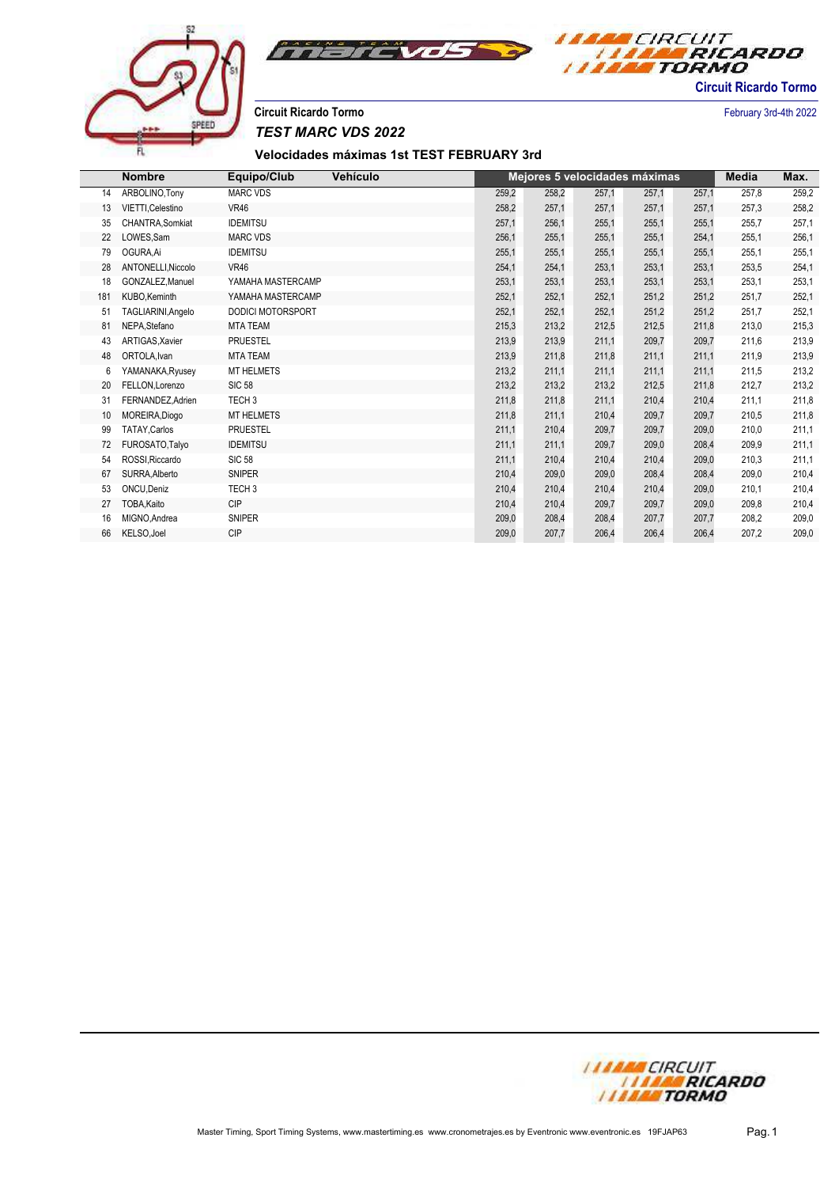Circuit Ricardo Tormo

February 3rd-4th 2022

Circuit Ricardo Tormo

*TEST MARC VDS 2022*

### Velocidades máximas 1st TEST FEBRUARY 3rd

| | Nombre | Equipo/Club | Vehículo | Mejores 5 velocidades máximas | | | | | Media | Max. |
|---|---|---|---|---|---|---|---|---|---|---|
| 14 | ARBOLINO,Tony | MARC VDS | | 259,2 | 258,2 | 257,1 | 257,1 | 257,1 | 257,8 | 259,2 |
| 13 | VIETTI,Celestino | VR46 | | 258,2 | 257,1 | 257,1 | 257,1 | 257,1 | 257,3 | 258,2 |
| 35 | CHANTRA,Somkiat | IDEMITSU | | 257,1 | 256,1 | 255,1 | 255,1 | 255,1 | 255,7 | 257,1 |
| 22 | LOWES,Sam | MARC VDS | | 256,1 | 255,1 | 255,1 | 255,1 | 254,1 | 255,1 | 256,1 |
| 79 | OGURA,Ai | IDEMITSU | | 255,1 | 255,1 | 255,1 | 255,1 | 255,1 | 255,1 | 255,1 |
| 28 | ANTONELLI,Niccolo | VR46 | | 254,1 | 254,1 | 253,1 | 253,1 | 253,1 | 253,5 | 254,1 |
| 18 | GONZALEZ,Manuel | YAMAHA MASTERCAMP | | 253,1 | 253,1 | 253,1 | 253,1 | 253,1 | 253,1 | 253,1 |
| 181 | KUBO,Keminth | YAMAHA MASTERCAMP | | 252,1 | 252,1 | 252,1 | 251,2 | 251,2 | 251,7 | 252,1 |
| 51 | TAGLIARINI,Angelo | DODICI MOTORSPORT | | 252,1 | 252,1 | 252,1 | 251,2 | 251,2 | 251,7 | 252,1 |
| 81 | NEPA,Stefano | MTA TEAM | | 215,3 | 213,2 | 212,5 | 212,5 | 211,8 | 213,0 | 215,3 |
| 43 | ARTIGAS,Xavier | PRUESTEL | | 213,9 | 213,9 | 211,1 | 209,7 | 209,7 | 211,6 | 213,9 |
| 48 | ORTOLA,Ivan | MTA TEAM | | 213,9 | 211,8 | 211,8 | 211,1 | 211,1 | 211,9 | 213,9 |
| 6 | YAMANAKA,Ryusey | MT HELMETS | | 213,2 | 211,1 | 211,1 | 211,1 | 211,1 | 211,5 | 213,2 |
| 20 | FELLON,Lorenzo | SIC 58 | | 213,2 | 213,2 | 213,2 | 212,5 | 211,8 | 212,7 | 213,2 |
| 31 | FERNANDEZ,Adrien | TECH 3 | | 211,8 | 211,8 | 211,1 | 210,4 | 210,4 | 211,1 | 211,8 |
| 10 | MOREIRA,Diogo | MT HELMETS | | 211,8 | 211,1 | 210,4 | 209,7 | 209,7 | 210,5 | 211,8 |
| 99 | TATAY,Carlos | PRUESTEL | | 211,1 | 210,4 | 209,7 | 209,7 | 209,0 | 210,0 | 211,1 |
| 72 | FUROSATO,Talyo | IDEMITSU | | 211,1 | 211,1 | 209,7 | 209,0 | 208,4 | 209,9 | 211,1 |
| 54 | ROSSI,Riccardo | SIC 58 | | 211,1 | 210,4 | 210,4 | 210,4 | 209,0 | 210,3 | 211,1 |
| 67 | SURRA,Alberto | SNIPER | | 210,4 | 209,0 | 209,0 | 208,4 | 208,4 | 209,0 | 210,4 |
| 53 | ONCU,Deniz | TECH 3 | | 210,4 | 210,4 | 210,4 | 210,4 | 209,0 | 210,1 | 210,4 |
| 27 | TOBA,Kaito | CIP | | 210,4 | 210,4 | 209,7 | 209,7 | 209,0 | 209,8 | 210,4 |
| 16 | MIGNO,Andrea | SNIPER | | 209,0 | 208,4 | 208,4 | 207,7 | 207,7 | 208,2 | 209,0 |
| 66 | KELSO,Joel | CIP | | 209,0 | 207,7 | 206,4 | 206,4 | 206,4 | 207,2 | 209,0 |

Master Timing, Sport Timing Systems, www.mastertiming.es www.cronometrajes.es by Eventronic www.eventronic.es 19FJAP63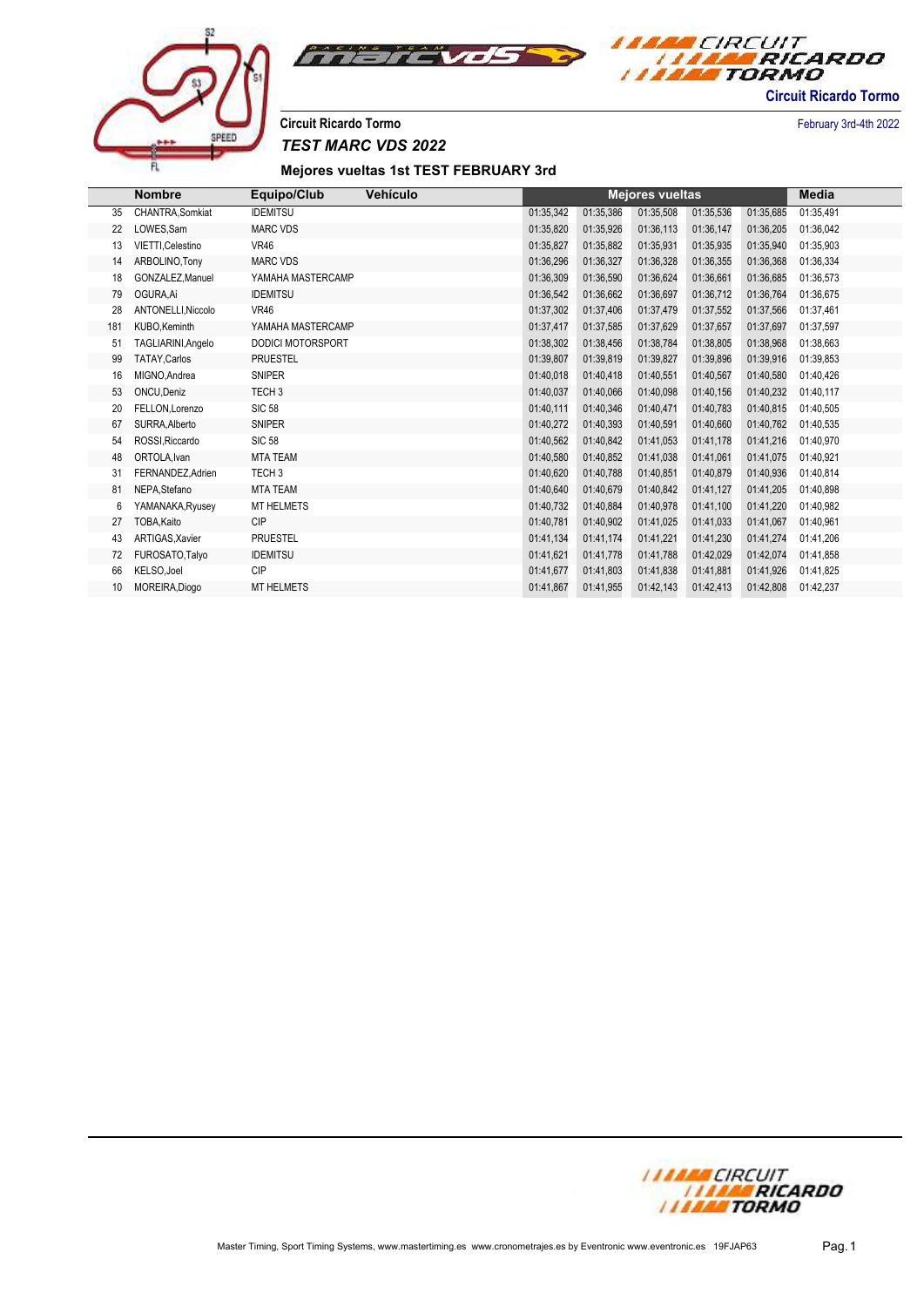Circuit Ricardo Tormo

February 3rd-4th 2022

Circuit Ricardo Tormo

*TEST MARC VDS 2022*

**Mejores vueltas 1st TEST FEBRUARY 3rd**

| | Nombre | Equipo/Club | Vehículo | Mejores vueltas | | | | | Media |
|---|---|---|---|---|---|---|---|---|---|
| 35 | CHANTRA,Somkiat | IDEMITSU | | 01:35,342 | 01:35,386 | 01:35,508 | 01:35,536 | 01:35,685 | 01:35,491 |
| 22 | LOWES,Sam | MARC VDS | | 01:35,820 | 01:35,926 | 01:36,113 | 01:36,147 | 01:36,205 | 01:36,042 |
| 13 | VIETTI,Celestino | VR46 | | 01:35,827 | 01:35,882 | 01:35,931 | 01:35,935 | 01:35,940 | 01:35,903 |
| 14 | ARBOLINO,Tony | MARC VDS | | 01:36,296 | 01:36,327 | 01:36,328 | 01:36,355 | 01:36,368 | 01:36,334 |
| 18 | GONZALEZ,Manuel | YAMAHA MASTERCAMP | | 01:36,309 | 01:36,590 | 01:36,624 | 01:36,661 | 01:36,685 | 01:36,573 |
| 79 | OGURA,Ai | IDEMITSU | | 01:36,542 | 01:36,662 | 01:36,697 | 01:36,712 | 01:36,764 | 01:36,675 |
| 28 | ANTONELLI,Niccolo | VR46 | | 01:37,302 | 01:37,406 | 01:37,479 | 01:37,552 | 01:37,566 | 01:37,461 |
| 181 | KUBO,Keminth | YAMAHA MASTERCAMP | | 01:37,417 | 01:37,585 | 01:37,629 | 01:37,657 | 01:37,697 | 01:37,597 |
| 51 | TAGLIARINI,Angelo | DODICI MOTORSPORT | | 01:38,302 | 01:38,456 | 01:38,784 | 01:38,805 | 01:38,968 | 01:38,663 |
| 99 | TATAY,Carlos | PRUESTEL | | 01:39,807 | 01:39,819 | 01:39,827 | 01:39,896 | 01:39,916 | 01:39,853 |
| 16 | MIGNO,Andrea | SNIPER | | 01:40,018 | 01:40,418 | 01:40,551 | 01:40,567 | 01:40,580 | 01:40,426 |
| 53 | ONCU,Deniz | TECH 3 | | 01:40,037 | 01:40,066 | 01:40,098 | 01:40,156 | 01:40,232 | 01:40,117 |
| 20 | FELLON,Lorenzo | SIC 58 | | 01:40,111 | 01:40,346 | 01:40,471 | 01:40,783 | 01:40,815 | 01:40,505 |
| 67 | SURRA,Alberto | SNIPER | | 01:40,272 | 01:40,393 | 01:40,591 | 01:40,660 | 01:40,762 | 01:40,535 |
| 54 | ROSSI,Riccardo | SIC 58 | | 01:40,562 | 01:40,842 | 01:41,053 | 01:41,178 | 01:41,216 | 01:40,970 |
| 48 | ORTOLA,Ivan | MTA TEAM | | 01:40,580 | 01:40,852 | 01:41,038 | 01:41,061 | 01:41,075 | 01:40,921 |
| 31 | FERNANDEZ,Adrien | TECH 3 | | 01:40,620 | 01:40,788 | 01:40,851 | 01:40,879 | 01:40,936 | 01:40,814 |
| 81 | NEPA,Stefano | MTA TEAM | | 01:40,640 | 01:40,679 | 01:40,842 | 01:41,127 | 01:41,205 | 01:40,898 |
| 6 | YAMANAKA,Ryusey | MT HELMETS | | 01:40,732 | 01:40,884 | 01:40,978 | 01:41,100 | 01:41,220 | 01:40,982 |
| 27 | TOBA,Kaito | CIP | | 01:40,781 | 01:40,902 | 01:41,025 | 01:41,033 | 01:41,067 | 01:40,961 |
| 43 | ARTIGAS,Xavier | PRUESTEL | | 01:41,134 | 01:41,174 | 01:41,221 | 01:41,230 | 01:41,274 | 01:41,206 |
| 72 | FUROSATO,Talyo | IDEMITSU | | 01:41,621 | 01:41,778 | 01:41,788 | 01:42,029 | 01:42,074 | 01:41,858 |
| 66 | KELSO,Joel | CIP | | 01:41,677 | 01:41,803 | 01:41,838 | 01:41,881 | 01:41,926 | 01:41,825 |
| 10 | MOREIRA,Diogo | MT HELMETS | | 01:41,867 | 01:41,955 | 01:42,143 | 01:42,413 | 01:42,808 | 01:42,237 |

Master Timing, Sport Timing Systems, www.mastertiming.es www.cronometrajes.es by Eventronic www.eventronic.es 19FJAP63